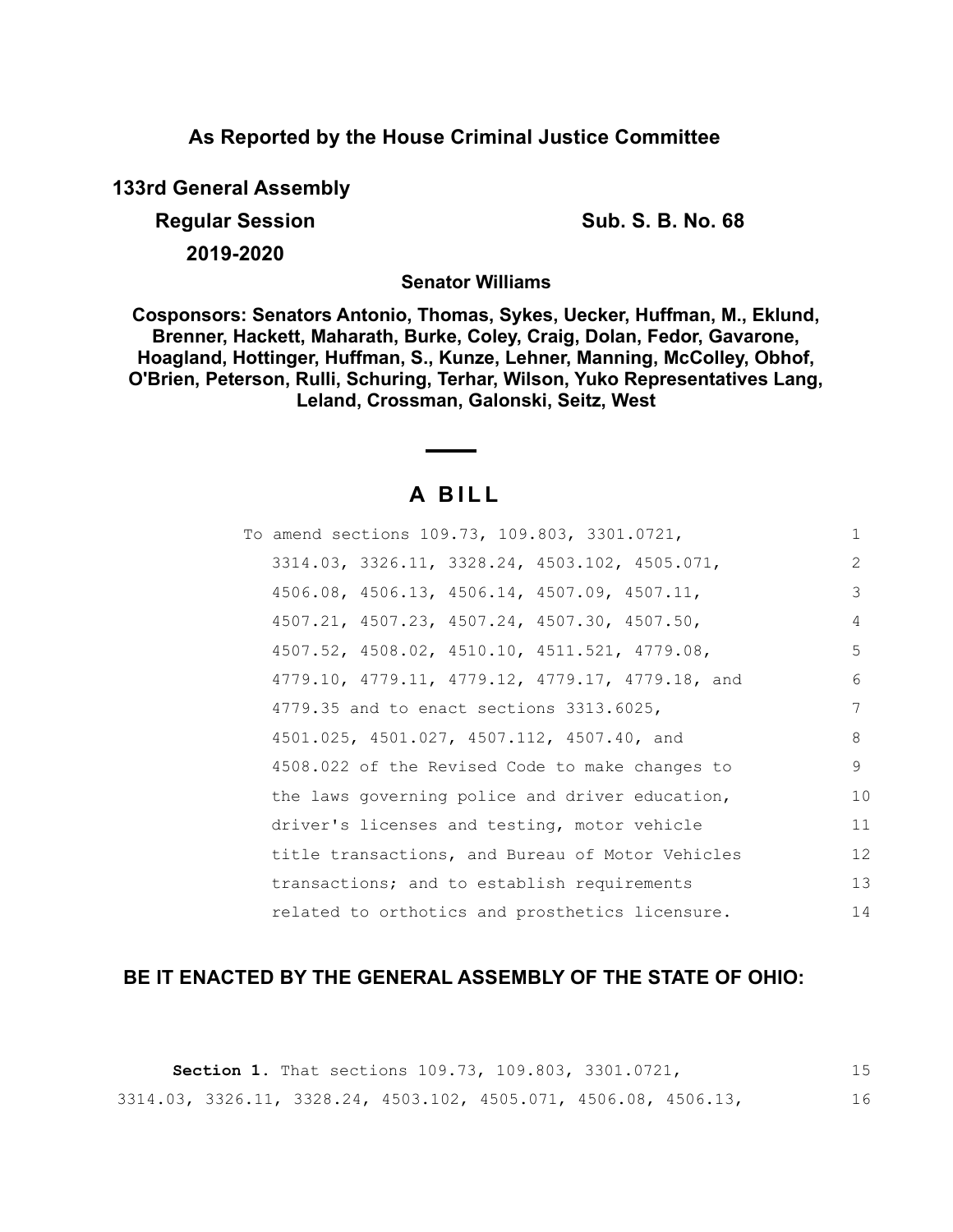**As Reported by the House Criminal Justice Committee**

**133rd General Assembly**

**Regular Session** **Sub. S. B. No. 68**

**2019-2020**

**Senator Williams**

**Cosponsors: Senators Antonio, Thomas, Sykes, Uecker, Huffman, M., Eklund, Brenner, Hackett, Maharath, Burke, Coley, Craig, Dolan, Fedor, Gavarone, Hoagland, Hottinger, Huffman, S., Kunze, Lehner, Manning, McColley, Obhof, O'Brien, Peterson, Rulli, Schuring, Terhar, Wilson, Yuko Representatives Lang, Leland, Crossman, Galonski, Seitz, West**

# A BILL

To amend sections 109.73, 109.803, 3301.0721, 3314.03, 3326.11, 3328.24, 4503.102, 4505.071, 4506.08, 4506.13, 4506.14, 4507.09, 4507.11, 4507.21, 4507.23, 4507.24, 4507.30, 4507.50, 4507.52, 4508.02, 4510.10, 4511.521, 4779.08, 4779.10, 4779.11, 4779.12, 4779.17, 4779.18, and 4779.35 and to enact sections 3313.6025, 4501.025, 4501.027, 4507.112, 4507.40, and 4508.022 of the Revised Code to make changes to the laws governing police and driver education, driver's licenses and testing, motor vehicle title transactions, and Bureau of Motor Vehicles transactions; and to establish requirements related to orthotics and prosthetics licensure.

**BE IT ENACTED BY THE GENERAL ASSEMBLY OF THE STATE OF OHIO:**

**Section 1.** That sections 109.73, 109.803, 3301.0721, 3314.03, 3326.11, 3328.24, 4503.102, 4505.071, 4506.08, 4506.13,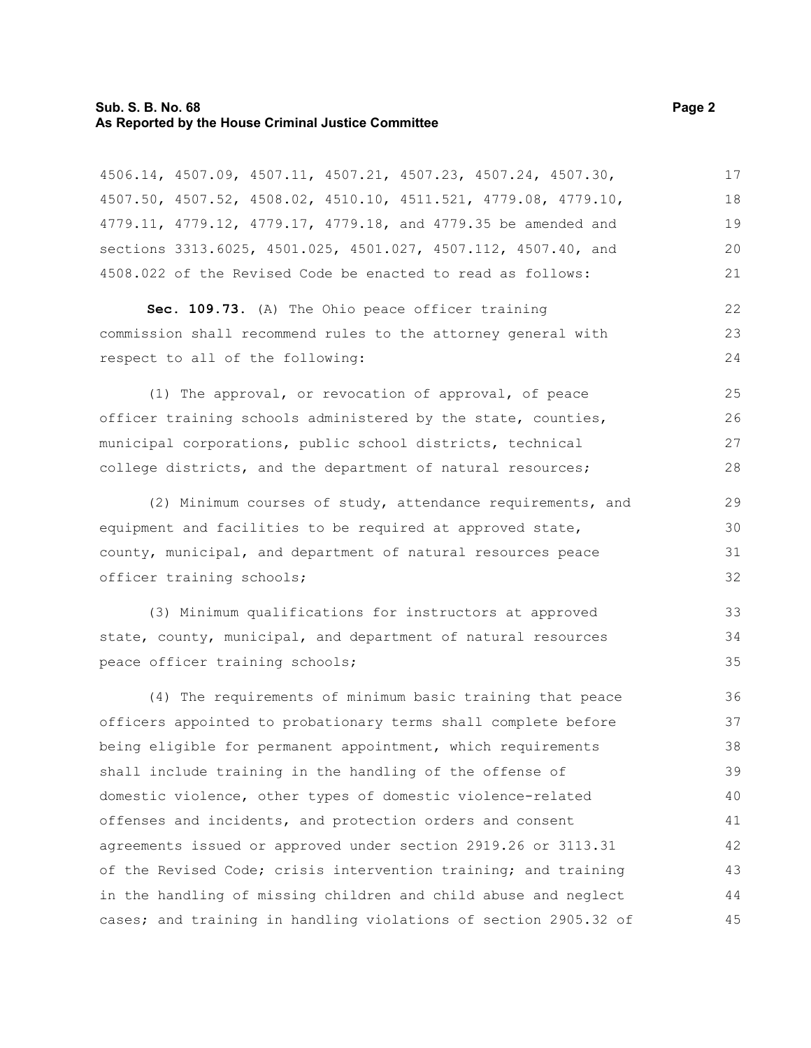4506.14, 4507.09, 4507.11, 4507.21, 4507.23, 4507.24, 4507.30, 4507.50, 4507.52, 4508.02, 4510.10, 4511.521, 4779.08, 4779.10, 4779.11, 4779.12, 4779.17, 4779.18, and 4779.35 be amended and sections 3313.6025, 4501.025, 4501.027, 4507.112, 4507.40, and 4508.022 of the Revised Code be enacted to read as follows:

**Sec. 109.73.** (A) The Ohio peace officer training commission shall recommend rules to the attorney general with respect to all of the following:

(1) The approval, or revocation of approval, of peace officer training schools administered by the state, counties, municipal corporations, public school districts, technical college districts, and the department of natural resources;

(2) Minimum courses of study, attendance requirements, and equipment and facilities to be required at approved state, county, municipal, and department of natural resources peace officer training schools;

(3) Minimum qualifications for instructors at approved state, county, municipal, and department of natural resources peace officer training schools;

(4) The requirements of minimum basic training that peace officers appointed to probationary terms shall complete before being eligible for permanent appointment, which requirements shall include training in the handling of the offense of domestic violence, other types of domestic violence-related offenses and incidents, and protection orders and consent agreements issued or approved under section 2919.26 or 3113.31 of the Revised Code; crisis intervention training; and training in the handling of missing children and child abuse and neglect cases; and training in handling violations of section 2905.32 of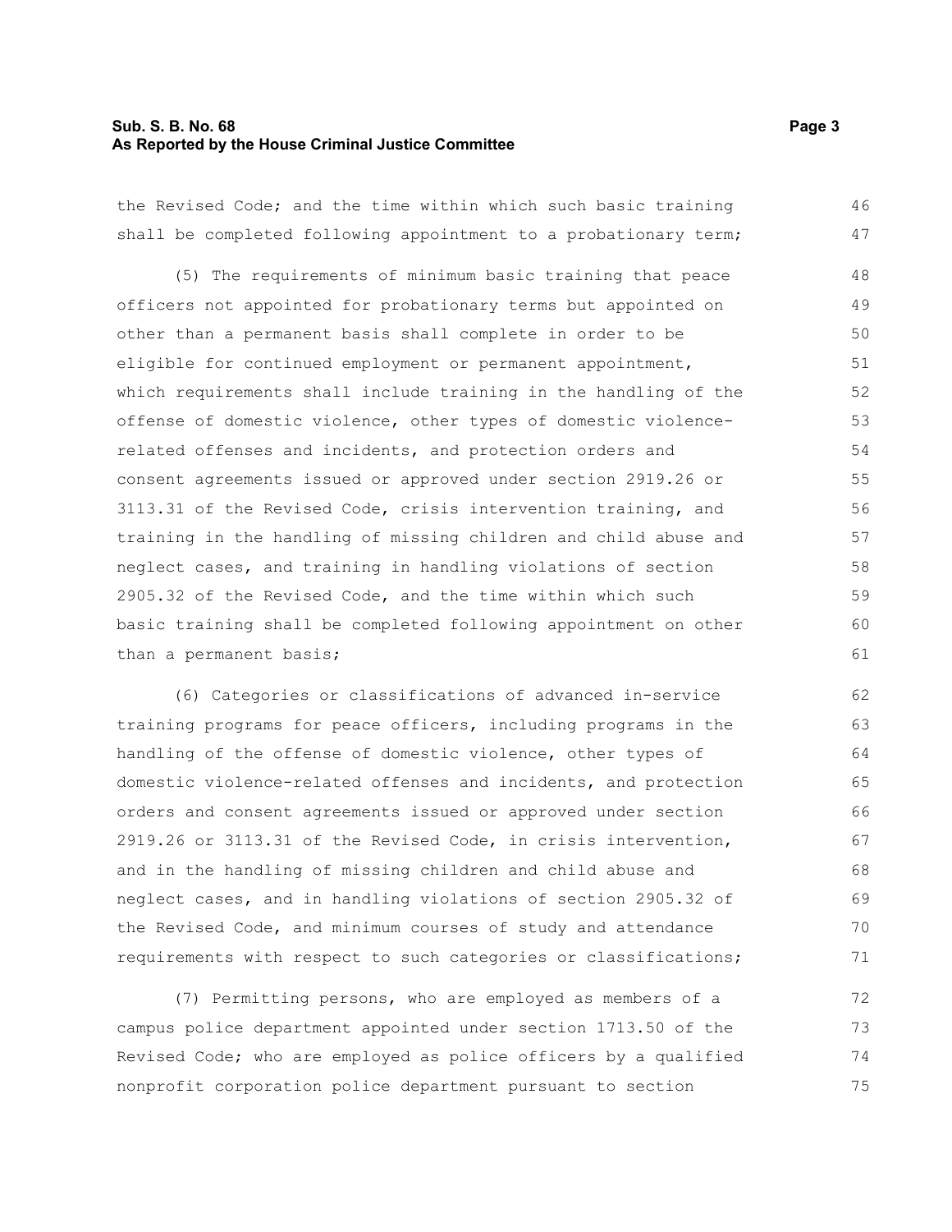the Revised Code; and the time within which such basic training shall be completed following appointment to a probationary term;

(5) The requirements of minimum basic training that peace officers not appointed for probationary terms but appointed on other than a permanent basis shall complete in order to be eligible for continued employment or permanent appointment, which requirements shall include training in the handling of the offense of domestic violence, other types of domestic violence-related offenses and incidents, and protection orders and consent agreements issued or approved under section 2919.26 or 3113.31 of the Revised Code, crisis intervention training, and training in the handling of missing children and child abuse and neglect cases, and training in handling violations of section 2905.32 of the Revised Code, and the time within which such basic training shall be completed following appointment on other than a permanent basis;

(6) Categories or classifications of advanced in-service training programs for peace officers, including programs in the handling of the offense of domestic violence, other types of domestic violence-related offenses and incidents, and protection orders and consent agreements issued or approved under section 2919.26 or 3113.31 of the Revised Code, in crisis intervention, and in the handling of missing children and child abuse and neglect cases, and in handling violations of section 2905.32 of the Revised Code, and minimum courses of study and attendance requirements with respect to such categories or classifications;

(7) Permitting persons, who are employed as members of a campus police department appointed under section 1713.50 of the Revised Code; who are employed as police officers by a qualified nonprofit corporation police department pursuant to section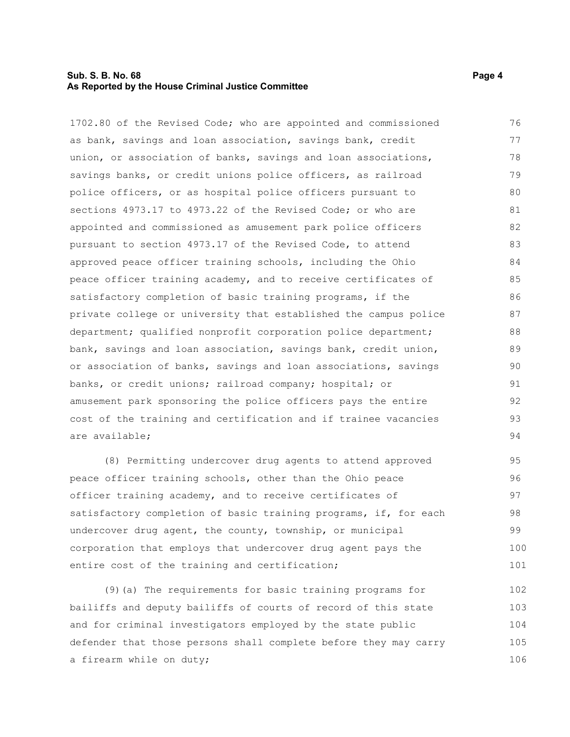1702.80 of the Revised Code; who are appointed and commissioned as bank, savings and loan association, savings bank, credit union, or association of banks, savings and loan associations, savings banks, or credit unions police officers, as railroad police officers, or as hospital police officers pursuant to sections 4973.17 to 4973.22 of the Revised Code; or who are appointed and commissioned as amusement park police officers pursuant to section 4973.17 of the Revised Code, to attend approved peace officer training schools, including the Ohio peace officer training academy, and to receive certificates of satisfactory completion of basic training programs, if the private college or university that established the campus police department; qualified nonprofit corporation police department; bank, savings and loan association, savings bank, credit union, or association of banks, savings and loan associations, savings banks, or credit unions; railroad company; hospital; or amusement park sponsoring the police officers pays the entire cost of the training and certification and if trainee vacancies are available;

(8) Permitting undercover drug agents to attend approved peace officer training schools, other than the Ohio peace officer training academy, and to receive certificates of satisfactory completion of basic training programs, if, for each undercover drug agent, the county, township, or municipal corporation that employs that undercover drug agent pays the entire cost of the training and certification;

(9)(a) The requirements for basic training programs for bailiffs and deputy bailiffs of courts of record of this state and for criminal investigators employed by the state public defender that those persons shall complete before they may carry a firearm while on duty;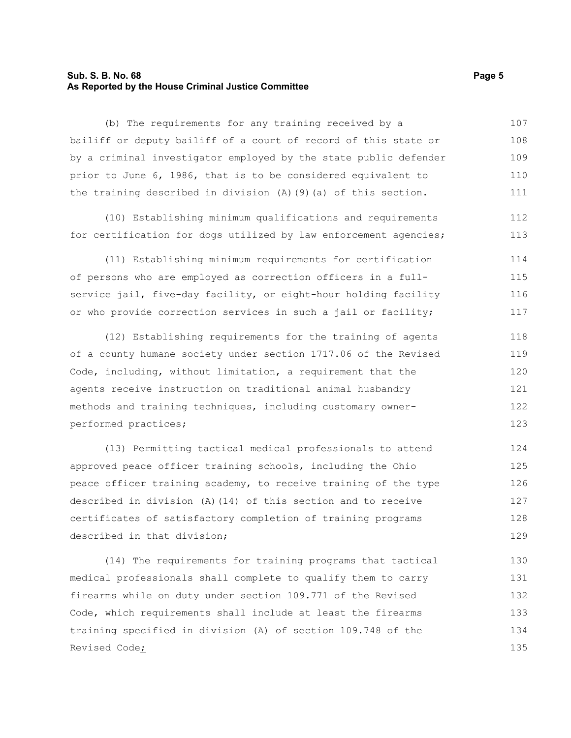(b) The requirements for any training received by a bailiff or deputy bailiff of a court of record of this state or by a criminal investigator employed by the state public defender prior to June 6, 1986, that is to be considered equivalent to the training described in division (A)(9)(a) of this section.

(10) Establishing minimum qualifications and requirements for certification for dogs utilized by law enforcement agencies;

(11) Establishing minimum requirements for certification of persons who are employed as correction officers in a full-service jail, five-day facility, or eight-hour holding facility or who provide correction services in such a jail or facility;

(12) Establishing requirements for the training of agents of a county humane society under section 1717.06 of the Revised Code, including, without limitation, a requirement that the agents receive instruction on traditional animal husbandry methods and training techniques, including customary owner-performed practices;

(13) Permitting tactical medical professionals to attend approved peace officer training schools, including the Ohio peace officer training academy, to receive training of the type described in division (A)(14) of this section and to receive certificates of satisfactory completion of training programs described in that division;

(14) The requirements for training programs that tactical medical professionals shall complete to qualify them to carry firearms while on duty under section 109.771 of the Revised Code, which requirements shall include at least the firearms training specified in division (A) of section 109.748 of the Revised Code<u>;</u>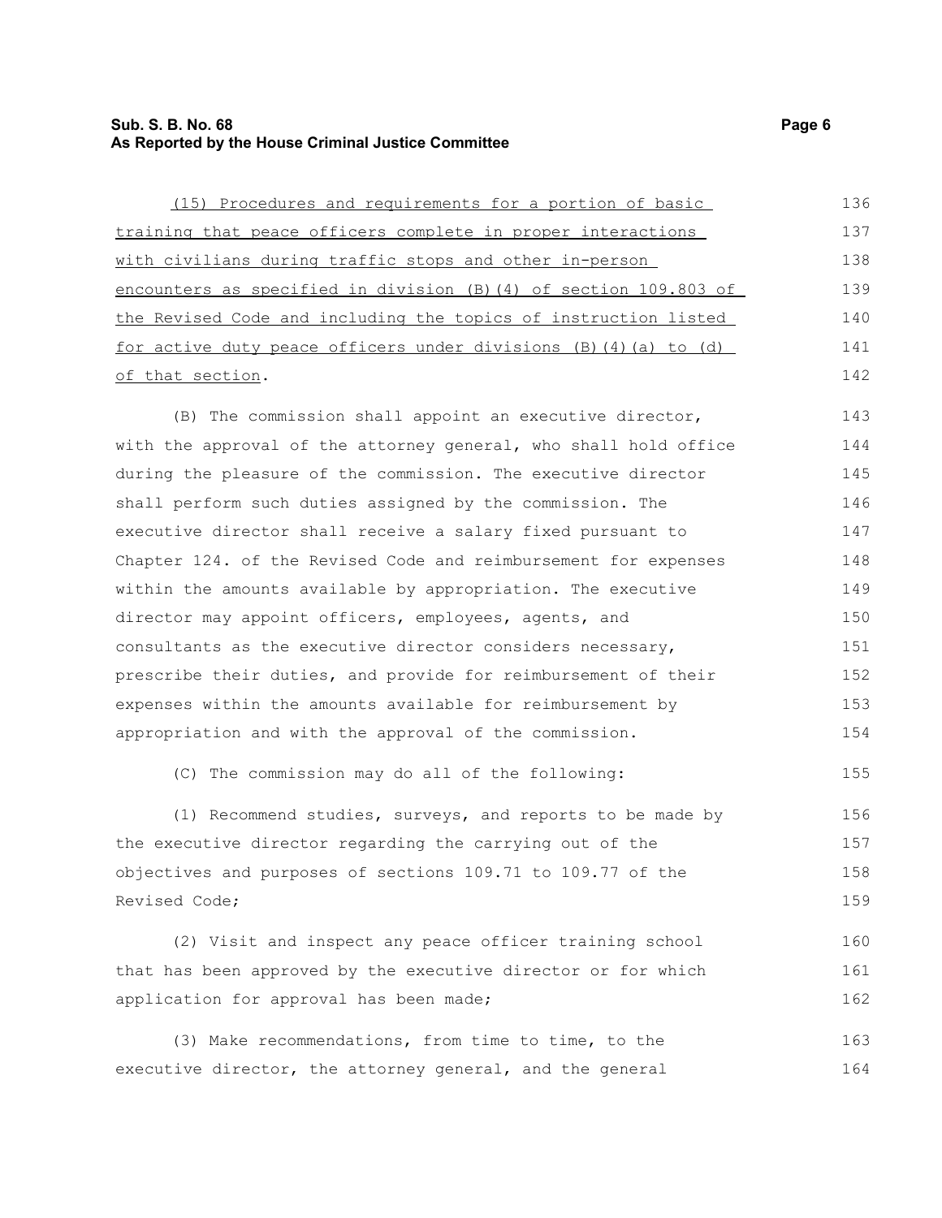(15) Procedures and requirements for a portion of basic training that peace officers complete in proper interactions with civilians during traffic stops and other in-person encounters as specified in division (B)(4) of section 109.803 of the Revised Code and including the topics of instruction listed for active duty peace officers under divisions (B)(4)(a) to (d) of that section.

(B) The commission shall appoint an executive director, with the approval of the attorney general, who shall hold office during the pleasure of the commission. The executive director shall perform such duties assigned by the commission. The executive director shall receive a salary fixed pursuant to Chapter 124. of the Revised Code and reimbursement for expenses within the amounts available by appropriation. The executive director may appoint officers, employees, agents, and consultants as the executive director considers necessary, prescribe their duties, and provide for reimbursement of their expenses within the amounts available for reimbursement by appropriation and with the approval of the commission.

(C) The commission may do all of the following:

(1) Recommend studies, surveys, and reports to be made by the executive director regarding the carrying out of the objectives and purposes of sections 109.71 to 109.77 of the Revised Code;

(2) Visit and inspect any peace officer training school that has been approved by the executive director or for which application for approval has been made;

(3) Make recommendations, from time to time, to the executive director, the attorney general, and the general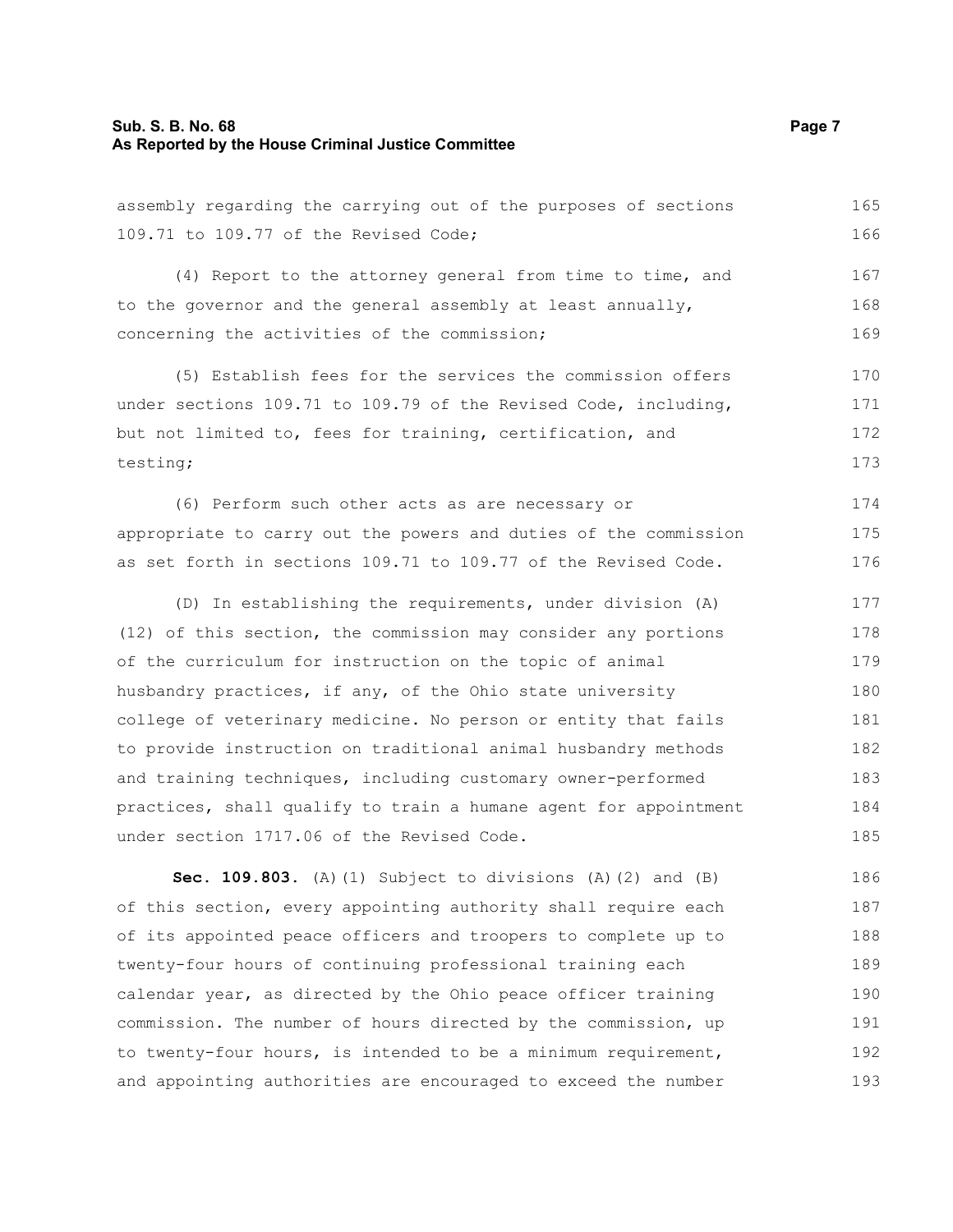assembly regarding the carrying out of the purposes of sections 109.71 to 109.77 of the Revised Code;

(4) Report to the attorney general from time to time, and to the governor and the general assembly at least annually, concerning the activities of the commission;

(5) Establish fees for the services the commission offers under sections 109.71 to 109.79 of the Revised Code, including, but not limited to, fees for training, certification, and testing;

(6) Perform such other acts as are necessary or appropriate to carry out the powers and duties of the commission as set forth in sections 109.71 to 109.77 of the Revised Code.

(D) In establishing the requirements, under division (A)(12) of this section, the commission may consider any portions of the curriculum for instruction on the topic of animal husbandry practices, if any, of the Ohio state university college of veterinary medicine. No person or entity that fails to provide instruction on traditional animal husbandry methods and training techniques, including customary owner-performed practices, shall qualify to train a humane agent for appointment under section 1717.06 of the Revised Code.

**Sec. 109.803.** (A)(1) Subject to divisions (A)(2) and (B) of this section, every appointing authority shall require each of its appointed peace officers and troopers to complete up to twenty-four hours of continuing professional training each calendar year, as directed by the Ohio peace officer training commission. The number of hours directed by the commission, up to twenty-four hours, is intended to be a minimum requirement, and appointing authorities are encouraged to exceed the number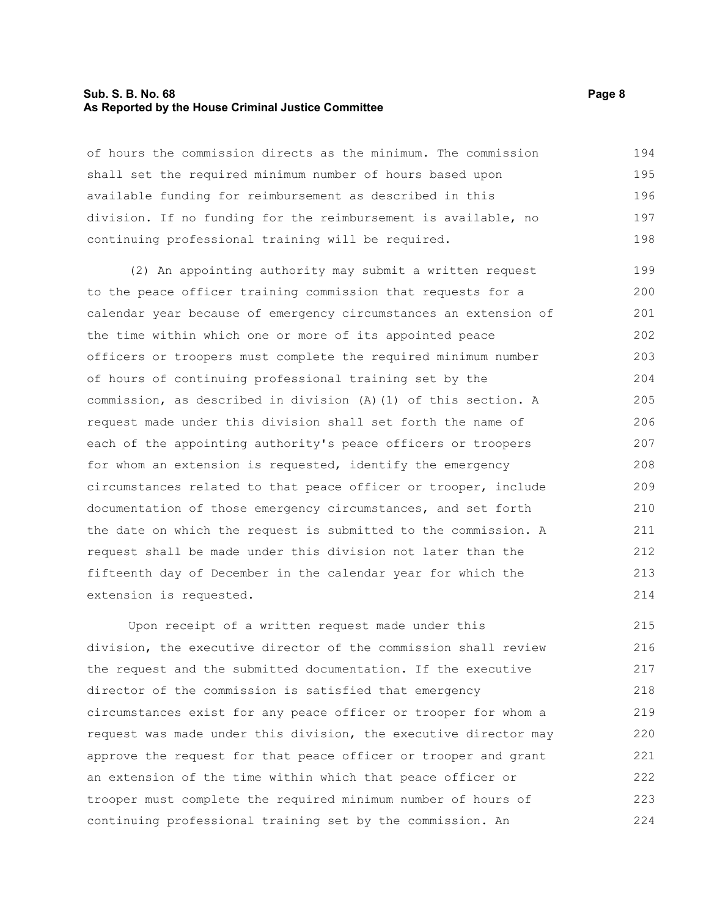of hours the commission directs as the minimum. The commission shall set the required minimum number of hours based upon available funding for reimbursement as described in this division. If no funding for the reimbursement is available, no continuing professional training will be required.

(2) An appointing authority may submit a written request to the peace officer training commission that requests for a calendar year because of emergency circumstances an extension of the time within which one or more of its appointed peace officers or troopers must complete the required minimum number of hours of continuing professional training set by the commission, as described in division (A)(1) of this section. A request made under this division shall set forth the name of each of the appointing authority's peace officers or troopers for whom an extension is requested, identify the emergency circumstances related to that peace officer or trooper, include documentation of those emergency circumstances, and set forth the date on which the request is submitted to the commission. A request shall be made under this division not later than the fifteenth day of December in the calendar year for which the extension is requested.

Upon receipt of a written request made under this division, the executive director of the commission shall review the request and the submitted documentation. If the executive director of the commission is satisfied that emergency circumstances exist for any peace officer or trooper for whom a request was made under this division, the executive director may approve the request for that peace officer or trooper and grant an extension of the time within which that peace officer or trooper must complete the required minimum number of hours of continuing professional training set by the commission. An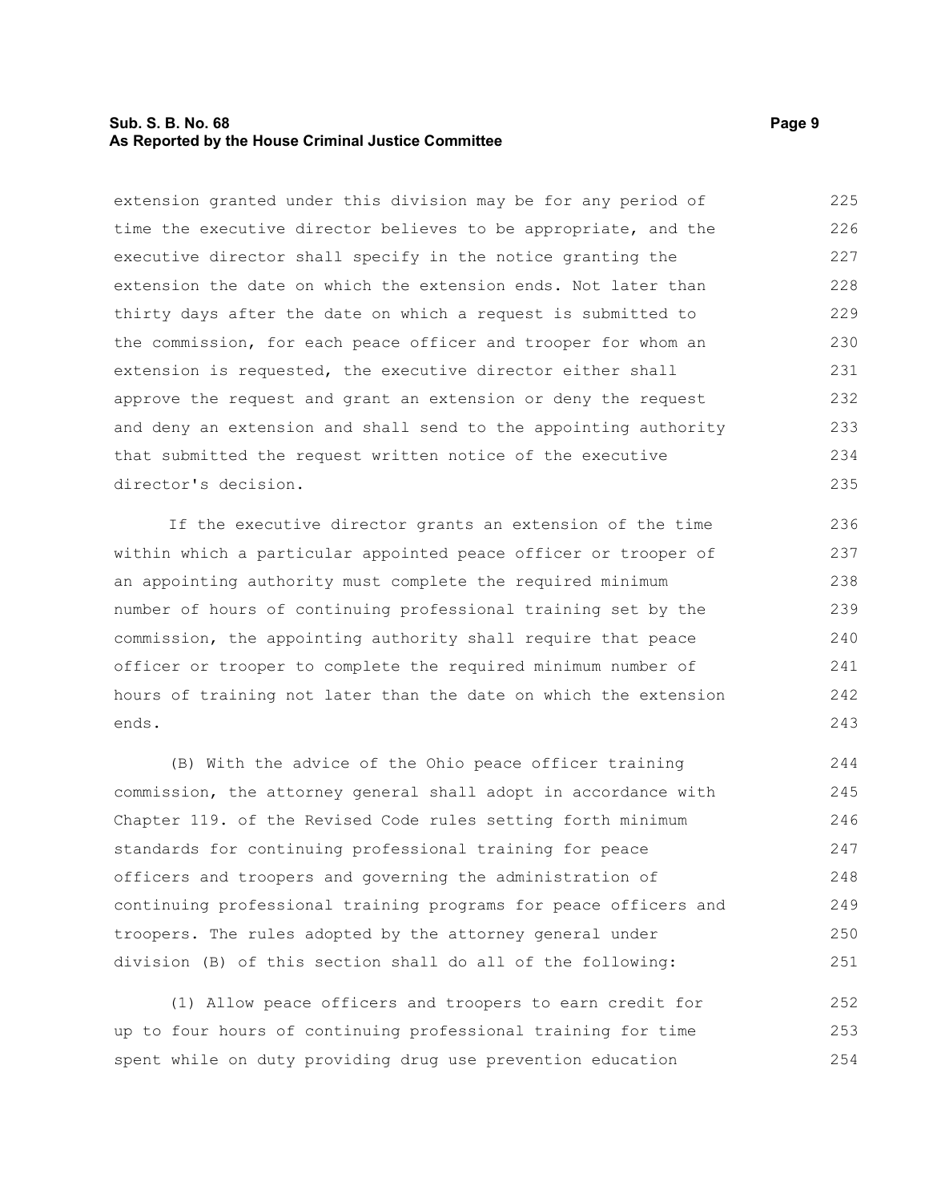extension granted under this division may be for any period of time the executive director believes to be appropriate, and the executive director shall specify in the notice granting the extension the date on which the extension ends. Not later than thirty days after the date on which a request is submitted to the commission, for each peace officer and trooper for whom an extension is requested, the executive director either shall approve the request and grant an extension or deny the request and deny an extension and shall send to the appointing authority that submitted the request written notice of the executive director's decision.

If the executive director grants an extension of the time within which a particular appointed peace officer or trooper of an appointing authority must complete the required minimum number of hours of continuing professional training set by the commission, the appointing authority shall require that peace officer or trooper to complete the required minimum number of hours of training not later than the date on which the extension ends.

(B) With the advice of the Ohio peace officer training commission, the attorney general shall adopt in accordance with Chapter 119. of the Revised Code rules setting forth minimum standards for continuing professional training for peace officers and troopers and governing the administration of continuing professional training programs for peace officers and troopers. The rules adopted by the attorney general under division (B) of this section shall do all of the following:

(1) Allow peace officers and troopers to earn credit for up to four hours of continuing professional training for time spent while on duty providing drug use prevention education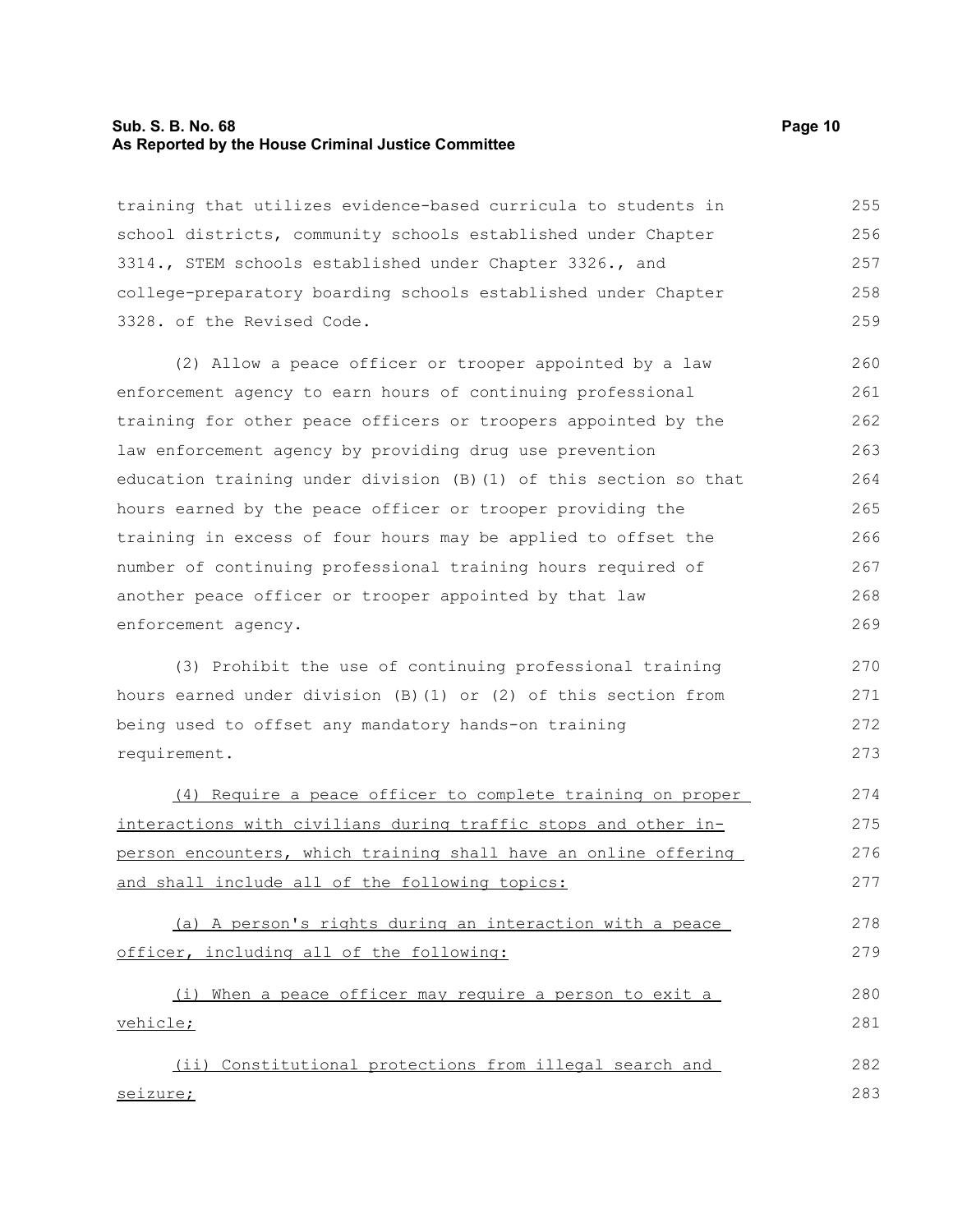training that utilizes evidence-based curricula to students in school districts, community schools established under Chapter 3314., STEM schools established under Chapter 3326., and college-preparatory boarding schools established under Chapter 3328. of the Revised Code.

(2) Allow a peace officer or trooper appointed by a law enforcement agency to earn hours of continuing professional training for other peace officers or troopers appointed by the law enforcement agency by providing drug use prevention education training under division (B)(1) of this section so that hours earned by the peace officer or trooper providing the training in excess of four hours may be applied to offset the number of continuing professional training hours required of another peace officer or trooper appointed by that law enforcement agency.

(3) Prohibit the use of continuing professional training hours earned under division (B)(1) or (2) of this section from being used to offset any mandatory hands-on training requirement.

<u>(4) Require a peace officer to complete training on proper interactions with civilians during traffic stops and other in-person encounters, which training shall have an online offering and shall include all of the following topics:</u>

<u>(a) A person's rights during an interaction with a peace officer, including all of the following:</u>

<u>(i) When a peace officer may require a person to exit a vehicle;</u>

<u>(ii) Constitutional protections from illegal search and seizure;</u>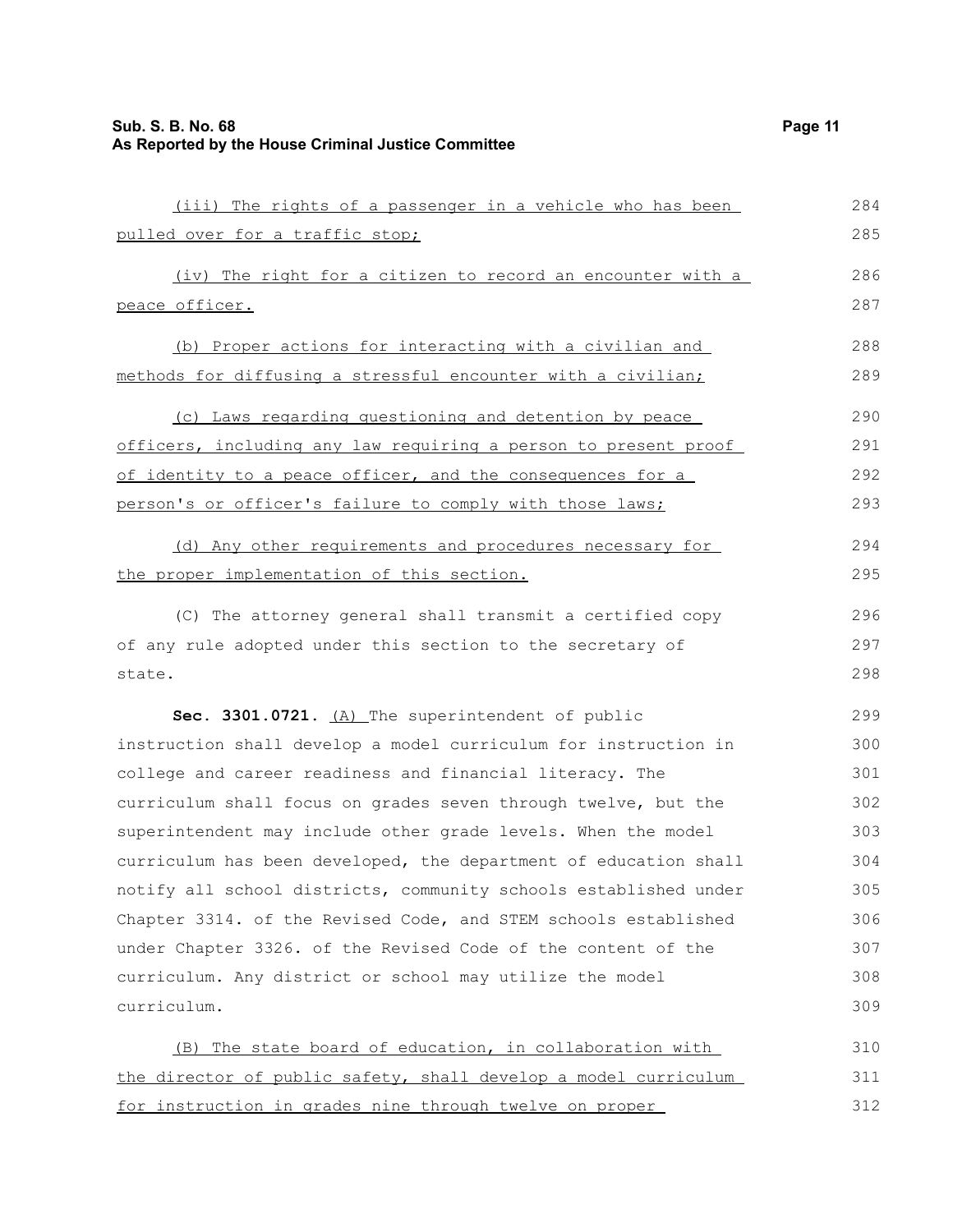(iii) The rights of a passenger in a vehicle who has been pulled over for a traffic stop;

(iv) The right for a citizen to record an encounter with a peace officer.

(b) Proper actions for interacting with a civilian and methods for diffusing a stressful encounter with a civilian;

(c) Laws regarding questioning and detention by peace officers, including any law requiring a person to present proof of identity to a peace officer, and the consequences for a person's or officer's failure to comply with those laws;

(d) Any other requirements and procedures necessary for the proper implementation of this section.

(C) The attorney general shall transmit a certified copy of any rule adopted under this section to the secretary of state.

**Sec. 3301.0721.** (A) The superintendent of public instruction shall develop a model curriculum for instruction in college and career readiness and financial literacy. The curriculum shall focus on grades seven through twelve, but the superintendent may include other grade levels. When the model curriculum has been developed, the department of education shall notify all school districts, community schools established under Chapter 3314. of the Revised Code, and STEM schools established under Chapter 3326. of the Revised Code of the content of the curriculum. Any district or school may utilize the model curriculum.

(B) The state board of education, in collaboration with the director of public safety, shall develop a model curriculum for instruction in grades nine through twelve on proper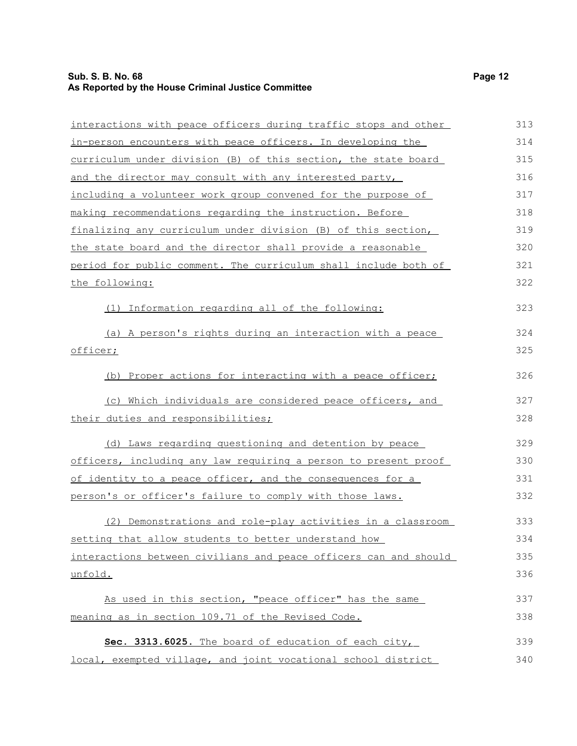interactions with peace officers during traffic stops and other in-person encounters with peace officers. In developing the curriculum under division (B) of this section, the state board and the director may consult with any interested party, including a volunteer work group convened for the purpose of making recommendations regarding the instruction. Before finalizing any curriculum under division (B) of this section, the state board and the director shall provide a reasonable period for public comment. The curriculum shall include both of the following:

(1) Information regarding all of the following:

(a) A person's rights during an interaction with a peace officer;

(b) Proper actions for interacting with a peace officer;

(c) Which individuals are considered peace officers, and their duties and responsibilities;

(d) Laws regarding questioning and detention by peace officers, including any law requiring a person to present proof of identity to a peace officer, and the consequences for a person's or officer's failure to comply with those laws.

(2) Demonstrations and role-play activities in a classroom setting that allow students to better understand how interactions between civilians and peace officers can and should unfold.

As used in this section, "peace officer" has the same meaning as in section 109.71 of the Revised Code.

**Sec. 3313.6025.** The board of education of each city, local, exempted village, and joint vocational school district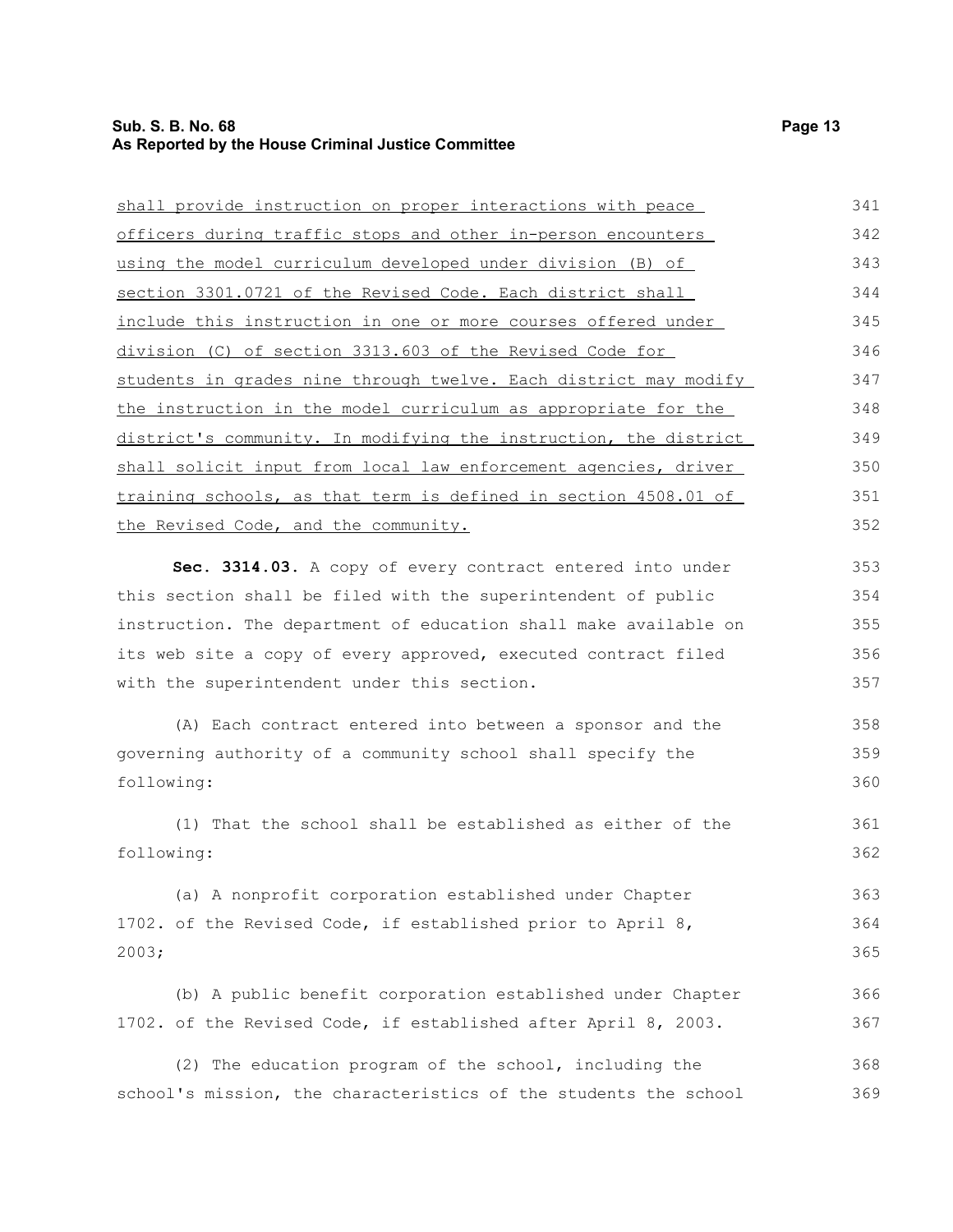shall provide instruction on proper interactions with peace officers during traffic stops and other in-person encounters using the model curriculum developed under division (B) of section 3301.0721 of the Revised Code. Each district shall include this instruction in one or more courses offered under division (C) of section 3313.603 of the Revised Code for students in grades nine through twelve. Each district may modify the instruction in the model curriculum as appropriate for the district's community. In modifying the instruction, the district shall solicit input from local law enforcement agencies, driver training schools, as that term is defined in section 4508.01 of the Revised Code, and the community.

**Sec. 3314.03.** A copy of every contract entered into under this section shall be filed with the superintendent of public instruction. The department of education shall make available on its web site a copy of every approved, executed contract filed with the superintendent under this section.

(A) Each contract entered into between a sponsor and the governing authority of a community school shall specify the following:

(1) That the school shall be established as either of the following:

(a) A nonprofit corporation established under Chapter 1702. of the Revised Code, if established prior to April 8, 2003;

(b) A public benefit corporation established under Chapter 1702. of the Revised Code, if established after April 8, 2003.

(2) The education program of the school, including the school's mission, the characteristics of the students the school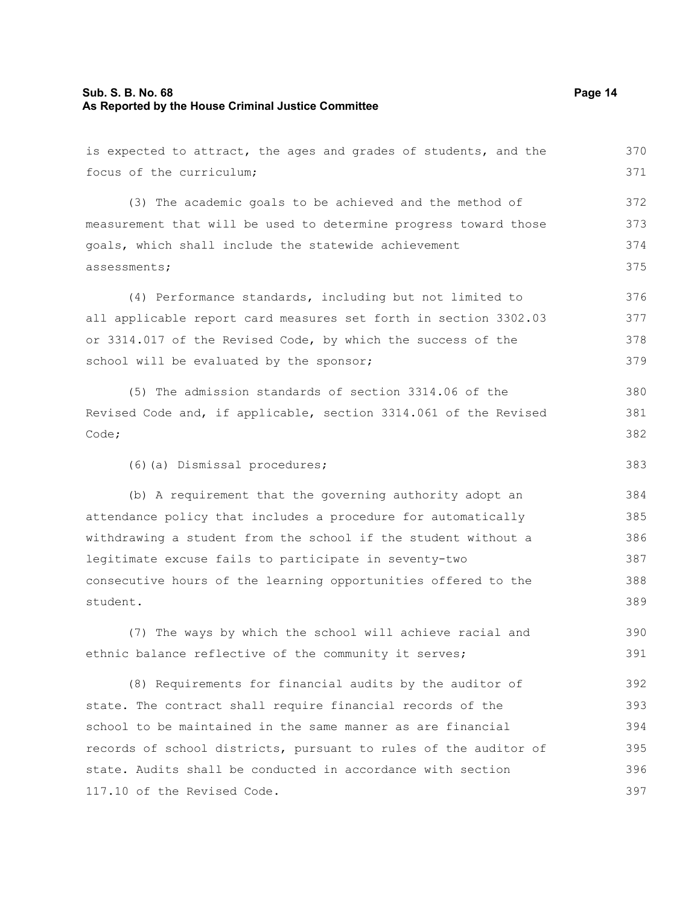is expected to attract, the ages and grades of students, and the focus of the curriculum;

(3) The academic goals to be achieved and the method of measurement that will be used to determine progress toward those goals, which shall include the statewide achievement assessments;

(4) Performance standards, including but not limited to all applicable report card measures set forth in section 3302.03 or 3314.017 of the Revised Code, by which the success of the school will be evaluated by the sponsor;

(5) The admission standards of section 3314.06 of the Revised Code and, if applicable, section 3314.061 of the Revised Code;

(6)(a) Dismissal procedures;

(b) A requirement that the governing authority adopt an attendance policy that includes a procedure for automatically withdrawing a student from the school if the student without a legitimate excuse fails to participate in seventy-two consecutive hours of the learning opportunities offered to the student.

(7) The ways by which the school will achieve racial and ethnic balance reflective of the community it serves;

(8) Requirements for financial audits by the auditor of state. The contract shall require financial records of the school to be maintained in the same manner as are financial records of school districts, pursuant to rules of the auditor of state. Audits shall be conducted in accordance with section 117.10 of the Revised Code.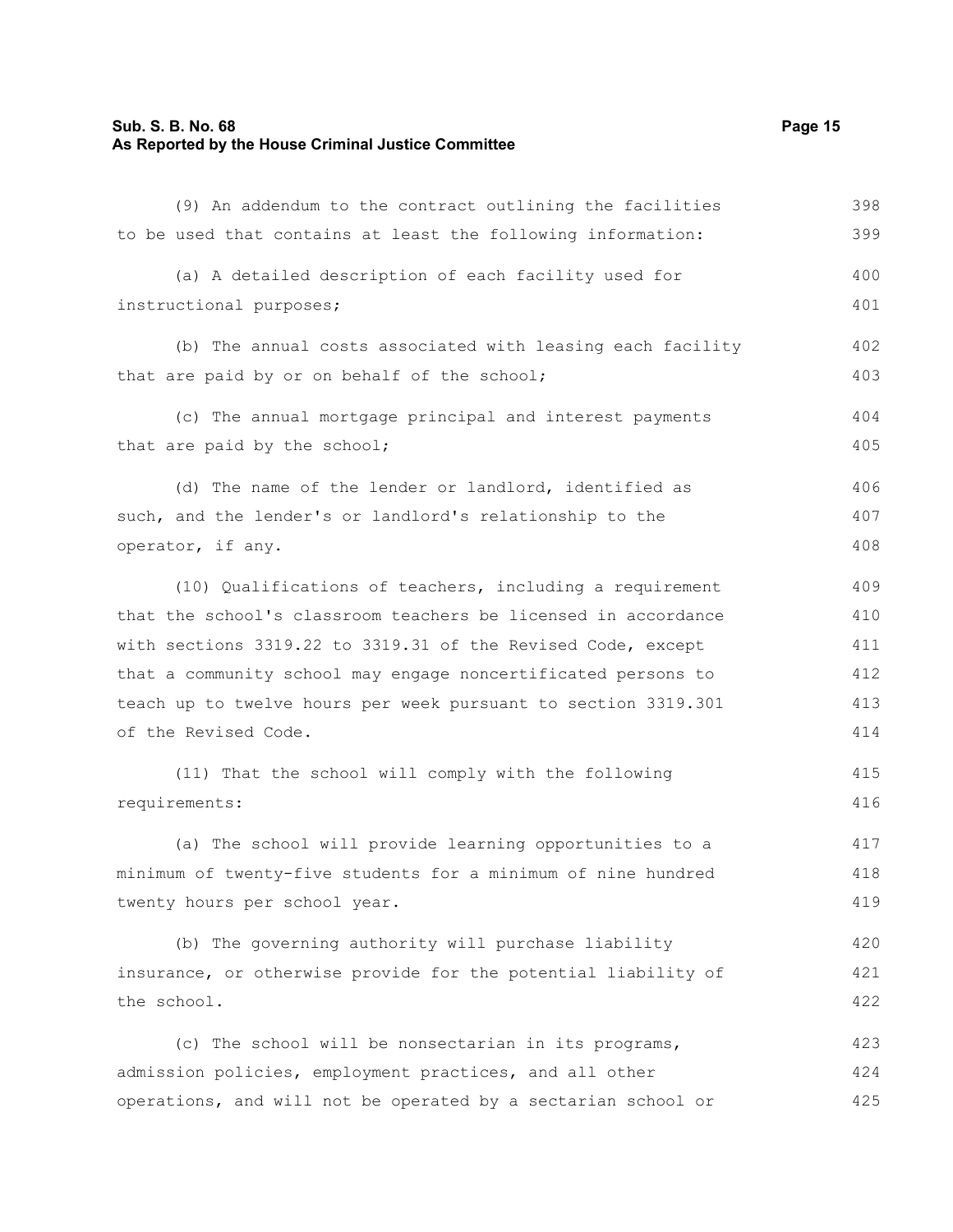(9) An addendum to the contract outlining the facilities to be used that contains at least the following information:

(a) A detailed description of each facility used for instructional purposes;

(b) The annual costs associated with leasing each facility that are paid by or on behalf of the school;

(c) The annual mortgage principal and interest payments that are paid by the school;

(d) The name of the lender or landlord, identified as such, and the lender's or landlord's relationship to the operator, if any.

(10) Qualifications of teachers, including a requirement that the school's classroom teachers be licensed in accordance with sections 3319.22 to 3319.31 of the Revised Code, except that a community school may engage noncertificated persons to teach up to twelve hours per week pursuant to section 3319.301 of the Revised Code.

(11) That the school will comply with the following requirements:

(a) The school will provide learning opportunities to a minimum of twenty-five students for a minimum of nine hundred twenty hours per school year.

(b) The governing authority will purchase liability insurance, or otherwise provide for the potential liability of the school.

(c) The school will be nonsectarian in its programs, admission policies, employment practices, and all other operations, and will not be operated by a sectarian school or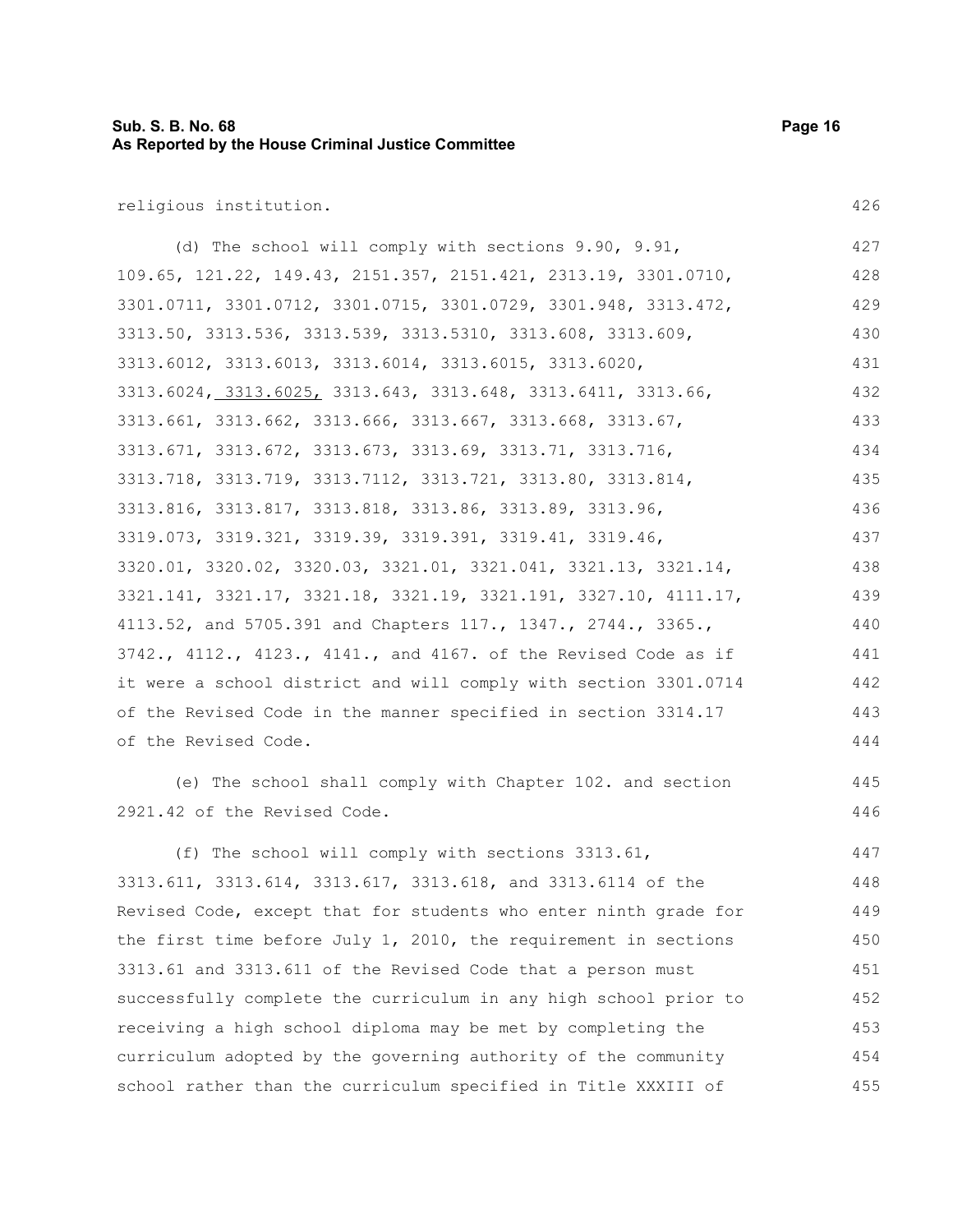religious institution.

(d) The school will comply with sections 9.90, 9.91, 109.65, 121.22, 149.43, 2151.357, 2151.421, 2313.19, 3301.0710, 3301.0711, 3301.0712, 3301.0715, 3301.0729, 3301.948, 3313.472, 3313.50, 3313.536, 3313.539, 3313.5310, 3313.608, 3313.609, 3313.6012, 3313.6013, 3313.6014, 3313.6015, 3313.6020, 3313.6024, 3313.6025, 3313.643, 3313.648, 3313.6411, 3313.66, 3313.661, 3313.662, 3313.666, 3313.667, 3313.668, 3313.67, 3313.671, 3313.672, 3313.673, 3313.69, 3313.71, 3313.716, 3313.718, 3313.719, 3313.7112, 3313.721, 3313.80, 3313.814, 3313.816, 3313.817, 3313.818, 3313.86, 3313.89, 3313.96, 3319.073, 3319.321, 3319.39, 3319.391, 3319.41, 3319.46, 3320.01, 3320.02, 3320.03, 3321.01, 3321.041, 3321.13, 3321.14, 3321.141, 3321.17, 3321.18, 3321.19, 3321.191, 3327.10, 4111.17, 4113.52, and 5705.391 and Chapters 117., 1347., 2744., 3365., 3742., 4112., 4123., 4141., and 4167. of the Revised Code as if it were a school district and will comply with section 3301.0714 of the Revised Code in the manner specified in section 3314.17 of the Revised Code.

(e) The school shall comply with Chapter 102. and section 2921.42 of the Revised Code.

(f) The school will comply with sections 3313.61, 3313.611, 3313.614, 3313.617, 3313.618, and 3313.6114 of the Revised Code, except that for students who enter ninth grade for the first time before July 1, 2010, the requirement in sections 3313.61 and 3313.611 of the Revised Code that a person must successfully complete the curriculum in any high school prior to receiving a high school diploma may be met by completing the curriculum adopted by the governing authority of the community school rather than the curriculum specified in Title XXXIII of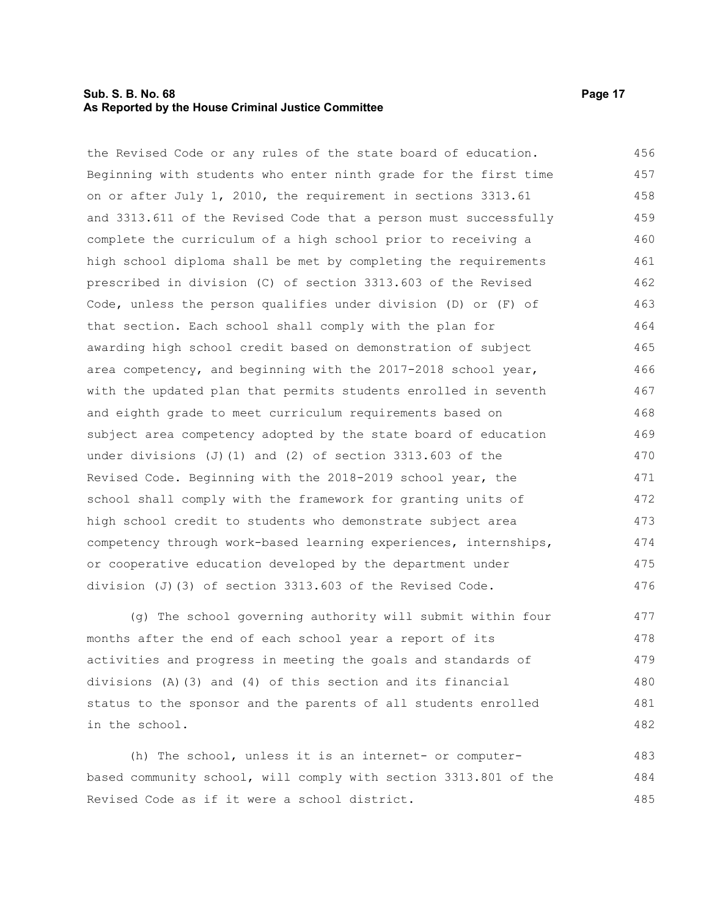the Revised Code or any rules of the state board of education. Beginning with students who enter ninth grade for the first time on or after July 1, 2010, the requirement in sections 3313.61 and 3313.611 of the Revised Code that a person must successfully complete the curriculum of a high school prior to receiving a high school diploma shall be met by completing the requirements prescribed in division (C) of section 3313.603 of the Revised Code, unless the person qualifies under division (D) or (F) of that section. Each school shall comply with the plan for awarding high school credit based on demonstration of subject area competency, and beginning with the 2017-2018 school year, with the updated plan that permits students enrolled in seventh and eighth grade to meet curriculum requirements based on subject area competency adopted by the state board of education under divisions (J)(1) and (2) of section 3313.603 of the Revised Code. Beginning with the 2018-2019 school year, the school shall comply with the framework for granting units of high school credit to students who demonstrate subject area competency through work-based learning experiences, internships, or cooperative education developed by the department under division (J)(3) of section 3313.603 of the Revised Code.

(g) The school governing authority will submit within four months after the end of each school year a report of its activities and progress in meeting the goals and standards of divisions (A)(3) and (4) of this section and its financial status to the sponsor and the parents of all students enrolled in the school.

(h) The school, unless it is an internet- or computer-based community school, will comply with section 3313.801 of the Revised Code as if it were a school district.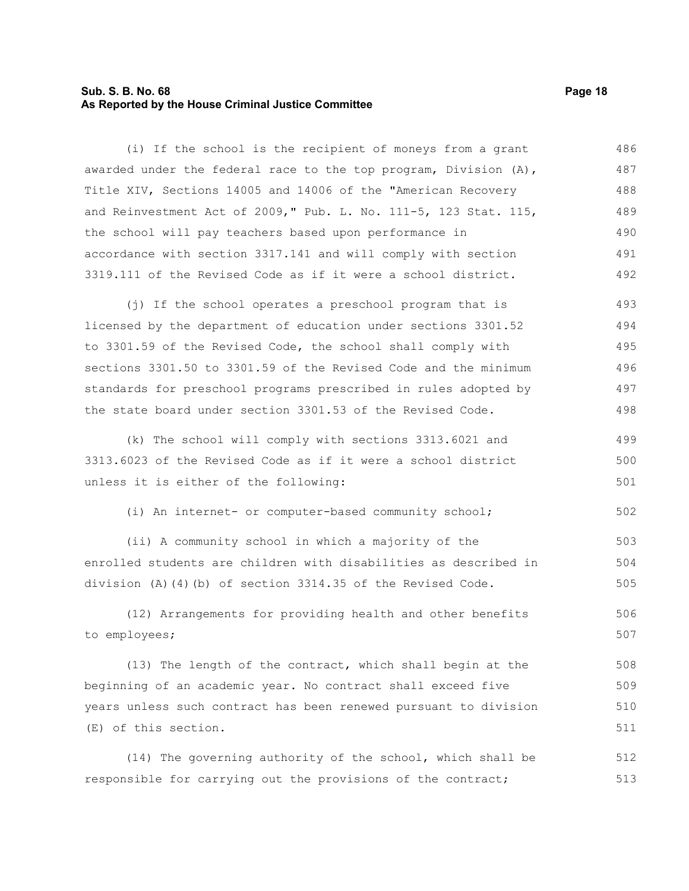(i) If the school is the recipient of moneys from a grant awarded under the federal race to the top program, Division (A), Title XIV, Sections 14005 and 14006 of the "American Recovery and Reinvestment Act of 2009," Pub. L. No. 111-5, 123 Stat. 115, the school will pay teachers based upon performance in accordance with section 3317.141 and will comply with section 3319.111 of the Revised Code as if it were a school district.

(j) If the school operates a preschool program that is licensed by the department of education under sections 3301.52 to 3301.59 of the Revised Code, the school shall comply with sections 3301.50 to 3301.59 of the Revised Code and the minimum standards for preschool programs prescribed in rules adopted by the state board under section 3301.53 of the Revised Code.

(k) The school will comply with sections 3313.6021 and 3313.6023 of the Revised Code as if it were a school district unless it is either of the following:

(i) An internet- or computer-based community school;

(ii) A community school in which a majority of the enrolled students are children with disabilities as described in division (A)(4)(b) of section 3314.35 of the Revised Code.

(12) Arrangements for providing health and other benefits to employees;

(13) The length of the contract, which shall begin at the beginning of an academic year. No contract shall exceed five years unless such contract has been renewed pursuant to division (E) of this section.

(14) The governing authority of the school, which shall be responsible for carrying out the provisions of the contract;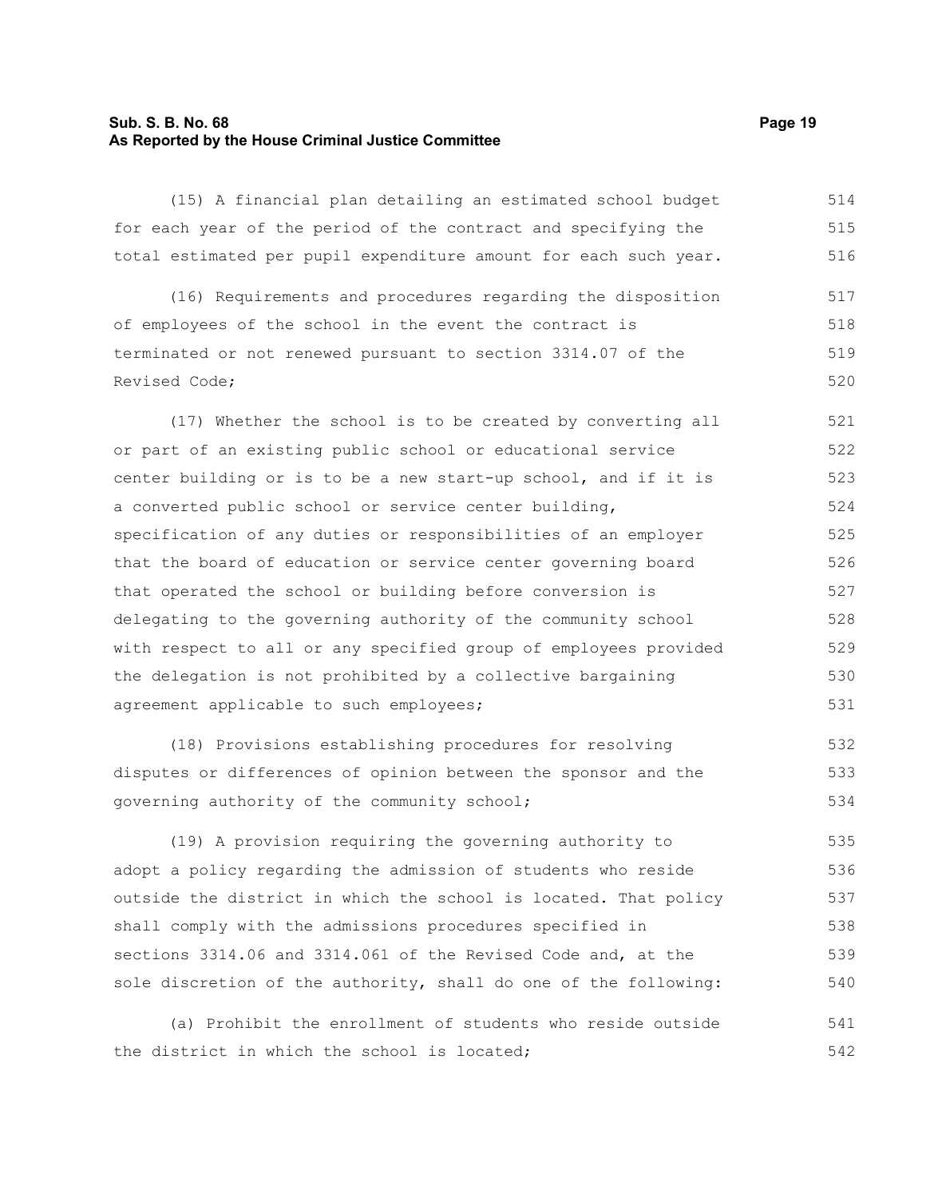(15) A financial plan detailing an estimated school budget for each year of the period of the contract and specifying the total estimated per pupil expenditure amount for each such year.

(16) Requirements and procedures regarding the disposition of employees of the school in the event the contract is terminated or not renewed pursuant to section 3314.07 of the Revised Code;

(17) Whether the school is to be created by converting all or part of an existing public school or educational service center building or is to be a new start-up school, and if it is a converted public school or service center building, specification of any duties or responsibilities of an employer that the board of education or service center governing board that operated the school or building before conversion is delegating to the governing authority of the community school with respect to all or any specified group of employees provided the delegation is not prohibited by a collective bargaining agreement applicable to such employees;

(18) Provisions establishing procedures for resolving disputes or differences of opinion between the sponsor and the governing authority of the community school;

(19) A provision requiring the governing authority to adopt a policy regarding the admission of students who reside outside the district in which the school is located. That policy shall comply with the admissions procedures specified in sections 3314.06 and 3314.061 of the Revised Code and, at the sole discretion of the authority, shall do one of the following:

(a) Prohibit the enrollment of students who reside outside the district in which the school is located;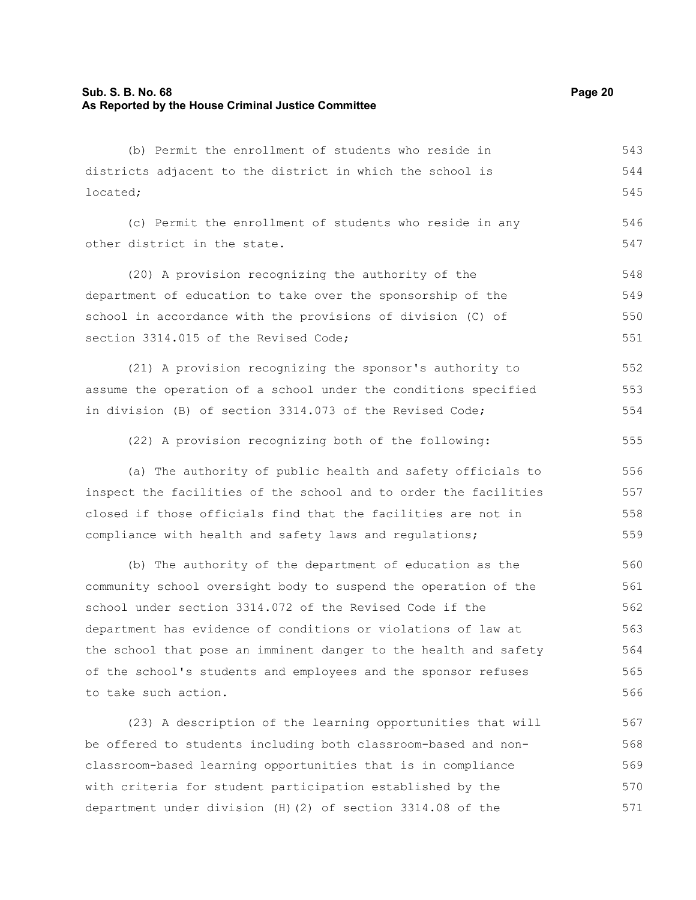(b) Permit the enrollment of students who reside in districts adjacent to the district in which the school is located;

(c) Permit the enrollment of students who reside in any other district in the state.

(20) A provision recognizing the authority of the department of education to take over the sponsorship of the school in accordance with the provisions of division (C) of section 3314.015 of the Revised Code;

(21) A provision recognizing the sponsor's authority to assume the operation of a school under the conditions specified in division (B) of section 3314.073 of the Revised Code;

(22) A provision recognizing both of the following:

(a) The authority of public health and safety officials to inspect the facilities of the school and to order the facilities closed if those officials find that the facilities are not in compliance with health and safety laws and regulations;

(b) The authority of the department of education as the community school oversight body to suspend the operation of the school under section 3314.072 of the Revised Code if the department has evidence of conditions or violations of law at the school that pose an imminent danger to the health and safety of the school's students and employees and the sponsor refuses to take such action.

(23) A description of the learning opportunities that will be offered to students including both classroom-based and non-classroom-based learning opportunities that is in compliance with criteria for student participation established by the department under division (H)(2) of section 3314.08 of the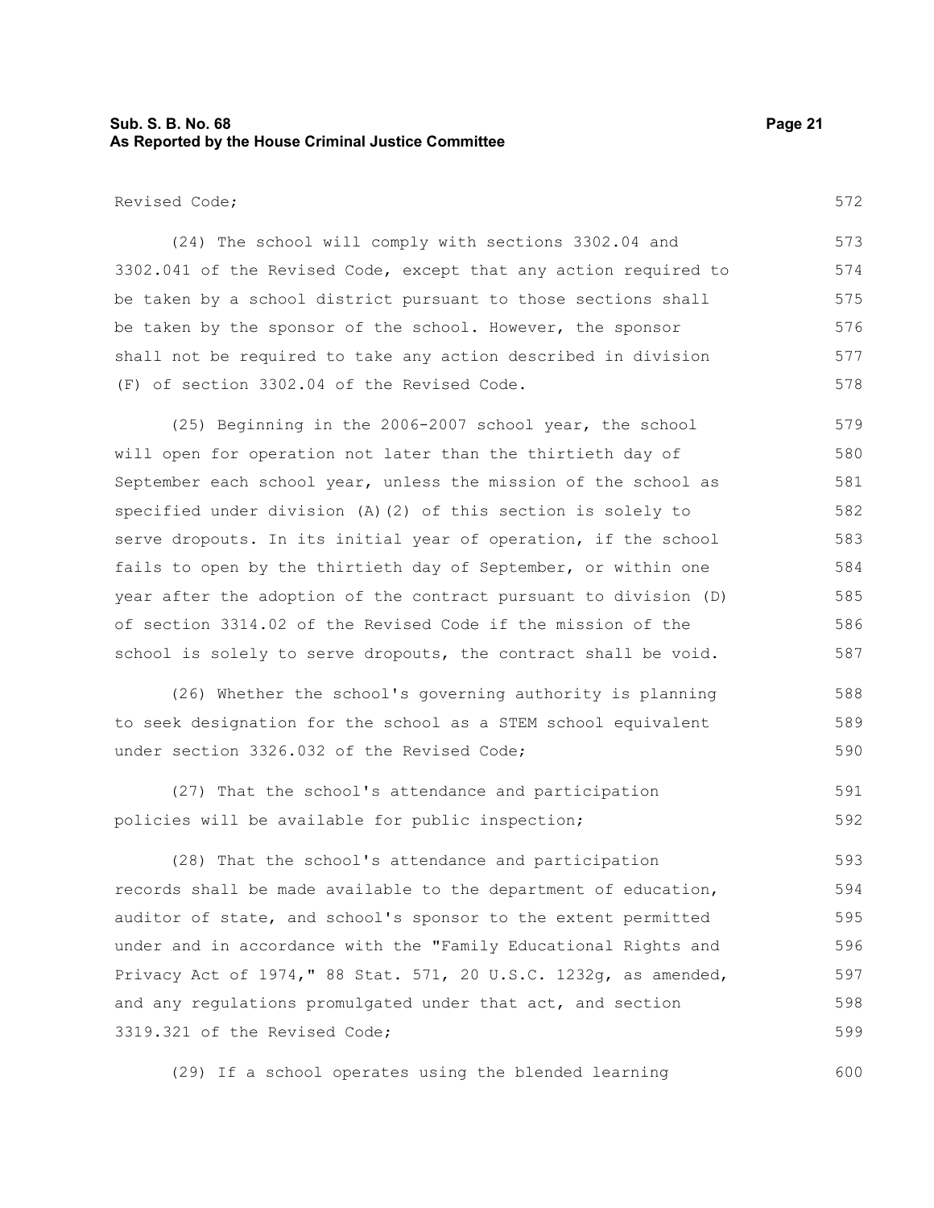Revised Code;

(24) The school will comply with sections 3302.04 and 3302.041 of the Revised Code, except that any action required to be taken by a school district pursuant to those sections shall be taken by the sponsor of the school. However, the sponsor shall not be required to take any action described in division (F) of section 3302.04 of the Revised Code.

(25) Beginning in the 2006-2007 school year, the school will open for operation not later than the thirtieth day of September each school year, unless the mission of the school as specified under division (A)(2) of this section is solely to serve dropouts. In its initial year of operation, if the school fails to open by the thirtieth day of September, or within one year after the adoption of the contract pursuant to division (D) of section 3314.02 of the Revised Code if the mission of the school is solely to serve dropouts, the contract shall be void.

(26) Whether the school's governing authority is planning to seek designation for the school as a STEM school equivalent under section 3326.032 of the Revised Code;

(27) That the school's attendance and participation policies will be available for public inspection;

(28) That the school's attendance and participation records shall be made available to the department of education, auditor of state, and school's sponsor to the extent permitted under and in accordance with the "Family Educational Rights and Privacy Act of 1974," 88 Stat. 571, 20 U.S.C. 1232g, as amended, and any regulations promulgated under that act, and section 3319.321 of the Revised Code;

(29) If a school operates using the blended learning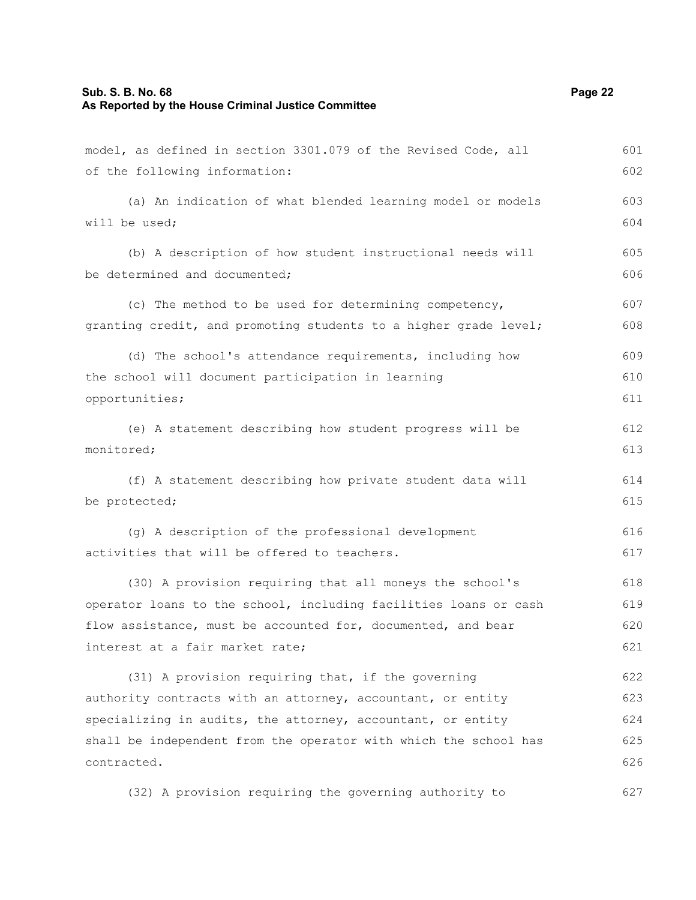model, as defined in section 3301.079 of the Revised Code, all of the following information:

(a) An indication of what blended learning model or models will be used;

(b) A description of how student instructional needs will be determined and documented;

(c) The method to be used for determining competency, granting credit, and promoting students to a higher grade level;

(d) The school's attendance requirements, including how the school will document participation in learning opportunities;

(e) A statement describing how student progress will be monitored;

(f) A statement describing how private student data will be protected;

(g) A description of the professional development activities that will be offered to teachers.

(30) A provision requiring that all moneys the school's operator loans to the school, including facilities loans or cash flow assistance, must be accounted for, documented, and bear interest at a fair market rate;

(31) A provision requiring that, if the governing authority contracts with an attorney, accountant, or entity specializing in audits, the attorney, accountant, or entity shall be independent from the operator with which the school has contracted.

(32) A provision requiring the governing authority to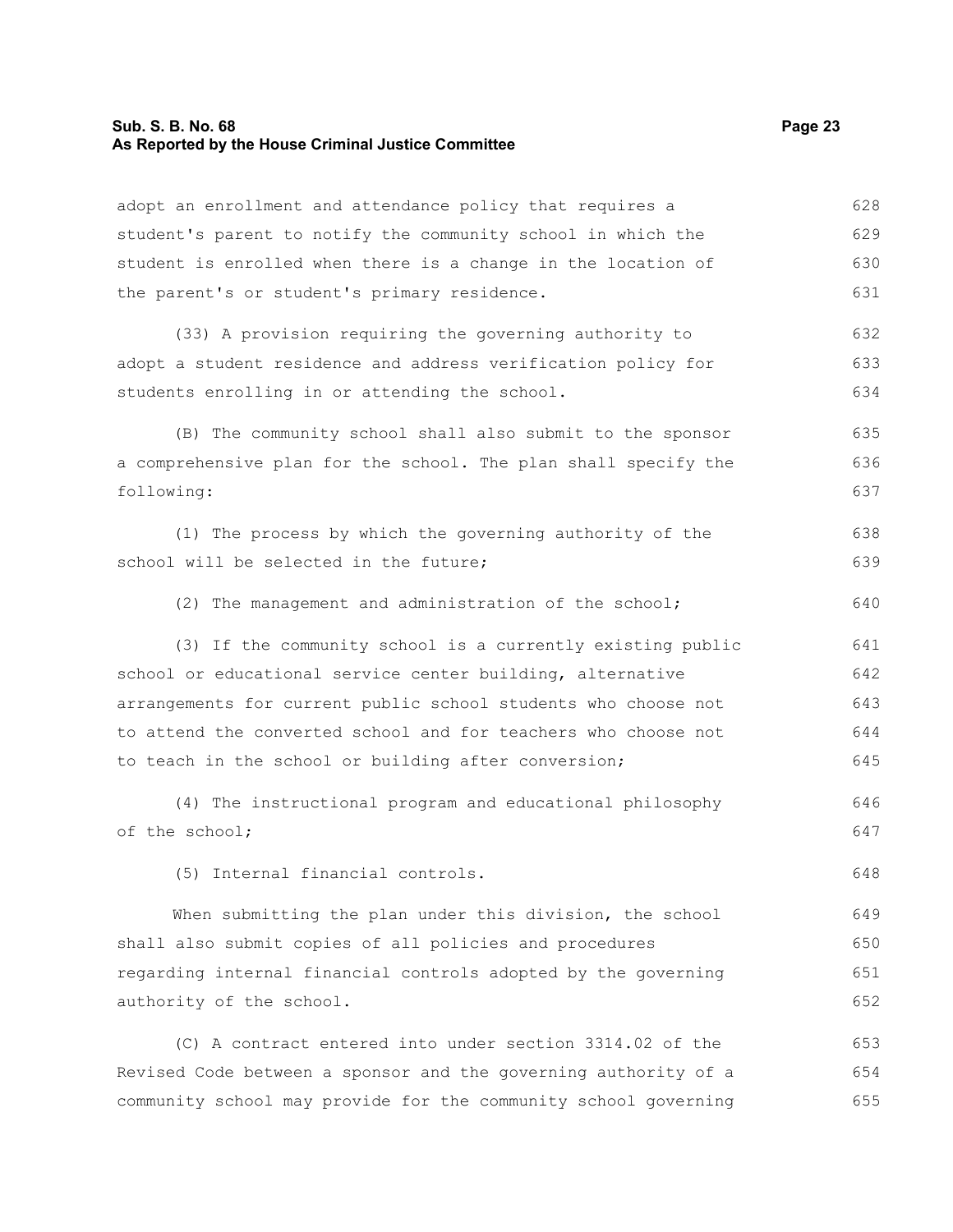adopt an enrollment and attendance policy that requires a student's parent to notify the community school in which the student is enrolled when there is a change in the location of the parent's or student's primary residence.

(33) A provision requiring the governing authority to adopt a student residence and address verification policy for students enrolling in or attending the school.

(B) The community school shall also submit to the sponsor a comprehensive plan for the school. The plan shall specify the following:

(1) The process by which the governing authority of the school will be selected in the future;

(2) The management and administration of the school;

(3) If the community school is a currently existing public school or educational service center building, alternative arrangements for current public school students who choose not to attend the converted school and for teachers who choose not to teach in the school or building after conversion;

(4) The instructional program and educational philosophy of the school;

(5) Internal financial controls.

When submitting the plan under this division, the school shall also submit copies of all policies and procedures regarding internal financial controls adopted by the governing authority of the school.

(C) A contract entered into under section 3314.02 of the Revised Code between a sponsor and the governing authority of a community school may provide for the community school governing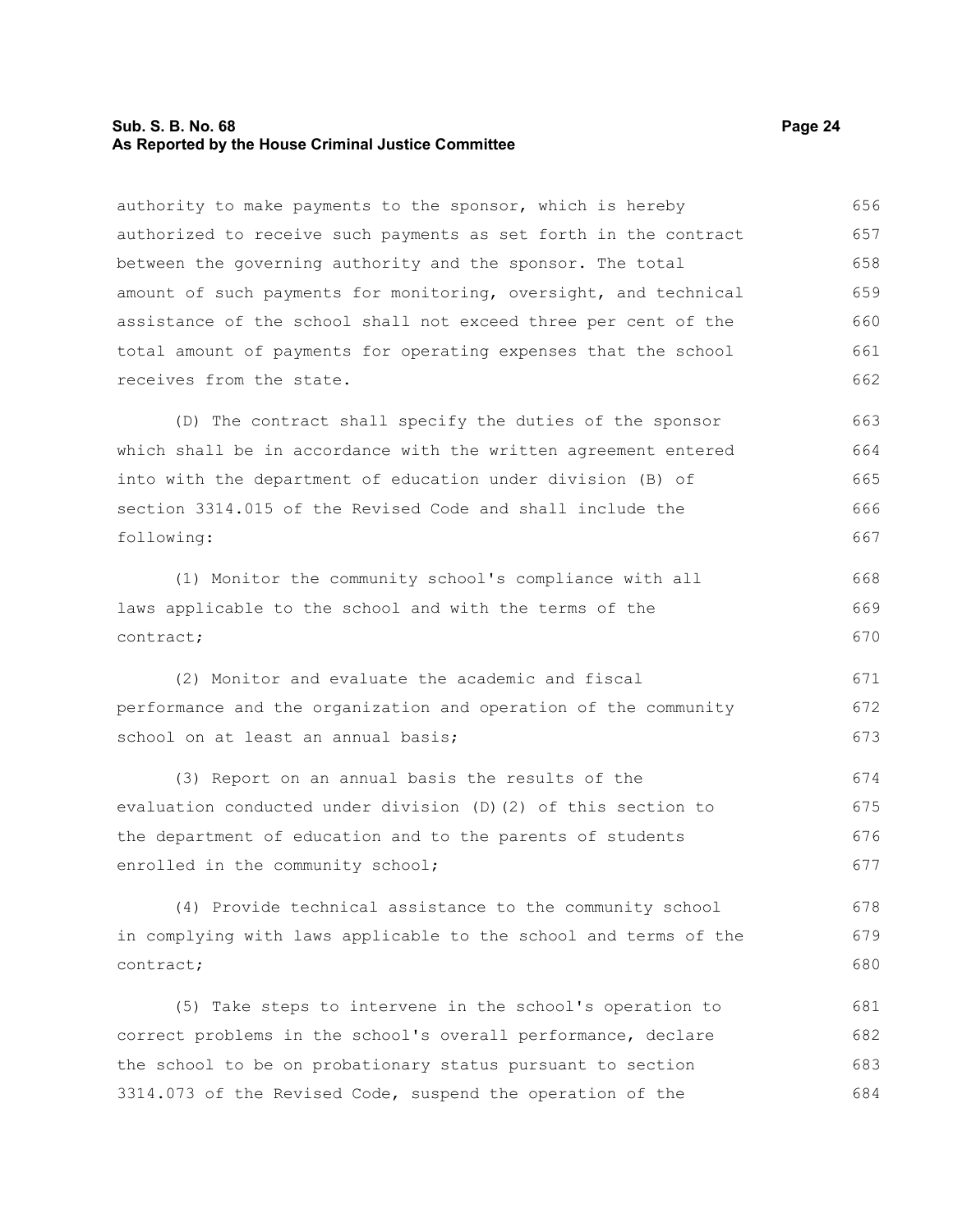authority to make payments to the sponsor, which is hereby authorized to receive such payments as set forth in the contract between the governing authority and the sponsor. The total amount of such payments for monitoring, oversight, and technical assistance of the school shall not exceed three per cent of the total amount of payments for operating expenses that the school receives from the state.

(D) The contract shall specify the duties of the sponsor which shall be in accordance with the written agreement entered into with the department of education under division (B) of section 3314.015 of the Revised Code and shall include the following:

(1) Monitor the community school's compliance with all laws applicable to the school and with the terms of the contract;

(2) Monitor and evaluate the academic and fiscal performance and the organization and operation of the community school on at least an annual basis;

(3) Report on an annual basis the results of the evaluation conducted under division (D)(2) of this section to the department of education and to the parents of students enrolled in the community school;

(4) Provide technical assistance to the community school in complying with laws applicable to the school and terms of the contract;

(5) Take steps to intervene in the school's operation to correct problems in the school's overall performance, declare the school to be on probationary status pursuant to section 3314.073 of the Revised Code, suspend the operation of the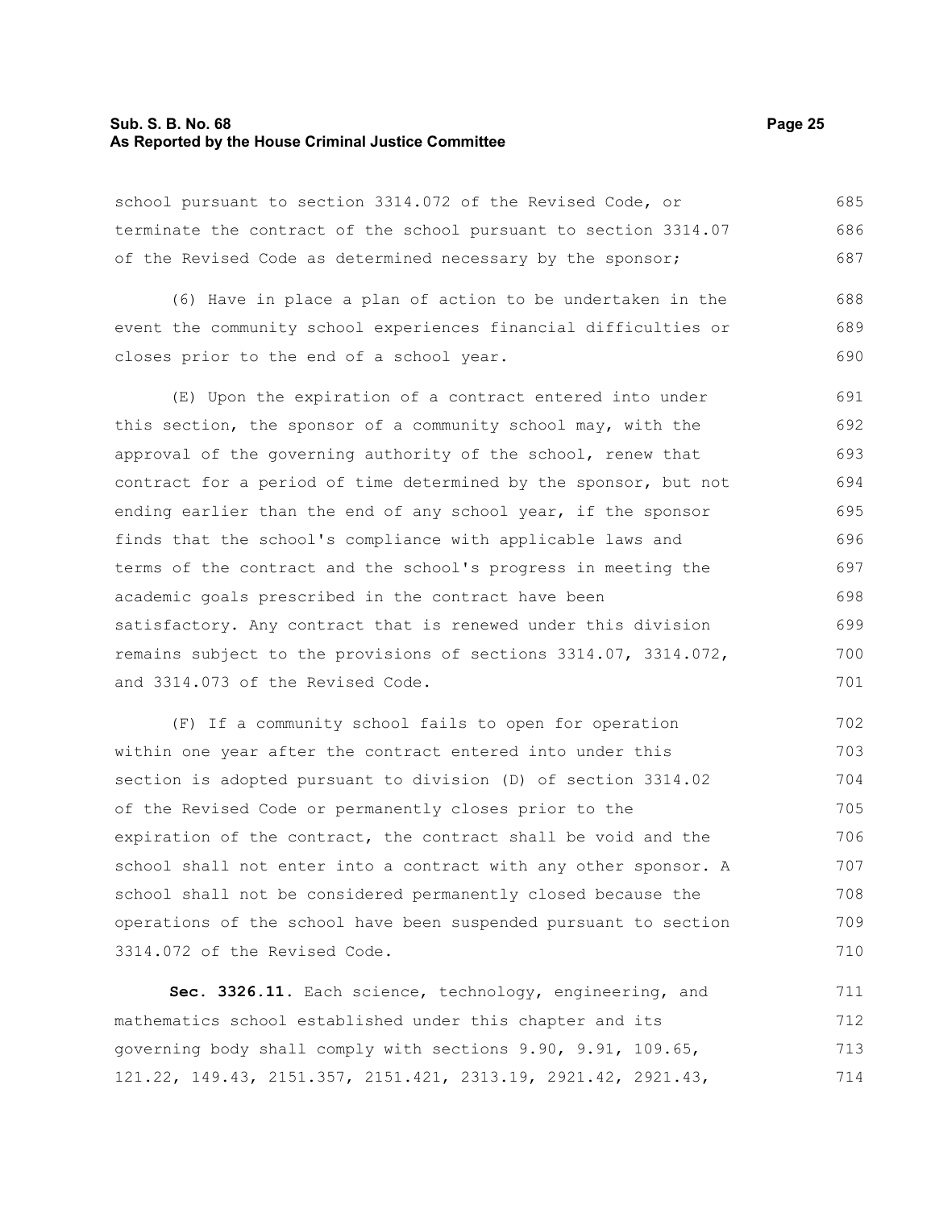school pursuant to section 3314.072 of the Revised Code, or terminate the contract of the school pursuant to section 3314.07 of the Revised Code as determined necessary by the sponsor;

(6) Have in place a plan of action to be undertaken in the event the community school experiences financial difficulties or closes prior to the end of a school year.

(E) Upon the expiration of a contract entered into under this section, the sponsor of a community school may, with the approval of the governing authority of the school, renew that contract for a period of time determined by the sponsor, but not ending earlier than the end of any school year, if the sponsor finds that the school's compliance with applicable laws and terms of the contract and the school's progress in meeting the academic goals prescribed in the contract have been satisfactory. Any contract that is renewed under this division remains subject to the provisions of sections 3314.07, 3314.072, and 3314.073 of the Revised Code.

(F) If a community school fails to open for operation within one year after the contract entered into under this section is adopted pursuant to division (D) of section 3314.02 of the Revised Code or permanently closes prior to the expiration of the contract, the contract shall be void and the school shall not enter into a contract with any other sponsor. A school shall not be considered permanently closed because the operations of the school have been suspended pursuant to section 3314.072 of the Revised Code.

**Sec. 3326.11.** Each science, technology, engineering, and mathematics school established under this chapter and its governing body shall comply with sections 9.90, 9.91, 109.65, 121.22, 149.43, 2151.357, 2151.421, 2313.19, 2921.42, 2921.43,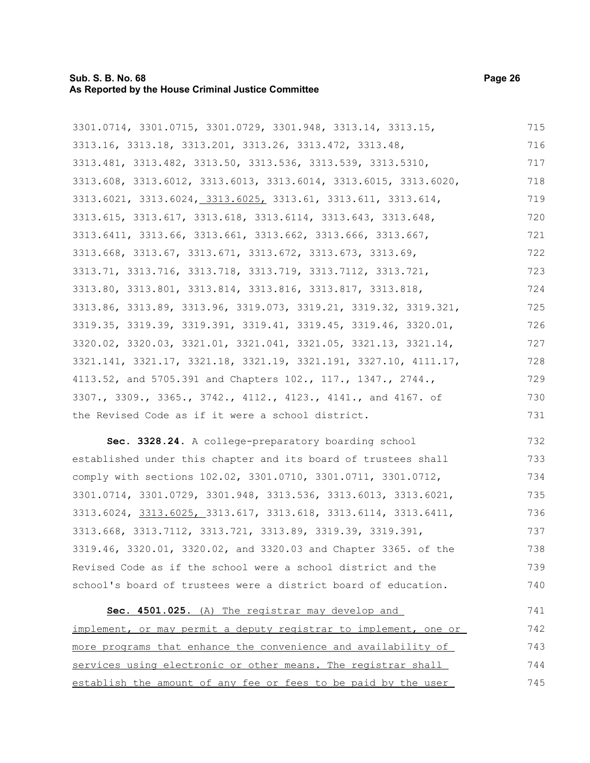3301.0714, 3301.0715, 3301.0729, 3301.948, 3313.14, 3313.15, 3313.16, 3313.18, 3313.201, 3313.26, 3313.472, 3313.48, 3313.481, 3313.482, 3313.50, 3313.536, 3313.539, 3313.5310, 3313.608, 3313.6012, 3313.6013, 3313.6014, 3313.6015, 3313.6020, 3313.6021, 3313.6024, <u>3313.6025,</u> 3313.61, 3313.611, 3313.614, 3313.615, 3313.617, 3313.618, 3313.6114, 3313.643, 3313.648, 3313.6411, 3313.66, 3313.661, 3313.662, 3313.666, 3313.667, 3313.668, 3313.67, 3313.671, 3313.672, 3313.673, 3313.69, 3313.71, 3313.716, 3313.718, 3313.719, 3313.7112, 3313.721, 3313.80, 3313.801, 3313.814, 3313.816, 3313.817, 3313.818, 3313.86, 3313.89, 3313.96, 3319.073, 3319.21, 3319.32, 3319.321, 3319.35, 3319.39, 3319.391, 3319.41, 3319.45, 3319.46, 3320.01, 3320.02, 3320.03, 3321.01, 3321.041, 3321.05, 3321.13, 3321.14, 3321.141, 3321.17, 3321.18, 3321.19, 3321.191, 3327.10, 4111.17, 4113.52, and 5705.391 and Chapters 102., 117., 1347., 2744., 3307., 3309., 3365., 3742., 4112., 4123., 4141., and 4167. of the Revised Code as if it were a school district.

**Sec. 3328.24.** A college-preparatory boarding school established under this chapter and its board of trustees shall comply with sections 102.02, 3301.0710, 3301.0711, 3301.0712, 3301.0714, 3301.0729, 3301.948, 3313.536, 3313.6013, 3313.6021, 3313.6024, <u>3313.6025,</u> 3313.617, 3313.618, 3313.6114, 3313.6411, 3313.668, 3313.7112, 3313.721, 3313.89, 3319.39, 3319.391, 3319.46, 3320.01, 3320.02, and 3320.03 and Chapter 3365. of the Revised Code as if the school were a school district and the school's board of trustees were a district board of education.

<u>**Sec. 4501.025.** (A) The registrar may develop and implement, or may permit a deputy registrar to implement, one or more programs that enhance the convenience and availability of services using electronic or other means. The registrar shall establish the amount of any fee or fees to be paid by the user</u>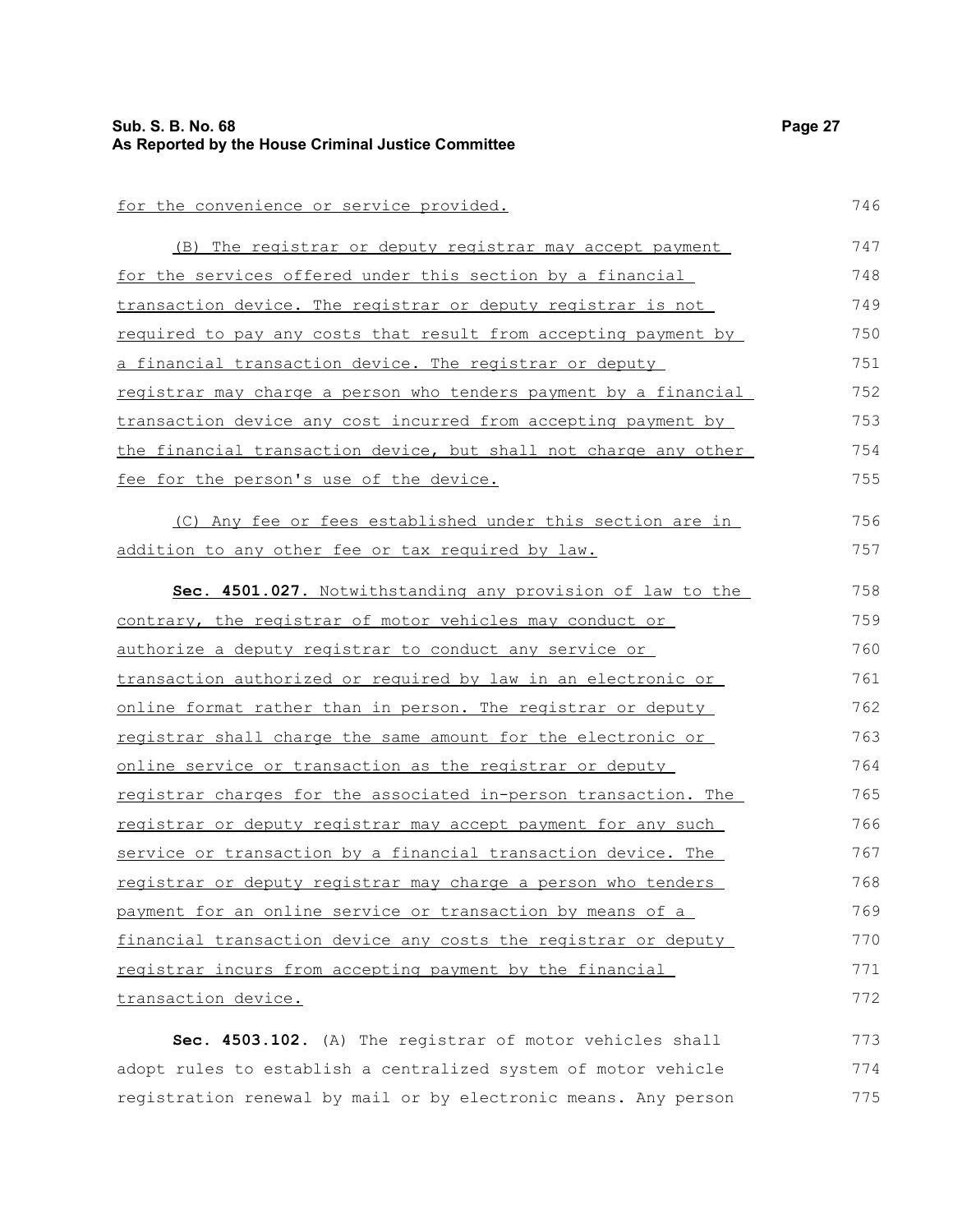for the convenience or service provided.

(B) The registrar or deputy registrar may accept payment for the services offered under this section by a financial transaction device. The registrar or deputy registrar is not required to pay any costs that result from accepting payment by a financial transaction device. The registrar or deputy registrar may charge a person who tenders payment by a financial transaction device any cost incurred from accepting payment by the financial transaction device, but shall not charge any other fee for the person's use of the device.

(C) Any fee or fees established under this section are in addition to any other fee or tax required by law.

**Sec. 4501.027.** Notwithstanding any provision of law to the contrary, the registrar of motor vehicles may conduct or authorize a deputy registrar to conduct any service or transaction authorized or required by law in an electronic or online format rather than in person. The registrar or deputy registrar shall charge the same amount for the electronic or online service or transaction as the registrar or deputy registrar charges for the associated in-person transaction. The registrar or deputy registrar may accept payment for any such service or transaction by a financial transaction device. The registrar or deputy registrar may charge a person who tenders payment for an online service or transaction by means of a financial transaction device any costs the registrar or deputy registrar incurs from accepting payment by the financial transaction device.

**Sec. 4503.102.** (A) The registrar of motor vehicles shall adopt rules to establish a centralized system of motor vehicle registration renewal by mail or by electronic means. Any person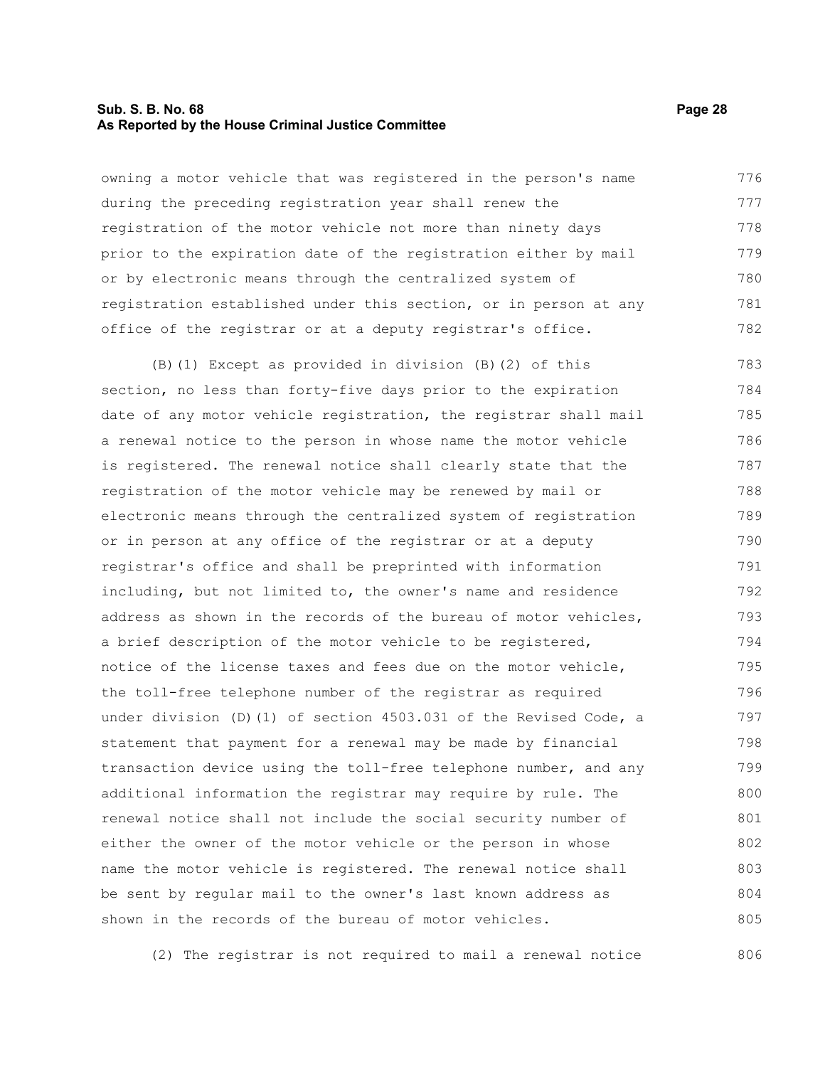owning a motor vehicle that was registered in the person's name during the preceding registration year shall renew the registration of the motor vehicle not more than ninety days prior to the expiration date of the registration either by mail or by electronic means through the centralized system of registration established under this section, or in person at any office of the registrar or at a deputy registrar's office.

(B)(1) Except as provided in division (B)(2) of this section, no less than forty-five days prior to the expiration date of any motor vehicle registration, the registrar shall mail a renewal notice to the person in whose name the motor vehicle is registered. The renewal notice shall clearly state that the registration of the motor vehicle may be renewed by mail or electronic means through the centralized system of registration or in person at any office of the registrar or at a deputy registrar's office and shall be preprinted with information including, but not limited to, the owner's name and residence address as shown in the records of the bureau of motor vehicles, a brief description of the motor vehicle to be registered, notice of the license taxes and fees due on the motor vehicle, the toll-free telephone number of the registrar as required under division (D)(1) of section 4503.031 of the Revised Code, a statement that payment for a renewal may be made by financial transaction device using the toll-free telephone number, and any additional information the registrar may require by rule. The renewal notice shall not include the social security number of either the owner of the motor vehicle or the person in whose name the motor vehicle is registered. The renewal notice shall be sent by regular mail to the owner's last known address as shown in the records of the bureau of motor vehicles.

(2) The registrar is not required to mail a renewal notice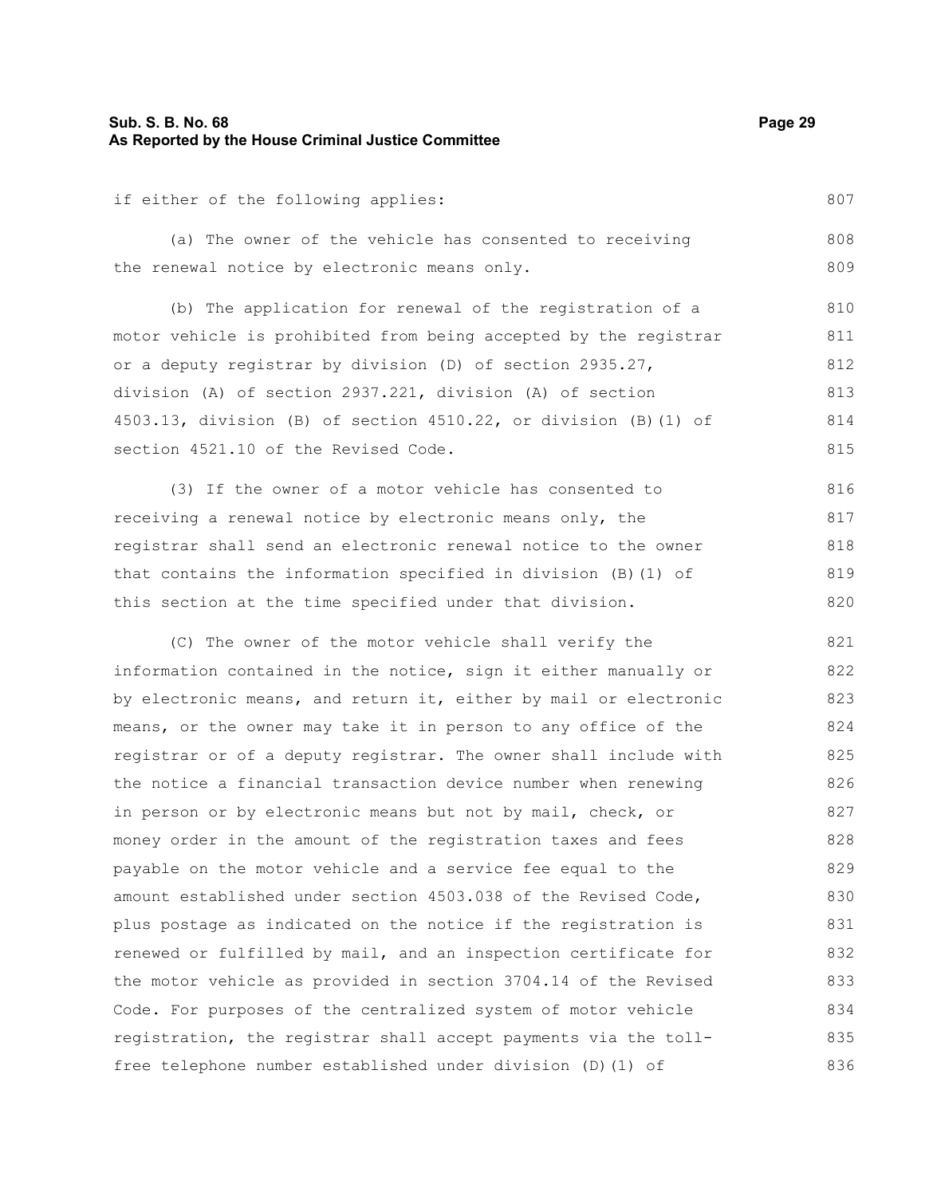if either of the following applies:

(a) The owner of the vehicle has consented to receiving the renewal notice by electronic means only.

(b) The application for renewal of the registration of a motor vehicle is prohibited from being accepted by the registrar or a deputy registrar by division (D) of section 2935.27, division (A) of section 2937.221, division (A) of section 4503.13, division (B) of section 4510.22, or division (B)(1) of section 4521.10 of the Revised Code.

(3) If the owner of a motor vehicle has consented to receiving a renewal notice by electronic means only, the registrar shall send an electronic renewal notice to the owner that contains the information specified in division (B)(1) of this section at the time specified under that division.

(C) The owner of the motor vehicle shall verify the information contained in the notice, sign it either manually or by electronic means, and return it, either by mail or electronic means, or the owner may take it in person to any office of the registrar or of a deputy registrar. The owner shall include with the notice a financial transaction device number when renewing in person or by electronic means but not by mail, check, or money order in the amount of the registration taxes and fees payable on the motor vehicle and a service fee equal to the amount established under section 4503.038 of the Revised Code, plus postage as indicated on the notice if the registration is renewed or fulfilled by mail, and an inspection certificate for the motor vehicle as provided in section 3704.14 of the Revised Code. For purposes of the centralized system of motor vehicle registration, the registrar shall accept payments via the toll-free telephone number established under division (D)(1) of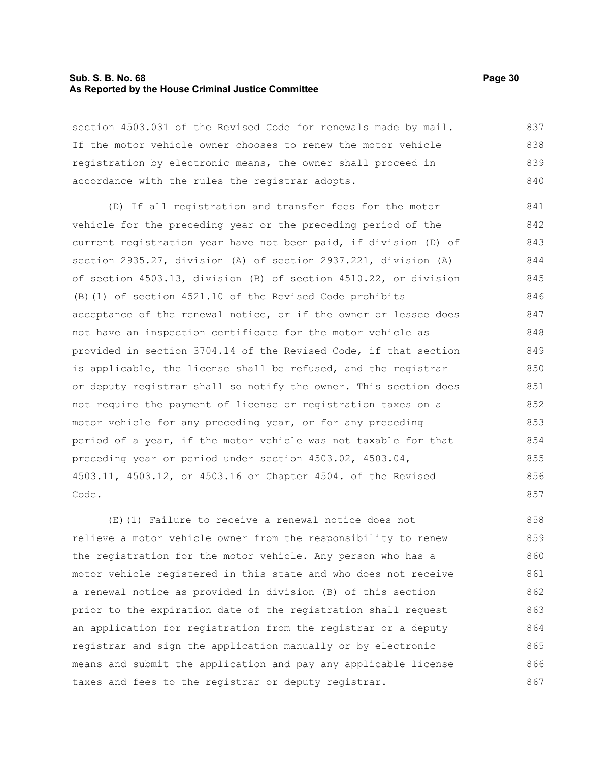section 4503.031 of the Revised Code for renewals made by mail. If the motor vehicle owner chooses to renew the motor vehicle registration by electronic means, the owner shall proceed in accordance with the rules the registrar adopts.

(D) If all registration and transfer fees for the motor vehicle for the preceding year or the preceding period of the current registration year have not been paid, if division (D) of section 2935.27, division (A) of section 2937.221, division (A) of section 4503.13, division (B) of section 4510.22, or division (B)(1) of section 4521.10 of the Revised Code prohibits acceptance of the renewal notice, or if the owner or lessee does not have an inspection certificate for the motor vehicle as provided in section 3704.14 of the Revised Code, if that section is applicable, the license shall be refused, and the registrar or deputy registrar shall so notify the owner. This section does not require the payment of license or registration taxes on a motor vehicle for any preceding year, or for any preceding period of a year, if the motor vehicle was not taxable for that preceding year or period under section 4503.02, 4503.04, 4503.11, 4503.12, or 4503.16 or Chapter 4504. of the Revised Code.

(E)(1) Failure to receive a renewal notice does not relieve a motor vehicle owner from the responsibility to renew the registration for the motor vehicle. Any person who has a motor vehicle registered in this state and who does not receive a renewal notice as provided in division (B) of this section prior to the expiration date of the registration shall request an application for registration from the registrar or a deputy registrar and sign the application manually or by electronic means and submit the application and pay any applicable license taxes and fees to the registrar or deputy registrar.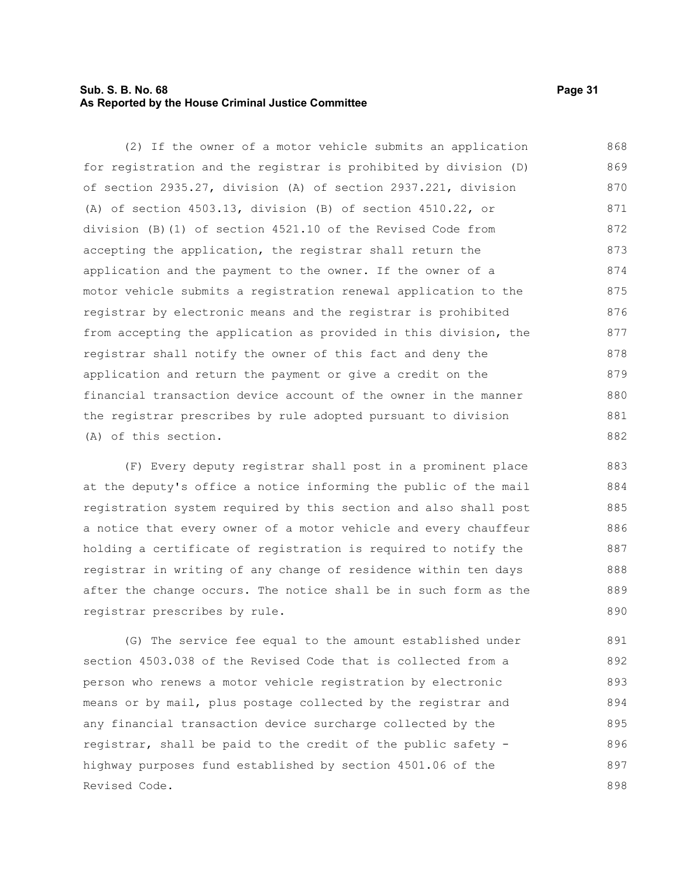(2) If the owner of a motor vehicle submits an application for registration and the registrar is prohibited by division (D) of section 2935.27, division (A) of section 2937.221, division (A) of section 4503.13, division (B) of section 4510.22, or division (B)(1) of section 4521.10 of the Revised Code from accepting the application, the registrar shall return the application and the payment to the owner. If the owner of a motor vehicle submits a registration renewal application to the registrar by electronic means and the registrar is prohibited from accepting the application as provided in this division, the registrar shall notify the owner of this fact and deny the application and return the payment or give a credit on the financial transaction device account of the owner in the manner the registrar prescribes by rule adopted pursuant to division (A) of this section.

(F) Every deputy registrar shall post in a prominent place at the deputy's office a notice informing the public of the mail registration system required by this section and also shall post a notice that every owner of a motor vehicle and every chauffeur holding a certificate of registration is required to notify the registrar in writing of any change of residence within ten days after the change occurs. The notice shall be in such form as the registrar prescribes by rule.

(G) The service fee equal to the amount established under section 4503.038 of the Revised Code that is collected from a person who renews a motor vehicle registration by electronic means or by mail, plus postage collected by the registrar and any financial transaction device surcharge collected by the registrar, shall be paid to the credit of the public safety - highway purposes fund established by section 4501.06 of the Revised Code.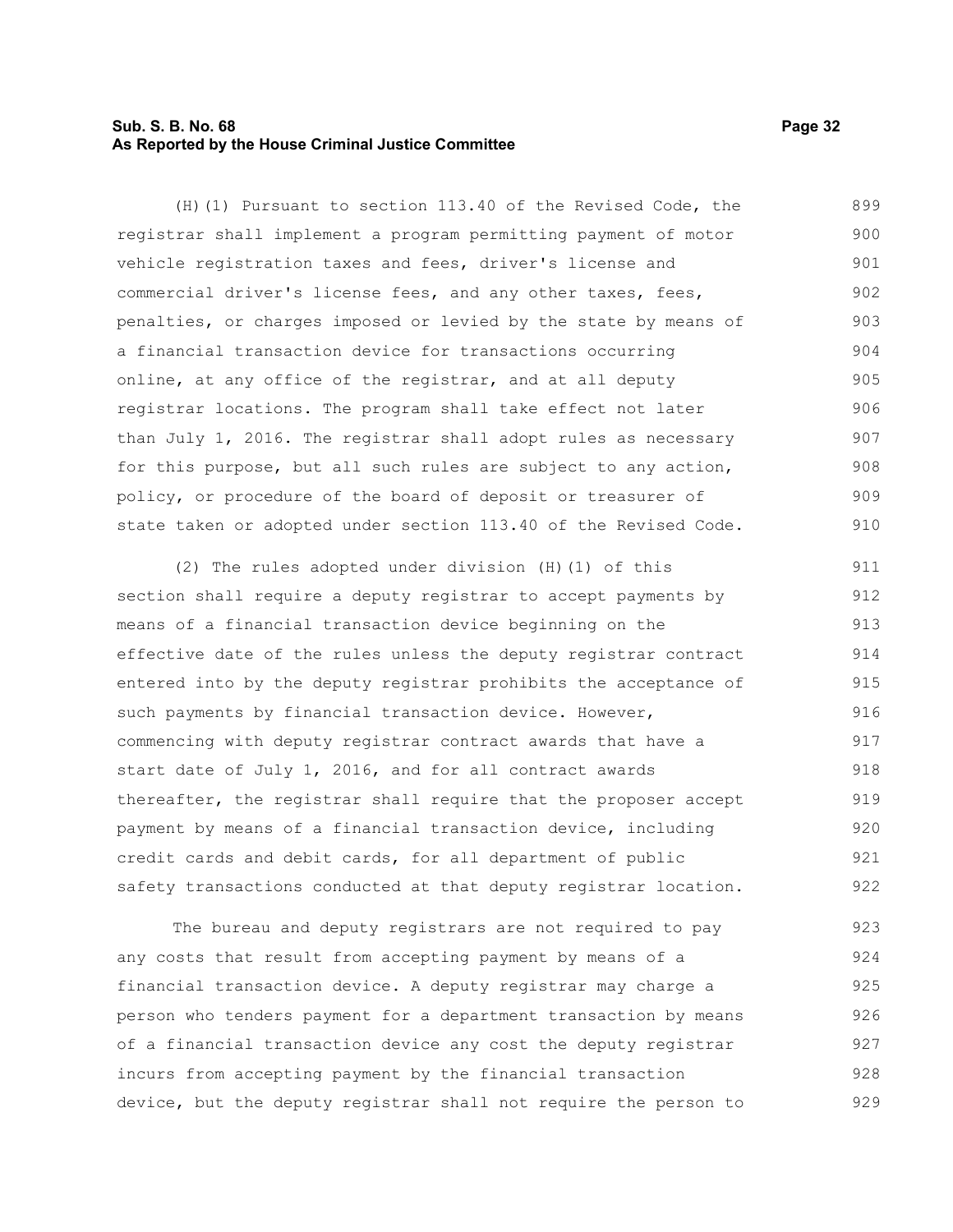(H)(1) Pursuant to section 113.40 of the Revised Code, the registrar shall implement a program permitting payment of motor vehicle registration taxes and fees, driver's license and commercial driver's license fees, and any other taxes, fees, penalties, or charges imposed or levied by the state by means of a financial transaction device for transactions occurring online, at any office of the registrar, and at all deputy registrar locations. The program shall take effect not later than July 1, 2016. The registrar shall adopt rules as necessary for this purpose, but all such rules are subject to any action, policy, or procedure of the board of deposit or treasurer of state taken or adopted under section 113.40 of the Revised Code.

(2) The rules adopted under division (H)(1) of this section shall require a deputy registrar to accept payments by means of a financial transaction device beginning on the effective date of the rules unless the deputy registrar contract entered into by the deputy registrar prohibits the acceptance of such payments by financial transaction device. However, commencing with deputy registrar contract awards that have a start date of July 1, 2016, and for all contract awards thereafter, the registrar shall require that the proposer accept payment by means of a financial transaction device, including credit cards and debit cards, for all department of public safety transactions conducted at that deputy registrar location.

The bureau and deputy registrars are not required to pay any costs that result from accepting payment by means of a financial transaction device. A deputy registrar may charge a person who tenders payment for a department transaction by means of a financial transaction device any cost the deputy registrar incurs from accepting payment by the financial transaction device, but the deputy registrar shall not require the person to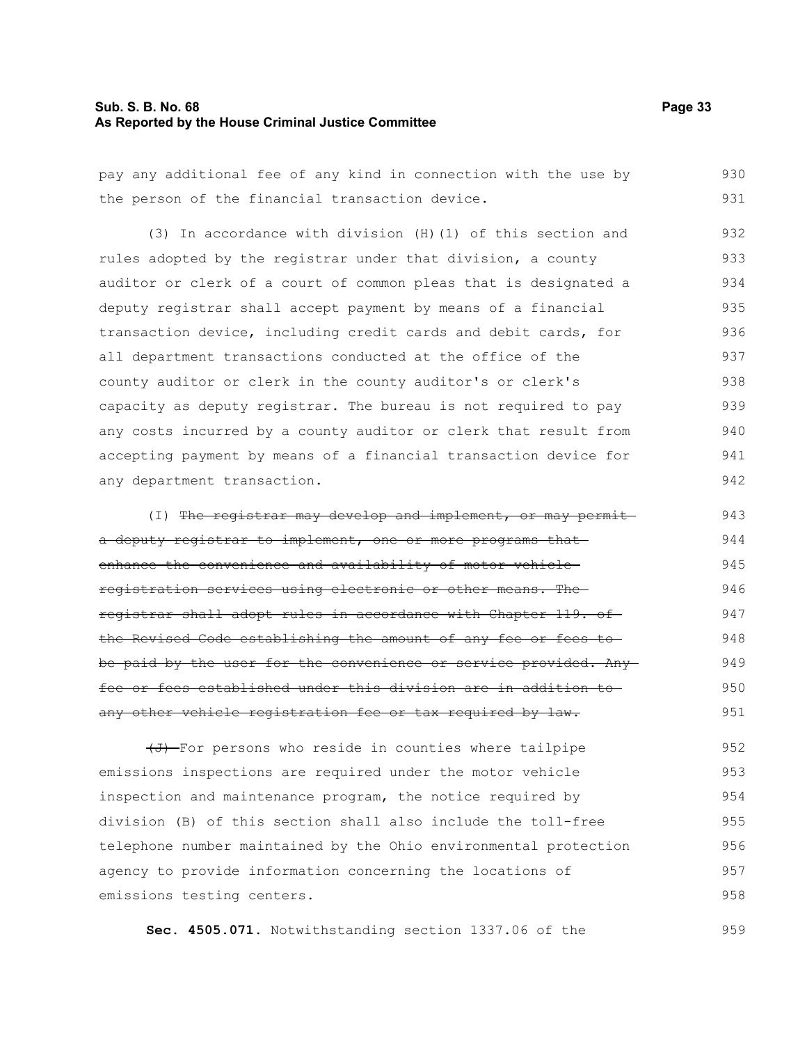pay any additional fee of any kind in connection with the use by the person of the financial transaction device.

(3) In accordance with division (H)(1) of this section and rules adopted by the registrar under that division, a county auditor or clerk of a court of common pleas that is designated a deputy registrar shall accept payment by means of a financial transaction device, including credit cards and debit cards, for all department transactions conducted at the office of the county auditor or clerk in the county auditor's or clerk's capacity as deputy registrar. The bureau is not required to pay any costs incurred by a county auditor or clerk that result from accepting payment by means of a financial transaction device for any department transaction.

(I) ~~The registrar may develop and implement, or may permit a deputy registrar to implement, one or more programs that enhance the convenience and availability of motor vehicle registration services using electronic or other means. The registrar shall adopt rules in accordance with Chapter 119. of the Revised Code establishing the amount of any fee or fees to be paid by the user for the convenience or service provided. Any fee or fees established under this division are in addition to any other vehicle registration fee or tax required by law.~~

~~(J)~~ For persons who reside in counties where tailpipe emissions inspections are required under the motor vehicle inspection and maintenance program, the notice required by division (B) of this section shall also include the toll-free telephone number maintained by the Ohio environmental protection agency to provide information concerning the locations of emissions testing centers.

**Sec. 4505.071.** Notwithstanding section 1337.06 of the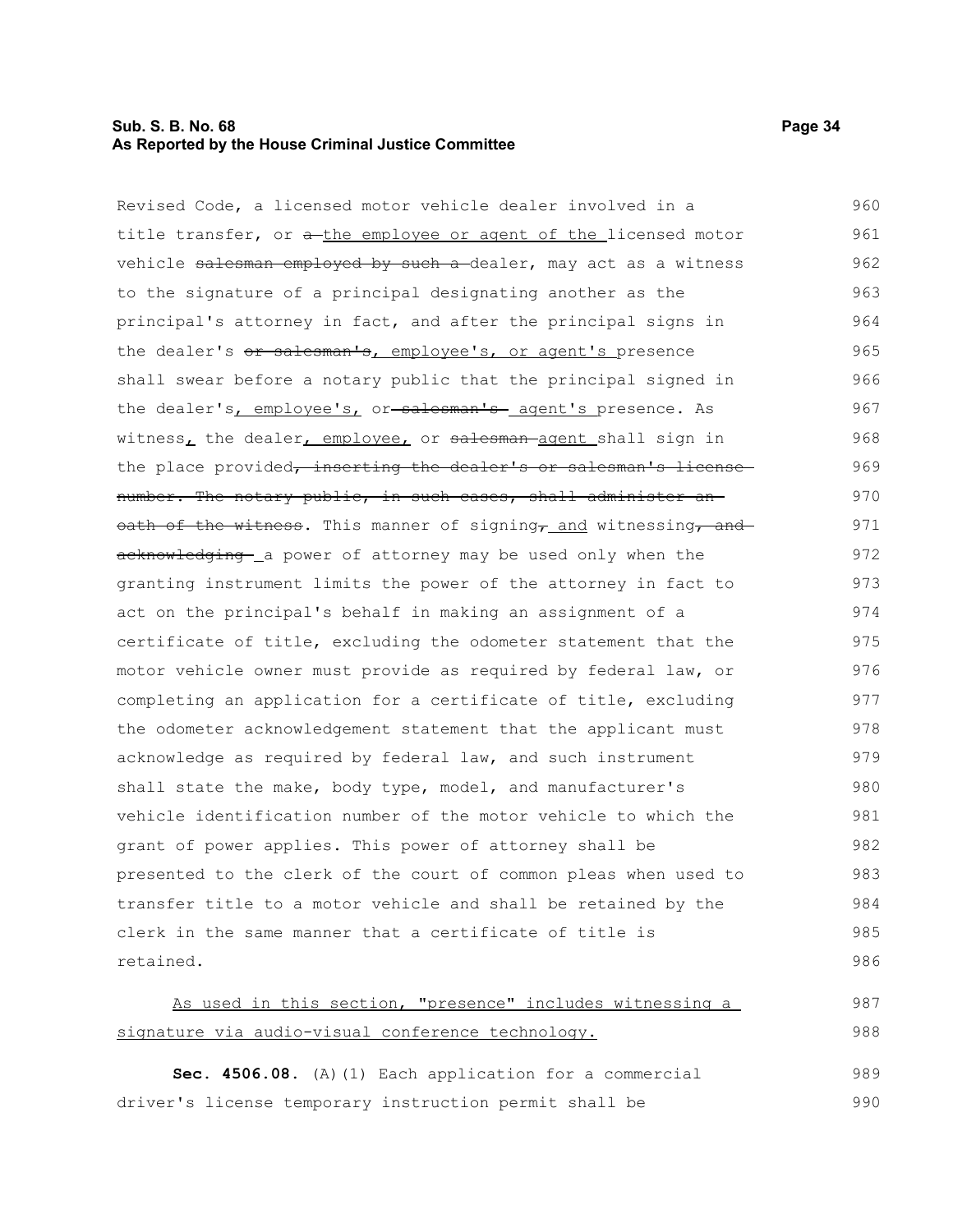Revised Code, a licensed motor vehicle dealer involved in a title transfer, or ~~a~~ <u>the employee or agent of the</u> licensed motor vehicle ~~salesman employed by such a~~ dealer, may act as a witness to the signature of a principal designating another as the principal's attorney in fact, and after the principal signs in the dealer's ~~or salesman's~~<u>, employee's, or agent's</u> presence shall swear before a notary public that the principal signed in the dealer's<u>, employee's,</u> or ~~salesman's~~ <u>agent's</u> presence. As witness<u>,</u> the dealer<u>, employee,</u> or ~~salesman~~ <u>agent</u> shall sign in the place provided~~, inserting the dealer's or salesman's license number. The notary public, in such cases, shall administer an oath of the witness~~. This manner of signing~~,~~ <u>and</u> witnessing~~, and acknowledging~~ a power of attorney may be used only when the granting instrument limits the power of the attorney in fact to act on the principal's behalf in making an assignment of a certificate of title, excluding the odometer statement that the motor vehicle owner must provide as required by federal law, or completing an application for a certificate of title, excluding the odometer acknowledgement statement that the applicant must acknowledge as required by federal law, and such instrument shall state the make, body type, model, and manufacturer's vehicle identification number of the motor vehicle to which the grant of power applies. This power of attorney shall be presented to the clerk of the court of common pleas when used to transfer title to a motor vehicle and shall be retained by the clerk in the same manner that a certificate of title is retained.

<u>As used in this section, "presence" includes witnessing a signature via audio-visual conference technology.</u>

**Sec. 4506.08.** (A)(1) Each application for a commercial driver's license temporary instruction permit shall be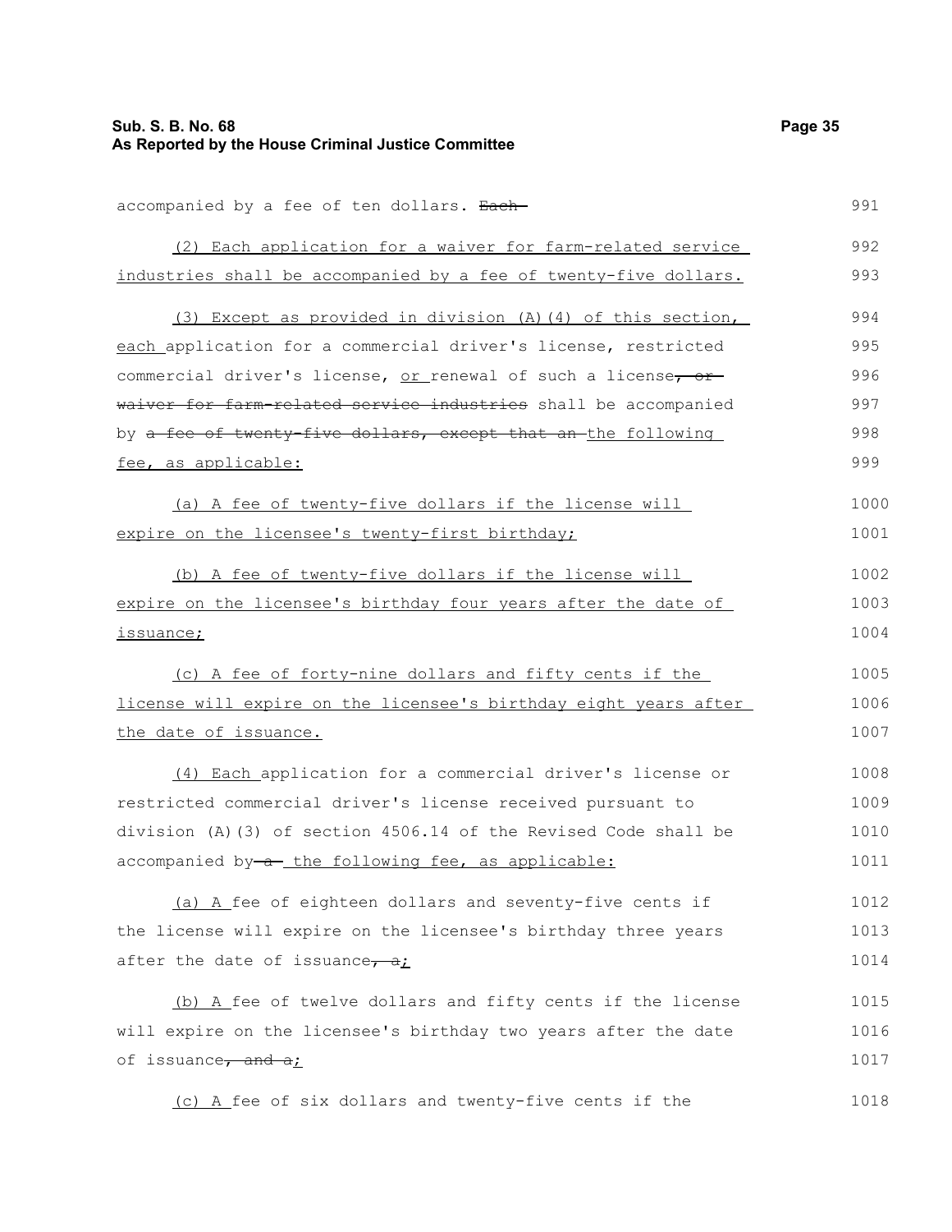accompanied by a fee of ten dollars. ~~Each~~

<u>(2) Each application for a waiver for farm-related service industries shall be accompanied by a fee of twenty-five dollars.</u>

<u>(3) Except as provided in division (A)(4) of this section, each</u> application for a commercial driver's license, restricted commercial driver's license, <u>or</u> renewal of such a license~~, or waiver for farm-related service industries~~ shall be accompanied by ~~a fee of twenty-five dollars, except that an~~ <u>the following fee, as applicable:</u>

<u>(a) A fee of twenty-five dollars if the license will expire on the licensee's twenty-first birthday;</u>

<u>(b) A fee of twenty-five dollars if the license will expire on the licensee's birthday four years after the date of issuance;</u>

<u>(c) A fee of forty-nine dollars and fifty cents if the license will expire on the licensee's birthday eight years after the date of issuance.</u>

<u>(4) Each</u> application for a commercial driver's license or restricted commercial driver's license received pursuant to division (A)(3) of section 4506.14 of the Revised Code shall be accompanied by ~~a~~ <u>the following fee, as applicable:</u>

<u>(a) A</u> fee of eighteen dollars and seventy-five cents if the license will expire on the licensee's birthday three years after the date of issuance~~, a~~<u>;</u>

<u>(b) A</u> fee of twelve dollars and fifty cents if the license will expire on the licensee's birthday two years after the date of issuance~~, and a~~<u>;</u>

<u>(c) A</u> fee of six dollars and twenty-five cents if the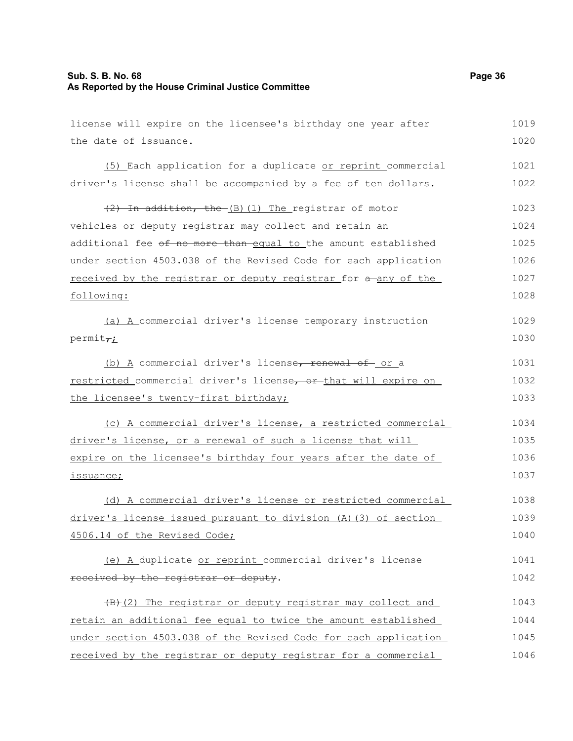license will expire on the licensee's birthday one year after the date of issuance.

(5) Each application for a duplicate or reprint commercial driver's license shall be accompanied by a fee of ten dollars.

~~(2) In addition, the~~ (B)(1) The registrar of motor vehicles or deputy registrar may collect and retain an additional fee ~~of no more than~~ equal to the amount established under section 4503.038 of the Revised Code for each application received by the registrar or deputy registrar for ~~a~~ any of the following:

(a) A commercial driver's license temporary instruction permit~~,~~;

(b) A commercial driver's license~~, renewal of~~ or a restricted commercial driver's license~~, or~~ that will expire on the licensee's twenty-first birthday;

(c) A commercial driver's license, a restricted commercial driver's license, or a renewal of such a license that will expire on the licensee's birthday four years after the date of issuance;

(d) A commercial driver's license or restricted commercial driver's license issued pursuant to division (A)(3) of section 4506.14 of the Revised Code;

(e) A duplicate or reprint commercial driver's license ~~received by the registrar or deputy~~.

~~(B)~~(2) The registrar or deputy registrar may collect and retain an additional fee equal to twice the amount established under section 4503.038 of the Revised Code for each application received by the registrar or deputy registrar for a commercial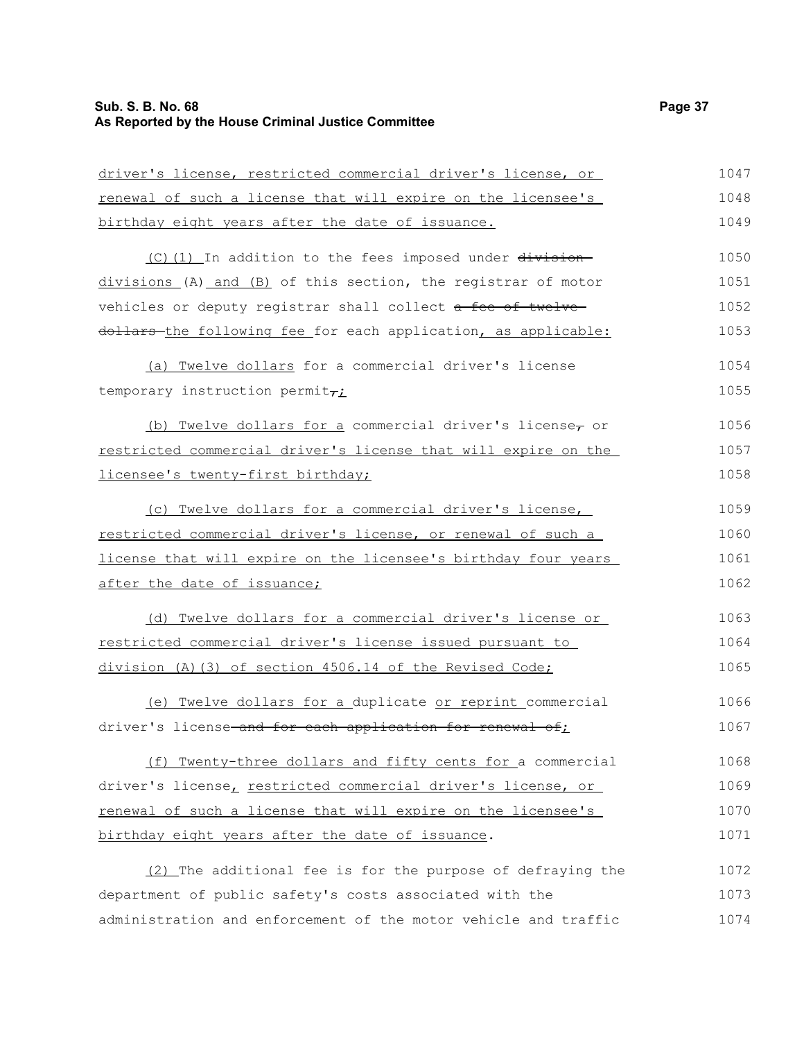driver's license, restricted commercial driver's license, or renewal of such a license that will expire on the licensee's birthday eight years after the date of issuance.

(C)(1) In addition to the fees imposed under division divisions (A) and (B) of this section, the registrar of motor vehicles or deputy registrar shall collect a fee of twelve dollars the following fee for each application, as applicable:

(a) Twelve dollars for a commercial driver's license temporary instruction permit,;

(b) Twelve dollars for a commercial driver's license, or restricted commercial driver's license that will expire on the licensee's twenty-first birthday;

(c) Twelve dollars for a commercial driver's license, restricted commercial driver's license, or renewal of such a license that will expire on the licensee's birthday four years after the date of issuance;

(d) Twelve dollars for a commercial driver's license or restricted commercial driver's license issued pursuant to division (A)(3) of section 4506.14 of the Revised Code;

(e) Twelve dollars for a duplicate or reprint commercial driver's license and for each application for renewal of;

(f) Twenty-three dollars and fifty cents for a commercial driver's license, restricted commercial driver's license, or renewal of such a license that will expire on the licensee's birthday eight years after the date of issuance.

(2) The additional fee is for the purpose of defraying the department of public safety's costs associated with the administration and enforcement of the motor vehicle and traffic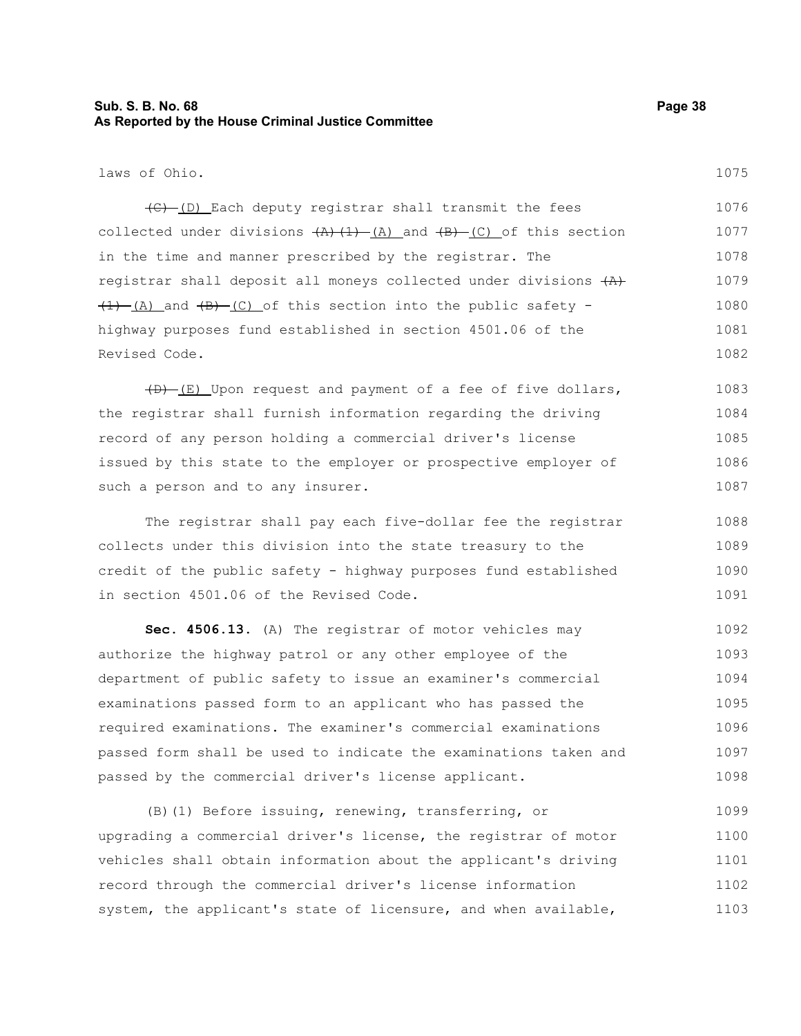laws of Ohio.

~~(C)~~ (D) Each deputy registrar shall transmit the fees collected under divisions ~~(A)(1)~~ (A) and ~~(B)~~ (C) of this section in the time and manner prescribed by the registrar. The registrar shall deposit all moneys collected under divisions ~~(A)(1)~~ (A) and ~~(B)~~ (C) of this section into the public safety - highway purposes fund established in section 4501.06 of the Revised Code.

~~(D)~~ (E) Upon request and payment of a fee of five dollars, the registrar shall furnish information regarding the driving record of any person holding a commercial driver's license issued by this state to the employer or prospective employer of such a person and to any insurer.

The registrar shall pay each five-dollar fee the registrar collects under this division into the state treasury to the credit of the public safety - highway purposes fund established in section 4501.06 of the Revised Code.

**Sec. 4506.13.** (A) The registrar of motor vehicles may authorize the highway patrol or any other employee of the department of public safety to issue an examiner's commercial examinations passed form to an applicant who has passed the required examinations. The examiner's commercial examinations passed form shall be used to indicate the examinations taken and passed by the commercial driver's license applicant.

(B)(1) Before issuing, renewing, transferring, or upgrading a commercial driver's license, the registrar of motor vehicles shall obtain information about the applicant's driving record through the commercial driver's license information system, the applicant's state of licensure, and when available,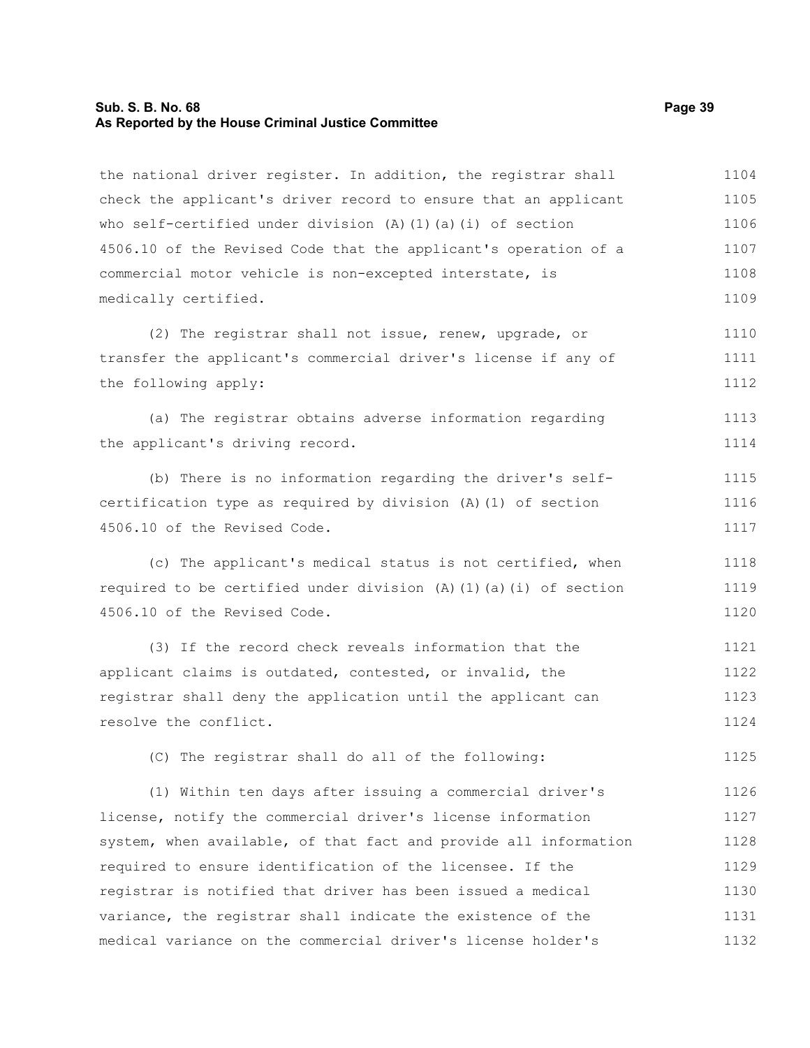the national driver register. In addition, the registrar shall check the applicant's driver record to ensure that an applicant who self-certified under division (A)(1)(a)(i) of section 4506.10 of the Revised Code that the applicant's operation of a commercial motor vehicle is non-excepted interstate, is medically certified.

(2) The registrar shall not issue, renew, upgrade, or transfer the applicant's commercial driver's license if any of the following apply:

(a) The registrar obtains adverse information regarding the applicant's driving record.

(b) There is no information regarding the driver's self-certification type as required by division (A)(1) of section 4506.10 of the Revised Code.

(c) The applicant's medical status is not certified, when required to be certified under division (A)(1)(a)(i) of section 4506.10 of the Revised Code.

(3) If the record check reveals information that the applicant claims is outdated, contested, or invalid, the registrar shall deny the application until the applicant can resolve the conflict.

(C) The registrar shall do all of the following:

(1) Within ten days after issuing a commercial driver's license, notify the commercial driver's license information system, when available, of that fact and provide all information required to ensure identification of the licensee. If the registrar is notified that driver has been issued a medical variance, the registrar shall indicate the existence of the medical variance on the commercial driver's license holder's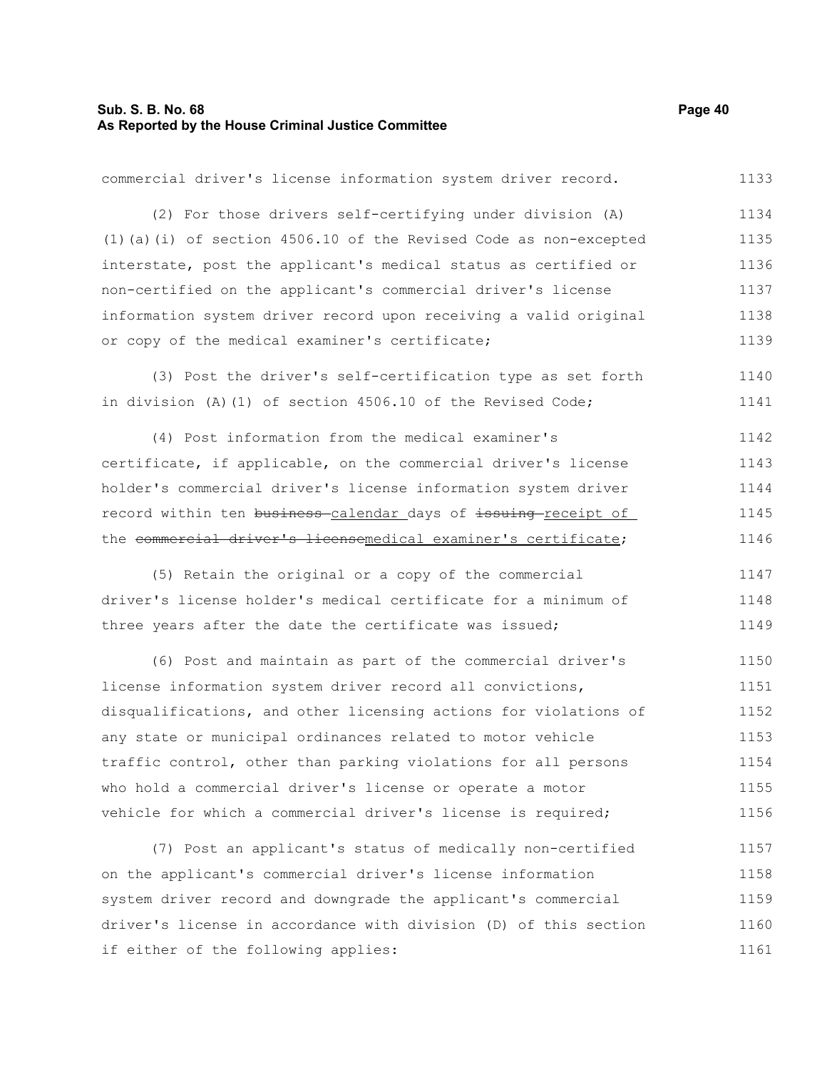commercial driver's license information system driver record.

(2) For those drivers self-certifying under division (A)(1)(a)(i) of section 4506.10 of the Revised Code as non-excepted interstate, post the applicant's medical status as certified or non-certified on the applicant's commercial driver's license information system driver record upon receiving a valid original or copy of the medical examiner's certificate;

(3) Post the driver's self-certification type as set forth in division (A)(1) of section 4506.10 of the Revised Code;

(4) Post information from the medical examiner's certificate, if applicable, on the commercial driver's license holder's commercial driver's license information system driver record within ten ~~business~~ calendar days of ~~issuing~~ receipt of the ~~commercial driver's license~~medical examiner's certificate;

(5) Retain the original or a copy of the commercial driver's license holder's medical certificate for a minimum of three years after the date the certificate was issued;

(6) Post and maintain as part of the commercial driver's license information system driver record all convictions, disqualifications, and other licensing actions for violations of any state or municipal ordinances related to motor vehicle traffic control, other than parking violations for all persons who hold a commercial driver's license or operate a motor vehicle for which a commercial driver's license is required;

(7) Post an applicant's status of medically non-certified on the applicant's commercial driver's license information system driver record and downgrade the applicant's commercial driver's license in accordance with division (D) of this section if either of the following applies: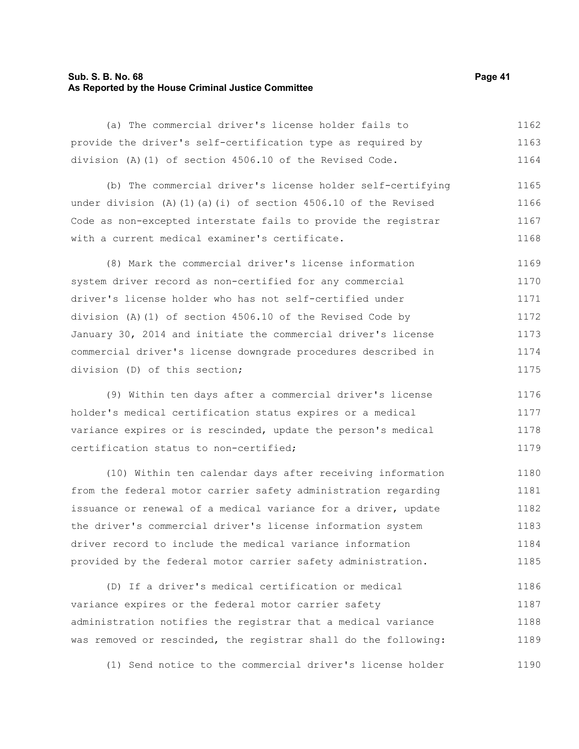(a) The commercial driver's license holder fails to provide the driver's self-certification type as required by division (A)(1) of section 4506.10 of the Revised Code.

(b) The commercial driver's license holder self-certifying under division (A)(1)(a)(i) of section 4506.10 of the Revised Code as non-excepted interstate fails to provide the registrar with a current medical examiner's certificate.

(8) Mark the commercial driver's license information system driver record as non-certified for any commercial driver's license holder who has not self-certified under division (A)(1) of section 4506.10 of the Revised Code by January 30, 2014 and initiate the commercial driver's license commercial driver's license downgrade procedures described in division (D) of this section;

(9) Within ten days after a commercial driver's license holder's medical certification status expires or a medical variance expires or is rescinded, update the person's medical certification status to non-certified;

(10) Within ten calendar days after receiving information from the federal motor carrier safety administration regarding issuance or renewal of a medical variance for a driver, update the driver's commercial driver's license information system driver record to include the medical variance information provided by the federal motor carrier safety administration.

(D) If a driver's medical certification or medical variance expires or the federal motor carrier safety administration notifies the registrar that a medical variance was removed or rescinded, the registrar shall do the following:

(1) Send notice to the commercial driver's license holder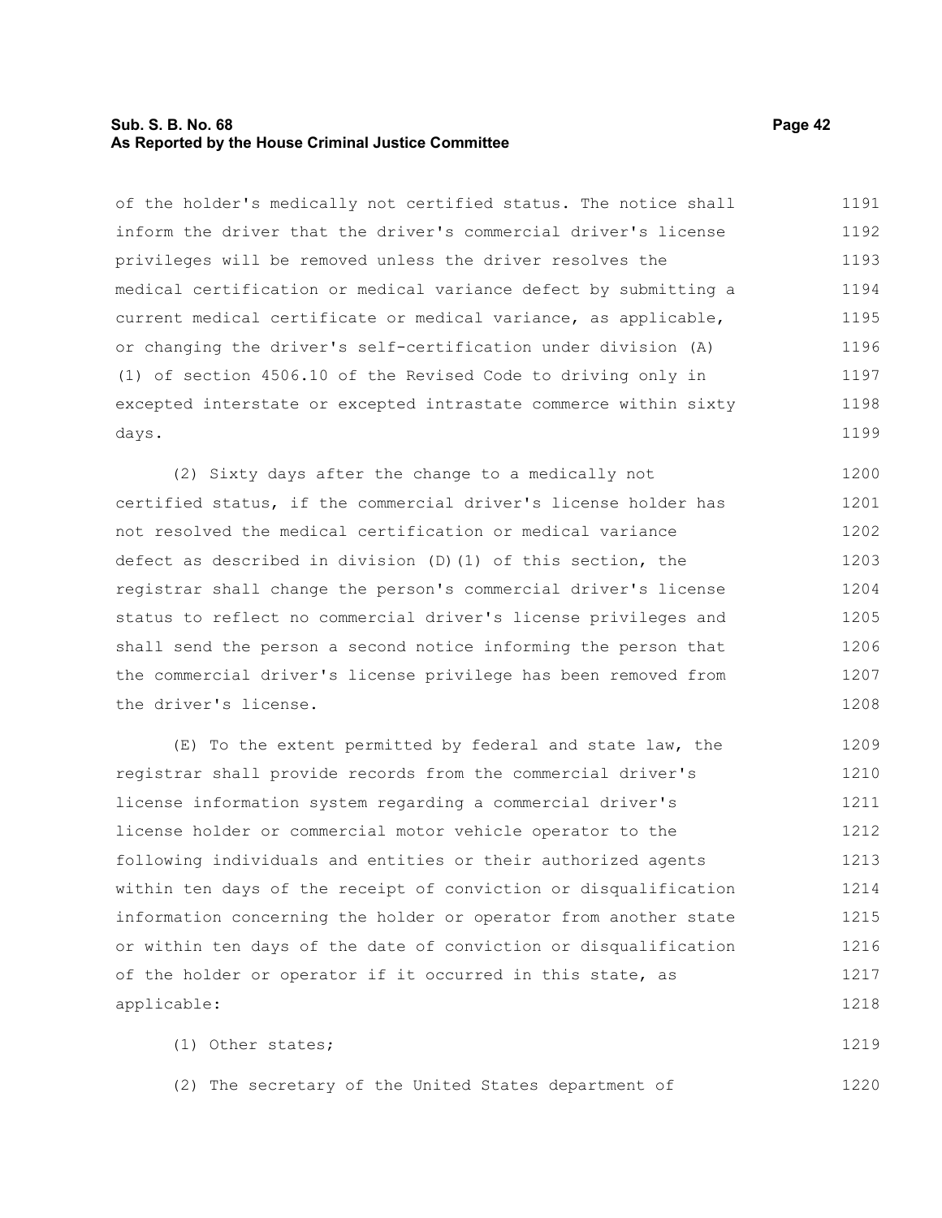of the holder's medically not certified status. The notice shall inform the driver that the driver's commercial driver's license privileges will be removed unless the driver resolves the medical certification or medical variance defect by submitting a current medical certificate or medical variance, as applicable, or changing the driver's self-certification under division (A)(1) of section 4506.10 of the Revised Code to driving only in excepted interstate or excepted intrastate commerce within sixty days.

(2) Sixty days after the change to a medically not certified status, if the commercial driver's license holder has not resolved the medical certification or medical variance defect as described in division (D)(1) of this section, the registrar shall change the person's commercial driver's license status to reflect no commercial driver's license privileges and shall send the person a second notice informing the person that the commercial driver's license privilege has been removed from the driver's license.

(E) To the extent permitted by federal and state law, the registrar shall provide records from the commercial driver's license information system regarding a commercial driver's license holder or commercial motor vehicle operator to the following individuals and entities or their authorized agents within ten days of the receipt of conviction or disqualification information concerning the holder or operator from another state or within ten days of the date of conviction or disqualification of the holder or operator if it occurred in this state, as applicable:

(1) Other states;

(2) The secretary of the United States department of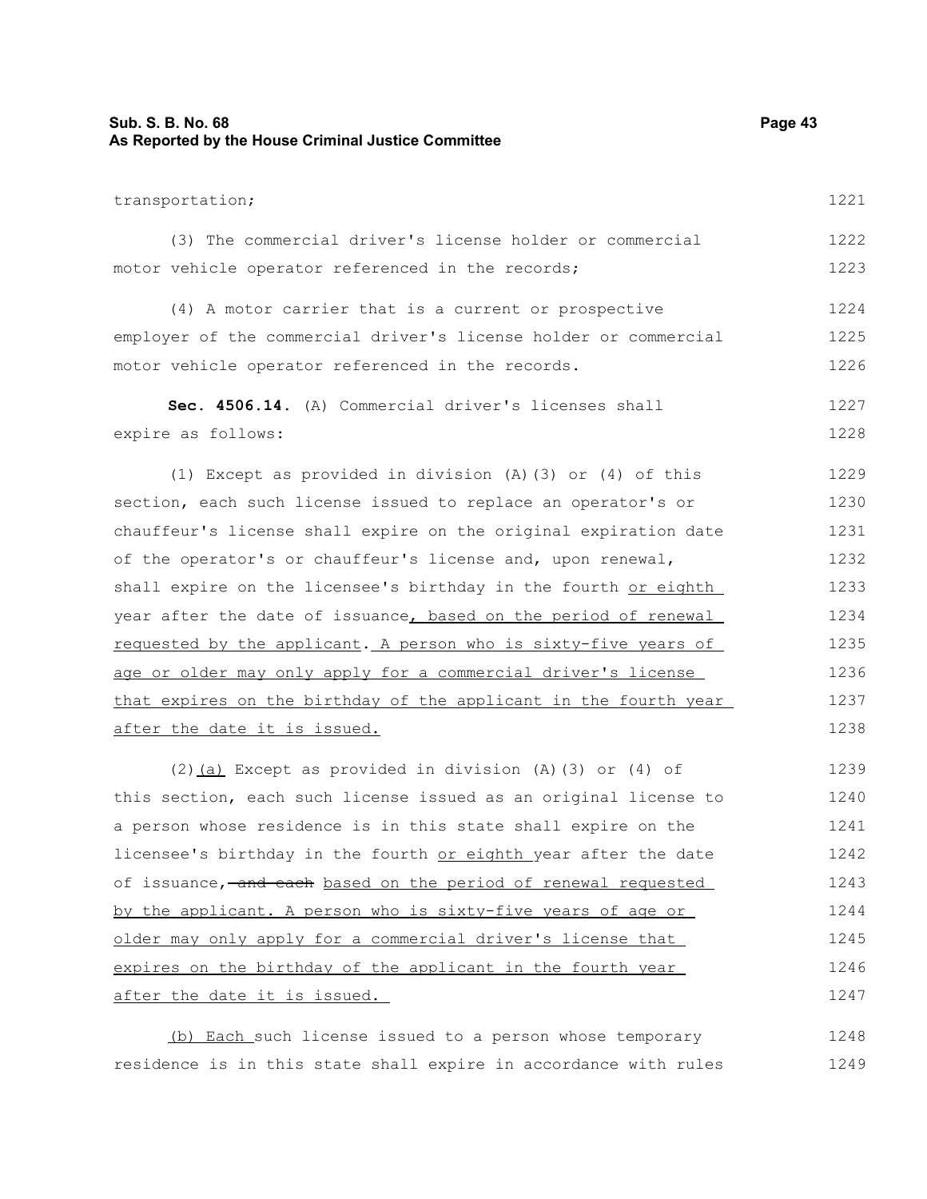transportation;

(3) The commercial driver's license holder or commercial motor vehicle operator referenced in the records;

(4) A motor carrier that is a current or prospective employer of the commercial driver's license holder or commercial motor vehicle operator referenced in the records.

**Sec. 4506.14.** (A) Commercial driver's licenses shall expire as follows:

(1) Except as provided in division (A)(3) or (4) of this section, each such license issued to replace an operator's or chauffeur's license shall expire on the original expiration date of the operator's or chauffeur's license and, upon renewal, shall expire on the licensee's birthday in the fourth <u>or eighth</u> year after the date of issuance<u>, based on the period of renewal requested by the applicant</u>. <u>A person who is sixty-five years of age or older may only apply for a commercial driver's license that expires on the birthday of the applicant in the fourth year after the date it is issued.</u>

(2)<u>(a)</u> Except as provided in division (A)(3) or (4) of this section, each such license issued as an original license to a person whose residence is in this state shall expire on the licensee's birthday in the fourth <u>or eighth</u> year after the date of issuance, ~~and each~~ <u>based on the period of renewal requested by the applicant. A person who is sixty-five years of age or older may only apply for a commercial driver's license that expires on the birthday of the applicant in the fourth year after the date it is issued.</u>

<u>(b) Each</u> such license issued to a person whose temporary residence is in this state shall expire in accordance with rules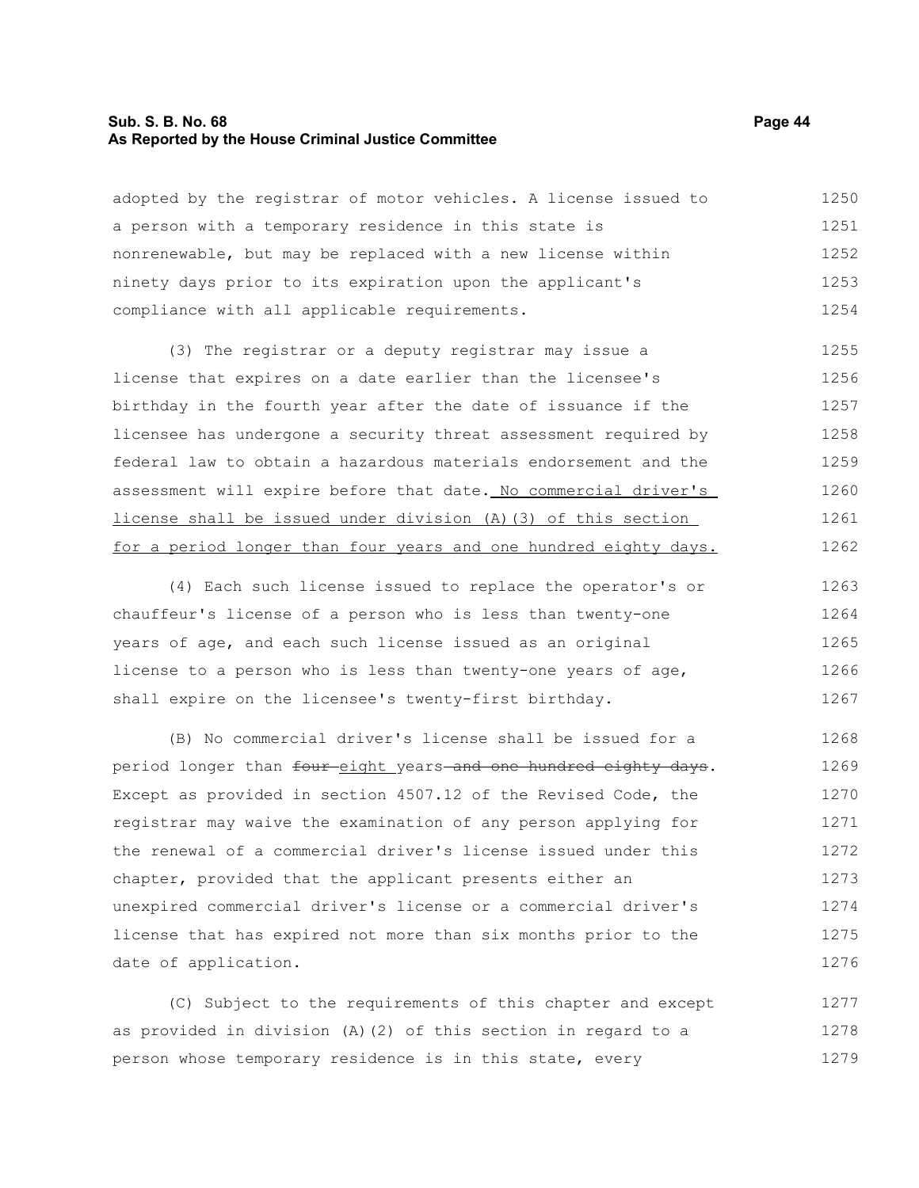adopted by the registrar of motor vehicles. A license issued to a person with a temporary residence in this state is nonrenewable, but may be replaced with a new license within ninety days prior to its expiration upon the applicant's compliance with all applicable requirements.

(3) The registrar or a deputy registrar may issue a license that expires on a date earlier than the licensee's birthday in the fourth year after the date of issuance if the licensee has undergone a security threat assessment required by federal law to obtain a hazardous materials endorsement and the assessment will expire before that date. <u>No commercial driver's license shall be issued under division (A)(3) of this section for a period longer than four years and one hundred eighty days.</u>

(4) Each such license issued to replace the operator's or chauffeur's license of a person who is less than twenty-one years of age, and each such license issued as an original license to a person who is less than twenty-one years of age, shall expire on the licensee's twenty-first birthday.

(B) No commercial driver's license shall be issued for a period longer than ~~four~~ <u>eight</u> years ~~and one hundred eighty days~~. Except as provided in section 4507.12 of the Revised Code, the registrar may waive the examination of any person applying for the renewal of a commercial driver's license issued under this chapter, provided that the applicant presents either an unexpired commercial driver's license or a commercial driver's license that has expired not more than six months prior to the date of application.

(C) Subject to the requirements of this chapter and except as provided in division (A)(2) of this section in regard to a person whose temporary residence is in this state, every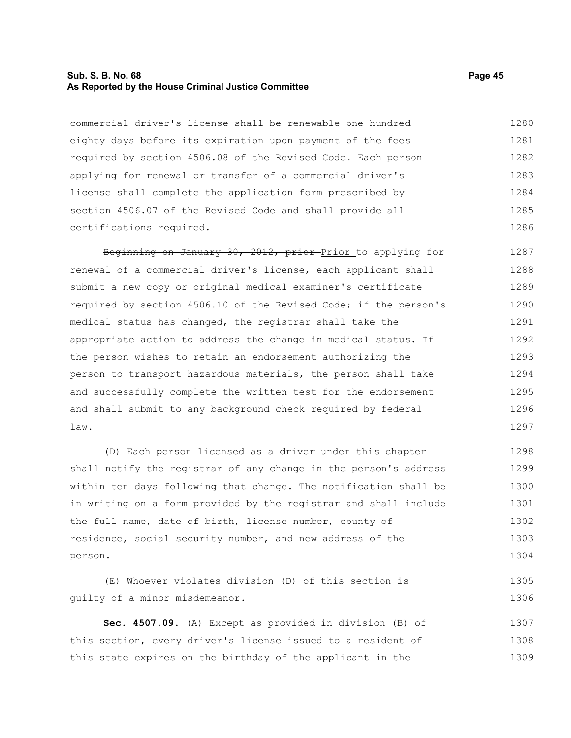commercial driver's license shall be renewable one hundred eighty days before its expiration upon payment of the fees required by section 4506.08 of the Revised Code. Each person applying for renewal or transfer of a commercial driver's license shall complete the application form prescribed by section 4506.07 of the Revised Code and shall provide all certifications required.

~~Beginning on January 30, 2012, prior~~ Prior to applying for renewal of a commercial driver's license, each applicant shall submit a new copy or original medical examiner's certificate required by section 4506.10 of the Revised Code; if the person's medical status has changed, the registrar shall take the appropriate action to address the change in medical status. If the person wishes to retain an endorsement authorizing the person to transport hazardous materials, the person shall take and successfully complete the written test for the endorsement and shall submit to any background check required by federal law.

(D) Each person licensed as a driver under this chapter shall notify the registrar of any change in the person's address within ten days following that change. The notification shall be in writing on a form provided by the registrar and shall include the full name, date of birth, license number, county of residence, social security number, and new address of the person.

(E) Whoever violates division (D) of this section is guilty of a minor misdemeanor.

**Sec. 4507.09.** (A) Except as provided in division (B) of this section, every driver's license issued to a resident of this state expires on the birthday of the applicant in the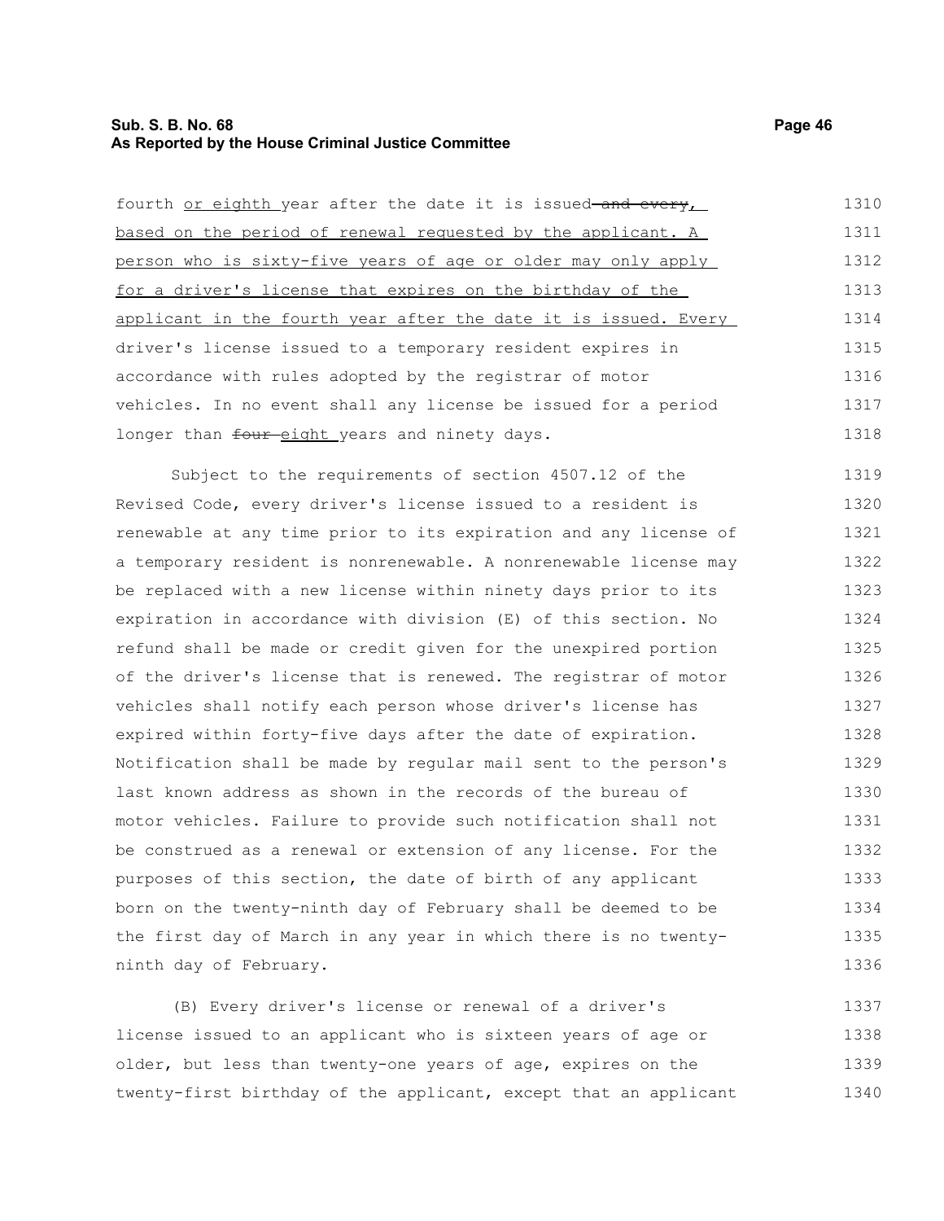fourth or eighth year after the date it is issued and every, based on the period of renewal requested by the applicant. A person who is sixty-five years of age or older may only apply for a driver's license that expires on the birthday of the applicant in the fourth year after the date it is issued. Every driver's license issued to a temporary resident expires in accordance with rules adopted by the registrar of motor vehicles. In no event shall any license be issued for a period longer than four eight years and ninety days.

Subject to the requirements of section 4507.12 of the Revised Code, every driver's license issued to a resident is renewable at any time prior to its expiration and any license of a temporary resident is nonrenewable. A nonrenewable license may be replaced with a new license within ninety days prior to its expiration in accordance with division (E) of this section. No refund shall be made or credit given for the unexpired portion of the driver's license that is renewed. The registrar of motor vehicles shall notify each person whose driver's license has expired within forty-five days after the date of expiration. Notification shall be made by regular mail sent to the person's last known address as shown in the records of the bureau of motor vehicles. Failure to provide such notification shall not be construed as a renewal or extension of any license. For the purposes of this section, the date of birth of any applicant born on the twenty-ninth day of February shall be deemed to be the first day of March in any year in which there is no twenty-ninth day of February.

(B) Every driver's license or renewal of a driver's license issued to an applicant who is sixteen years of age or older, but less than twenty-one years of age, expires on the twenty-first birthday of the applicant, except that an applicant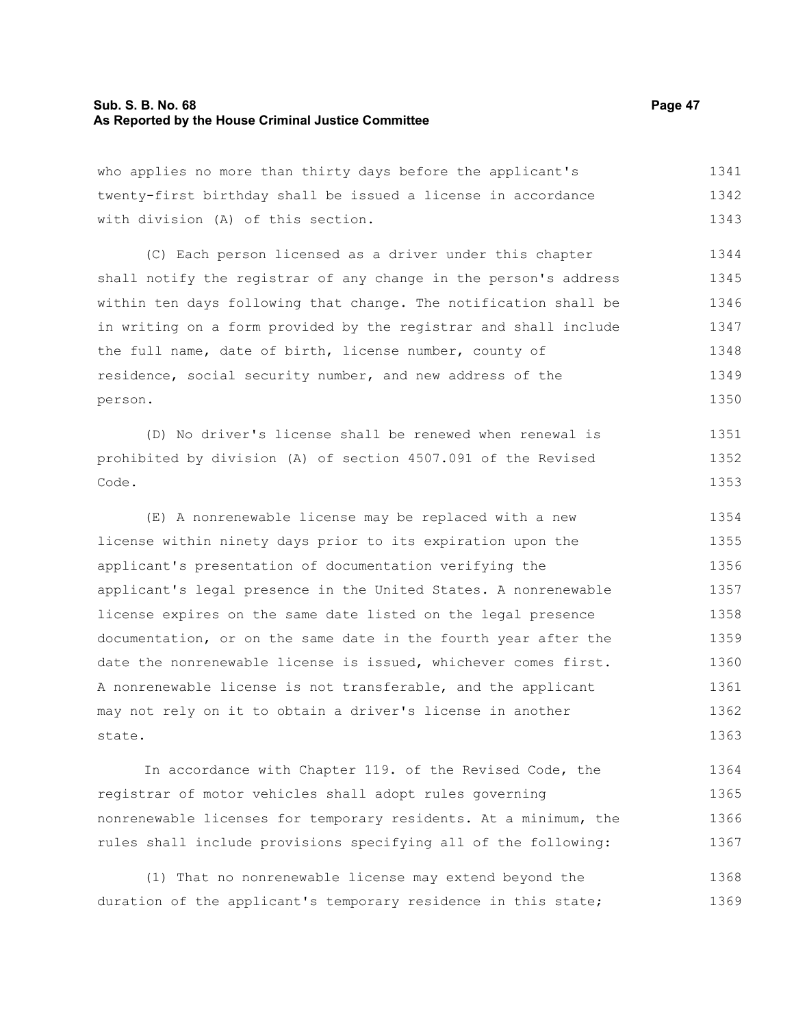who applies no more than thirty days before the applicant's twenty-first birthday shall be issued a license in accordance with division (A) of this section.

(C) Each person licensed as a driver under this chapter shall notify the registrar of any change in the person's address within ten days following that change. The notification shall be in writing on a form provided by the registrar and shall include the full name, date of birth, license number, county of residence, social security number, and new address of the person.

(D) No driver's license shall be renewed when renewal is prohibited by division (A) of section 4507.091 of the Revised Code.

(E) A nonrenewable license may be replaced with a new license within ninety days prior to its expiration upon the applicant's presentation of documentation verifying the applicant's legal presence in the United States. A nonrenewable license expires on the same date listed on the legal presence documentation, or on the same date in the fourth year after the date the nonrenewable license is issued, whichever comes first. A nonrenewable license is not transferable, and the applicant may not rely on it to obtain a driver's license in another state.

In accordance with Chapter 119. of the Revised Code, the registrar of motor vehicles shall adopt rules governing nonrenewable licenses for temporary residents. At a minimum, the rules shall include provisions specifying all of the following:

(1) That no nonrenewable license may extend beyond the duration of the applicant's temporary residence in this state;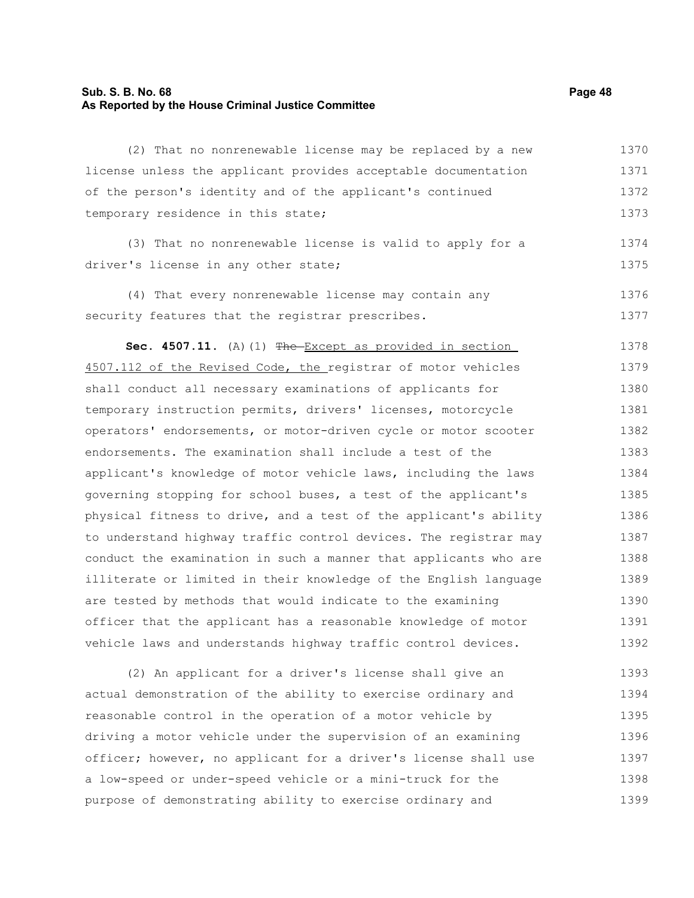(2) That no nonrenewable license may be replaced by a new license unless the applicant provides acceptable documentation of the person's identity and of the applicant's continued temporary residence in this state;

(3) That no nonrenewable license is valid to apply for a driver's license in any other state;

(4) That every nonrenewable license may contain any security features that the registrar prescribes.

**Sec. 4507.11.** (A)(1) ~~The~~ Except as provided in section 4507.112 of the Revised Code, the registrar of motor vehicles shall conduct all necessary examinations of applicants for temporary instruction permits, drivers' licenses, motorcycle operators' endorsements, or motor-driven cycle or motor scooter endorsements. The examination shall include a test of the applicant's knowledge of motor vehicle laws, including the laws governing stopping for school buses, a test of the applicant's physical fitness to drive, and a test of the applicant's ability to understand highway traffic control devices. The registrar may conduct the examination in such a manner that applicants who are illiterate or limited in their knowledge of the English language are tested by methods that would indicate to the examining officer that the applicant has a reasonable knowledge of motor vehicle laws and understands highway traffic control devices.

(2) An applicant for a driver's license shall give an actual demonstration of the ability to exercise ordinary and reasonable control in the operation of a motor vehicle by driving a motor vehicle under the supervision of an examining officer; however, no applicant for a driver's license shall use a low-speed or under-speed vehicle or a mini-truck for the purpose of demonstrating ability to exercise ordinary and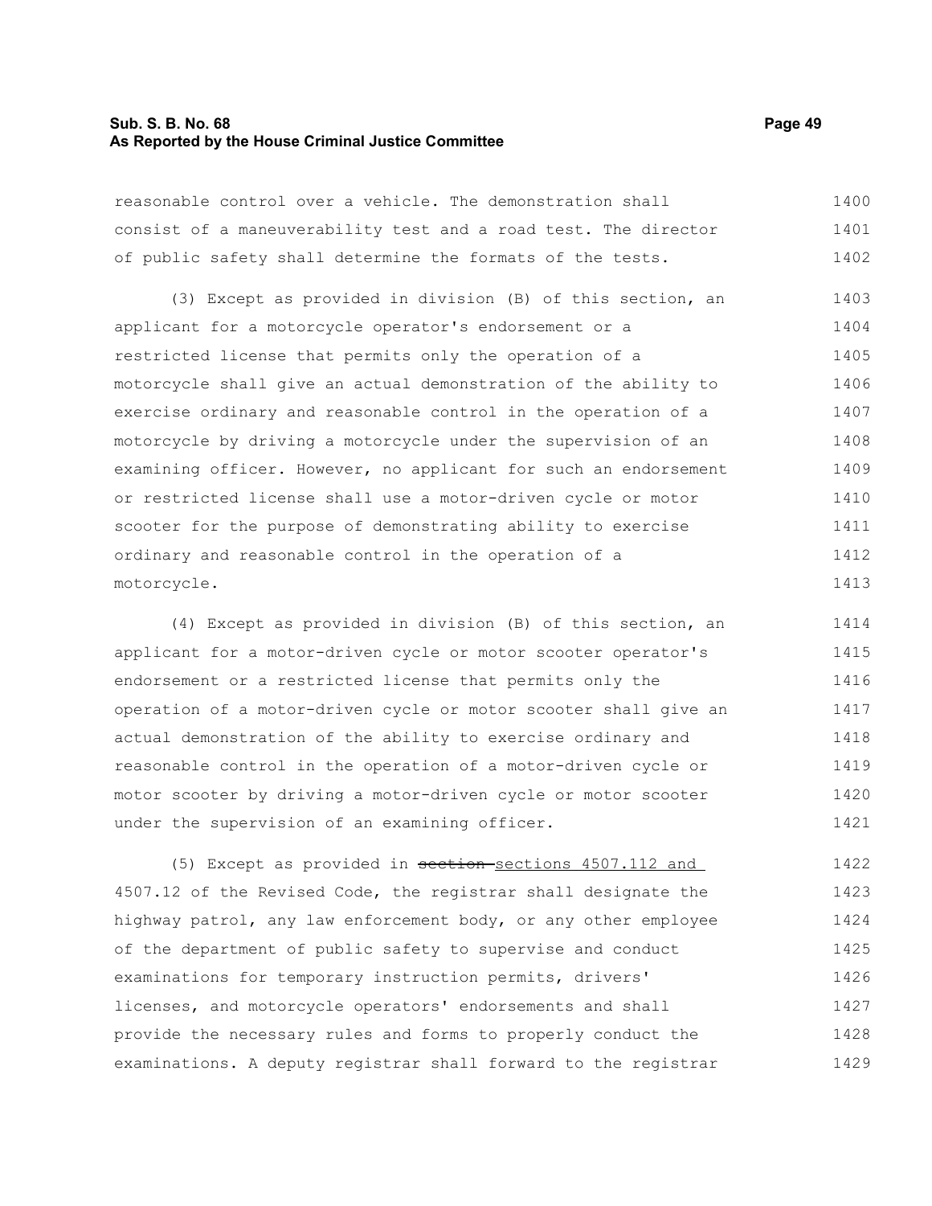reasonable control over a vehicle. The demonstration shall consist of a maneuverability test and a road test. The director of public safety shall determine the formats of the tests.

(3) Except as provided in division (B) of this section, an applicant for a motorcycle operator's endorsement or a restricted license that permits only the operation of a motorcycle shall give an actual demonstration of the ability to exercise ordinary and reasonable control in the operation of a motorcycle by driving a motorcycle under the supervision of an examining officer. However, no applicant for such an endorsement or restricted license shall use a motor-driven cycle or motor scooter for the purpose of demonstrating ability to exercise ordinary and reasonable control in the operation of a motorcycle.

(4) Except as provided in division (B) of this section, an applicant for a motor-driven cycle or motor scooter operator's endorsement or a restricted license that permits only the operation of a motor-driven cycle or motor scooter shall give an actual demonstration of the ability to exercise ordinary and reasonable control in the operation of a motor-driven cycle or motor scooter by driving a motor-driven cycle or motor scooter under the supervision of an examining officer.

(5) Except as provided in ~~section~~ sections 4507.112 and 4507.12 of the Revised Code, the registrar shall designate the highway patrol, any law enforcement body, or any other employee of the department of public safety to supervise and conduct examinations for temporary instruction permits, drivers' licenses, and motorcycle operators' endorsements and shall provide the necessary rules and forms to properly conduct the examinations. A deputy registrar shall forward to the registrar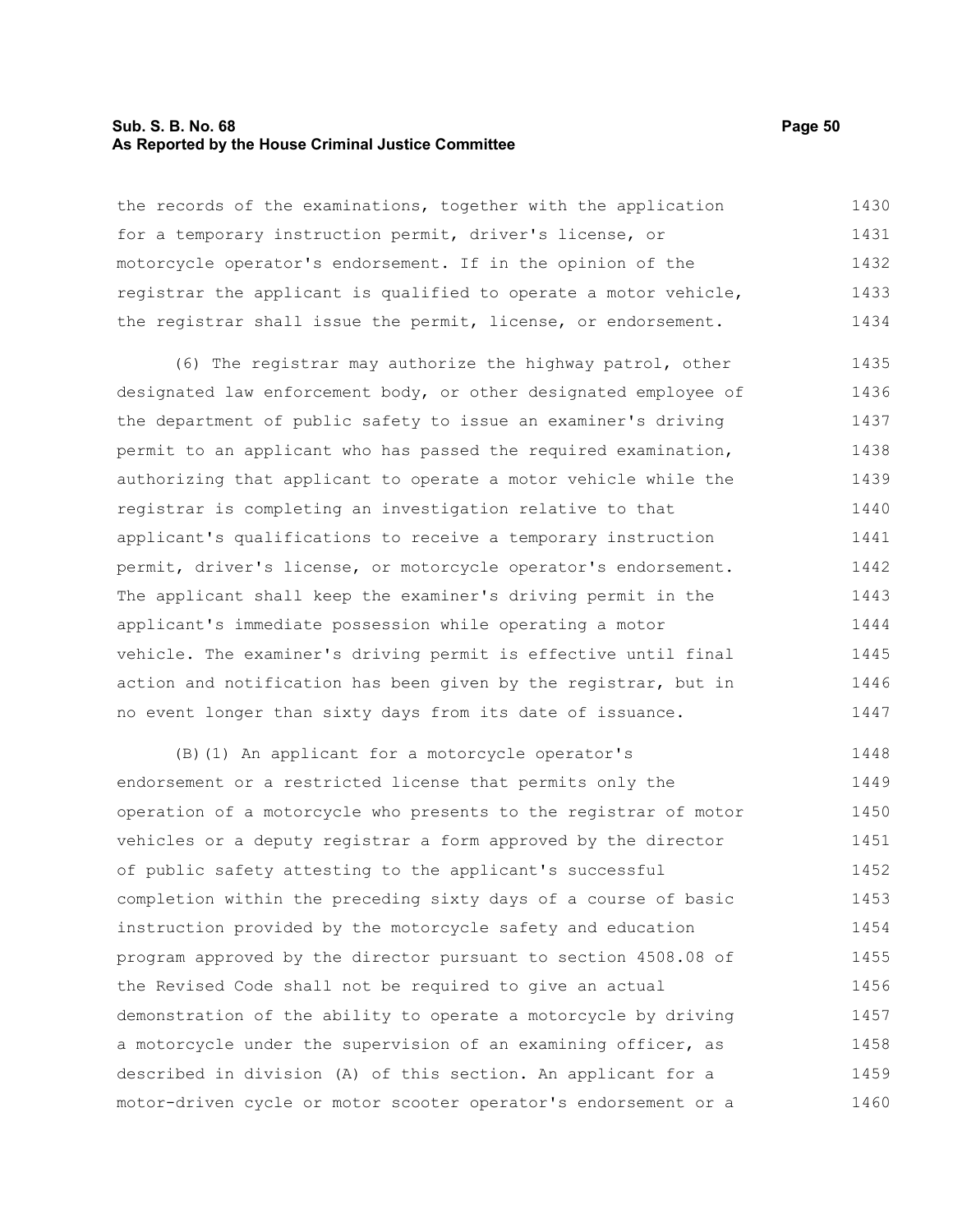the records of the examinations, together with the application for a temporary instruction permit, driver's license, or motorcycle operator's endorsement. If in the opinion of the registrar the applicant is qualified to operate a motor vehicle, the registrar shall issue the permit, license, or endorsement.

(6) The registrar may authorize the highway patrol, other designated law enforcement body, or other designated employee of the department of public safety to issue an examiner's driving permit to an applicant who has passed the required examination, authorizing that applicant to operate a motor vehicle while the registrar is completing an investigation relative to that applicant's qualifications to receive a temporary instruction permit, driver's license, or motorcycle operator's endorsement. The applicant shall keep the examiner's driving permit in the applicant's immediate possession while operating a motor vehicle. The examiner's driving permit is effective until final action and notification has been given by the registrar, but in no event longer than sixty days from its date of issuance.

(B)(1) An applicant for a motorcycle operator's endorsement or a restricted license that permits only the operation of a motorcycle who presents to the registrar of motor vehicles or a deputy registrar a form approved by the director of public safety attesting to the applicant's successful completion within the preceding sixty days of a course of basic instruction provided by the motorcycle safety and education program approved by the director pursuant to section 4508.08 of the Revised Code shall not be required to give an actual demonstration of the ability to operate a motorcycle by driving a motorcycle under the supervision of an examining officer, as described in division (A) of this section. An applicant for a motor-driven cycle or motor scooter operator's endorsement or a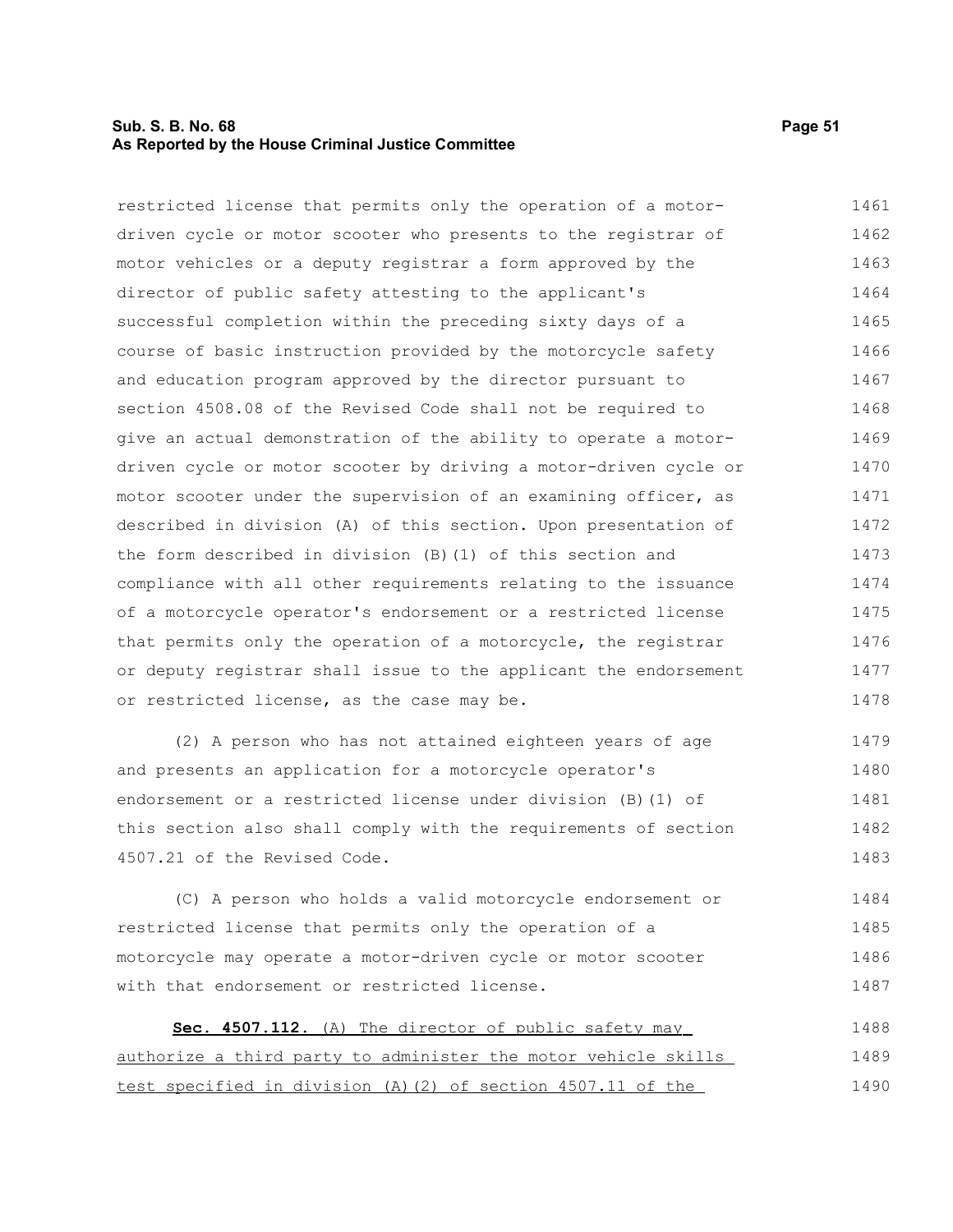restricted license that permits only the operation of a motor-driven cycle or motor scooter who presents to the registrar of motor vehicles or a deputy registrar a form approved by the director of public safety attesting to the applicant's successful completion within the preceding sixty days of a course of basic instruction provided by the motorcycle safety and education program approved by the director pursuant to section 4508.08 of the Revised Code shall not be required to give an actual demonstration of the ability to operate a motor-driven cycle or motor scooter by driving a motor-driven cycle or motor scooter under the supervision of an examining officer, as described in division (A) of this section. Upon presentation of the form described in division (B)(1) of this section and compliance with all other requirements relating to the issuance of a motorcycle operator's endorsement or a restricted license that permits only the operation of a motorcycle, the registrar or deputy registrar shall issue to the applicant the endorsement or restricted license, as the case may be.

(2) A person who has not attained eighteen years of age and presents an application for a motorcycle operator's endorsement or a restricted license under division (B)(1) of this section also shall comply with the requirements of section 4507.21 of the Revised Code.

(C) A person who holds a valid motorcycle endorsement or restricted license that permits only the operation of a motorcycle may operate a motor-driven cycle or motor scooter with that endorsement or restricted license.

**Sec. 4507.112.** (A) The director of public safety may authorize a third party to administer the motor vehicle skills test specified in division (A)(2) of section 4507.11 of the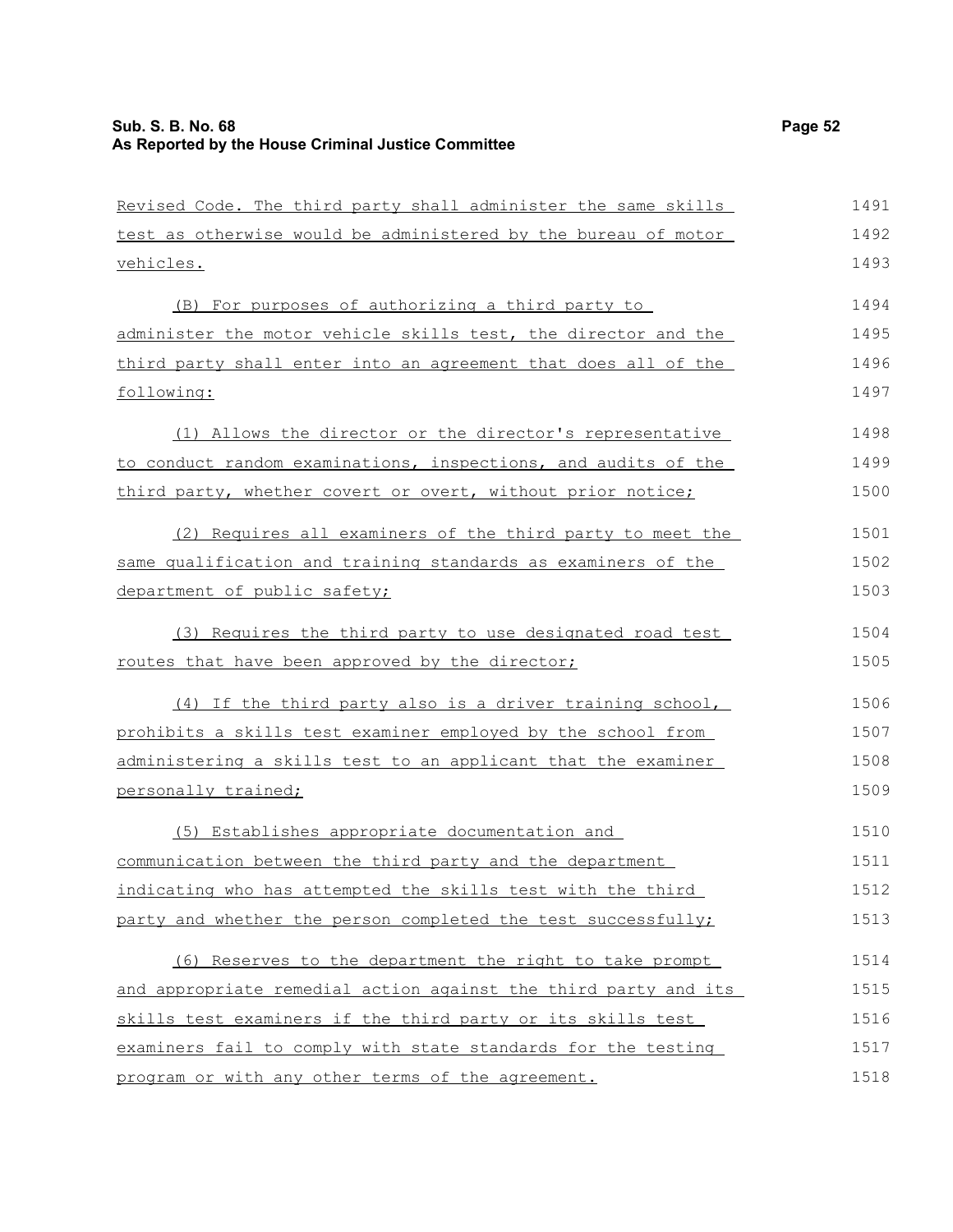Revised Code. The third party shall administer the same skills test as otherwise would be administered by the bureau of motor vehicles.

(B) For purposes of authorizing a third party to administer the motor vehicle skills test, the director and the third party shall enter into an agreement that does all of the following:

(1) Allows the director or the director's representative to conduct random examinations, inspections, and audits of the third party, whether covert or overt, without prior notice;

(2) Requires all examiners of the third party to meet the same qualification and training standards as examiners of the department of public safety;

(3) Requires the third party to use designated road test routes that have been approved by the director;

(4) If the third party also is a driver training school, prohibits a skills test examiner employed by the school from administering a skills test to an applicant that the examiner personally trained;

(5) Establishes appropriate documentation and communication between the third party and the department indicating who has attempted the skills test with the third party and whether the person completed the test successfully;

(6) Reserves to the department the right to take prompt and appropriate remedial action against the third party and its skills test examiners if the third party or its skills test examiners fail to comply with state standards for the testing program or with any other terms of the agreement.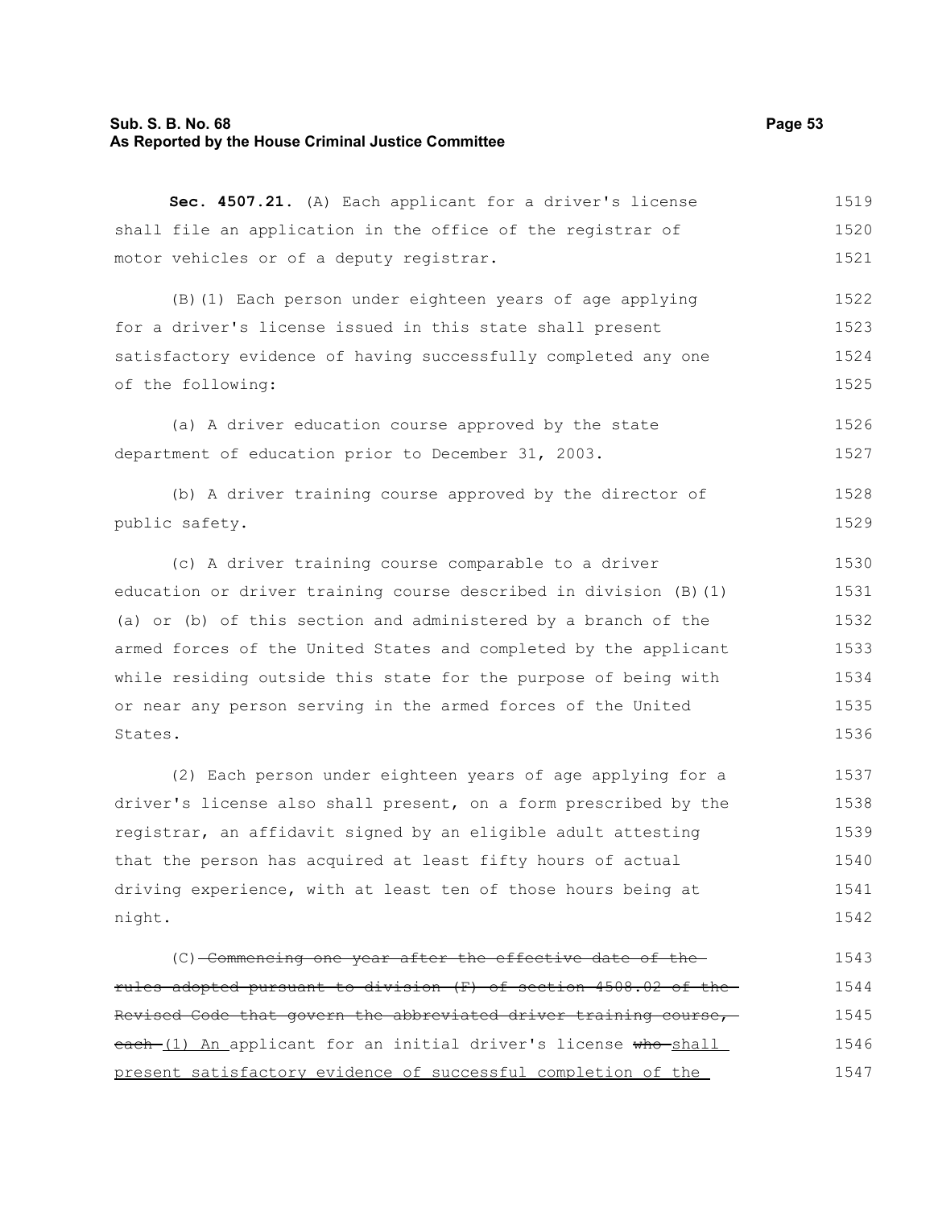**Sec. 4507.21.** (A) Each applicant for a driver's license shall file an application in the office of the registrar of motor vehicles or of a deputy registrar.

(B)(1) Each person under eighteen years of age applying for a driver's license issued in this state shall present satisfactory evidence of having successfully completed any one of the following:

(a) A driver education course approved by the state department of education prior to December 31, 2003.

(b) A driver training course approved by the director of public safety.

(c) A driver training course comparable to a driver education or driver training course described in division (B)(1)(a) or (b) of this section and administered by a branch of the armed forces of the United States and completed by the applicant while residing outside this state for the purpose of being with or near any person serving in the armed forces of the United States.

(2) Each person under eighteen years of age applying for a driver's license also shall present, on a form prescribed by the registrar, an affidavit signed by an eligible adult attesting that the person has acquired at least fifty hours of actual driving experience, with at least ten of those hours being at night.

(C) ~~Commencing one year after the effective date of the rules adopted pursuant to division (F) of section 4508.02 of the Revised Code that govern the abbreviated driver training course, each~~ (1) An applicant for an initial driver's license ~~who~~ shall present satisfactory evidence of successful completion of the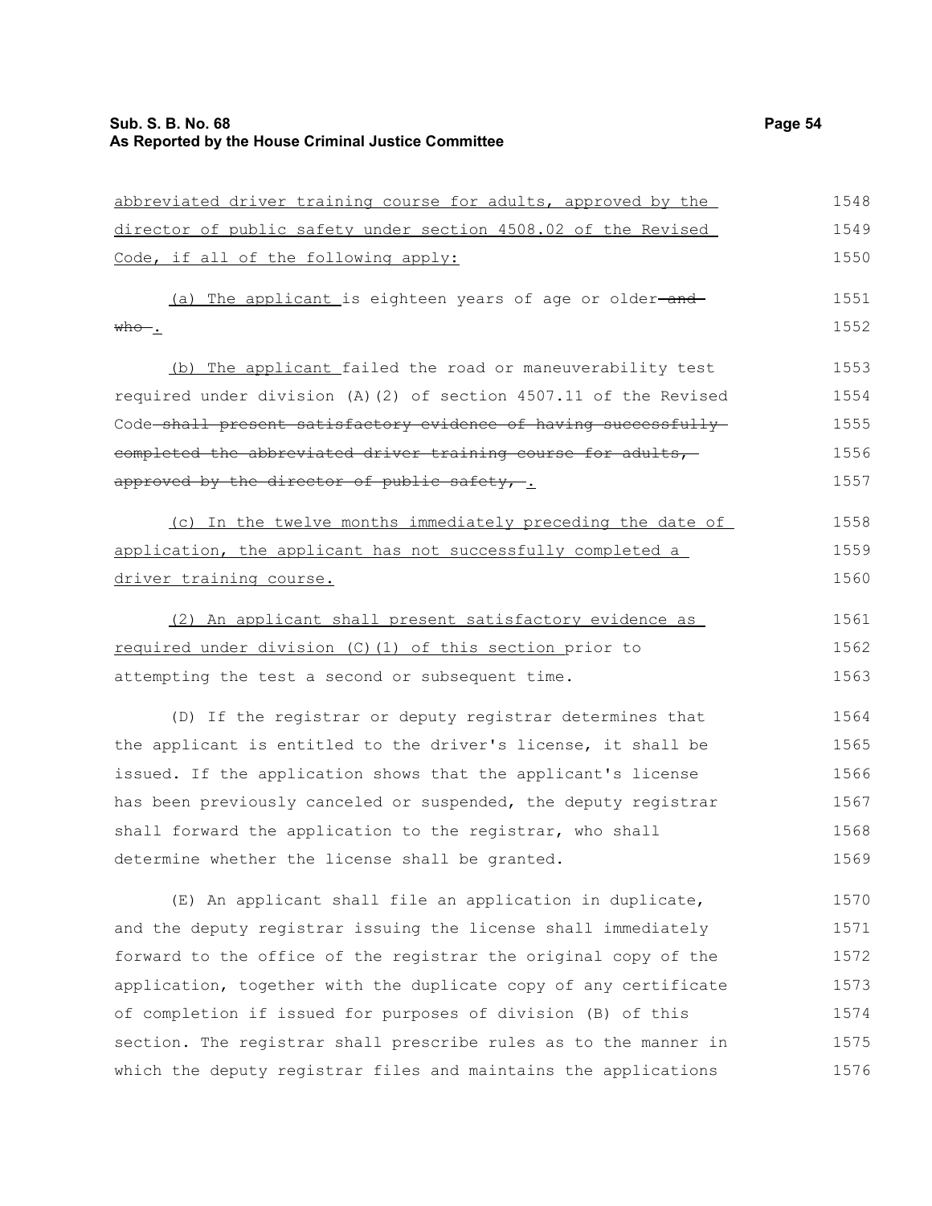abbreviated driver training course for adults, approved by the director of public safety under section 4508.02 of the Revised Code, if all of the following apply:

(a) The applicant is eighteen years of age or older ~~and who~~ .

(b) The applicant failed the road or maneuverability test required under division (A)(2) of section 4507.11 of the Revised Code ~~shall present satisfactory evidence of having successfully completed the abbreviated driver training course for adults, approved by the director of public safety,~~ .

(c) In the twelve months immediately preceding the date of application, the applicant has not successfully completed a driver training course.

(2) An applicant shall present satisfactory evidence as required under division (C)(1) of this section prior to attempting the test a second or subsequent time.

(D) If the registrar or deputy registrar determines that the applicant is entitled to the driver's license, it shall be issued. If the application shows that the applicant's license has been previously canceled or suspended, the deputy registrar shall forward the application to the registrar, who shall determine whether the license shall be granted.

(E) An applicant shall file an application in duplicate, and the deputy registrar issuing the license shall immediately forward to the office of the registrar the original copy of the application, together with the duplicate copy of any certificate of completion if issued for purposes of division (B) of this section. The registrar shall prescribe rules as to the manner in which the deputy registrar files and maintains the applications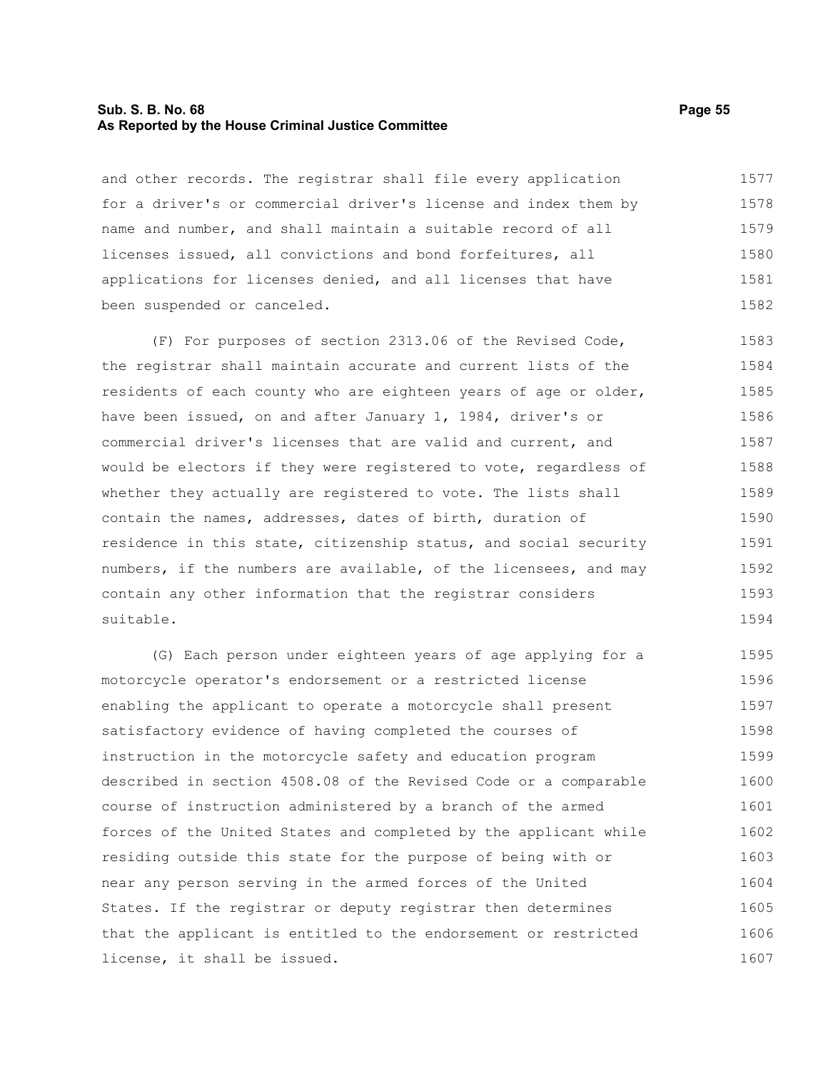and other records. The registrar shall file every application for a driver's or commercial driver's license and index them by name and number, and shall maintain a suitable record of all licenses issued, all convictions and bond forfeitures, all applications for licenses denied, and all licenses that have been suspended or canceled.

(F) For purposes of section 2313.06 of the Revised Code, the registrar shall maintain accurate and current lists of the residents of each county who are eighteen years of age or older, have been issued, on and after January 1, 1984, driver's or commercial driver's licenses that are valid and current, and would be electors if they were registered to vote, regardless of whether they actually are registered to vote. The lists shall contain the names, addresses, dates of birth, duration of residence in this state, citizenship status, and social security numbers, if the numbers are available, of the licensees, and may contain any other information that the registrar considers suitable.

(G) Each person under eighteen years of age applying for a motorcycle operator's endorsement or a restricted license enabling the applicant to operate a motorcycle shall present satisfactory evidence of having completed the courses of instruction in the motorcycle safety and education program described in section 4508.08 of the Revised Code or a comparable course of instruction administered by a branch of the armed forces of the United States and completed by the applicant while residing outside this state for the purpose of being with or near any person serving in the armed forces of the United States. If the registrar or deputy registrar then determines that the applicant is entitled to the endorsement or restricted license, it shall be issued.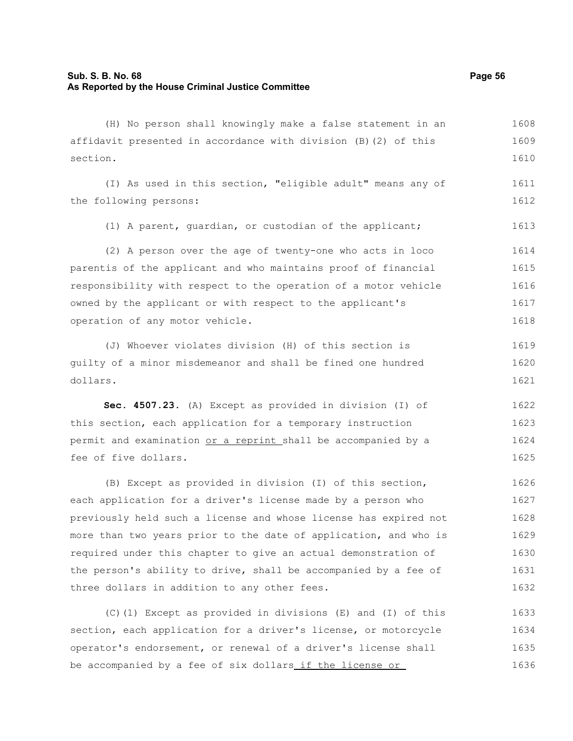(H) No person shall knowingly make a false statement in an affidavit presented in accordance with division (B)(2) of this section.

(I) As used in this section, "eligible adult" means any of the following persons:

(1) A parent, guardian, or custodian of the applicant;

(2) A person over the age of twenty-one who acts in loco parentis of the applicant and who maintains proof of financial responsibility with respect to the operation of a motor vehicle owned by the applicant or with respect to the applicant's operation of any motor vehicle.

(J) Whoever violates division (H) of this section is guilty of a minor misdemeanor and shall be fined one hundred dollars.

**Sec. 4507.23.** (A) Except as provided in division (I) of this section, each application for a temporary instruction permit and examination or a reprint shall be accompanied by a fee of five dollars.

(B) Except as provided in division (I) of this section, each application for a driver's license made by a person who previously held such a license and whose license has expired not more than two years prior to the date of application, and who is required under this chapter to give an actual demonstration of the person's ability to drive, shall be accompanied by a fee of three dollars in addition to any other fees.

(C)(1) Except as provided in divisions (E) and (I) of this section, each application for a driver's license, or motorcycle operator's endorsement, or renewal of a driver's license shall be accompanied by a fee of six dollars if the license or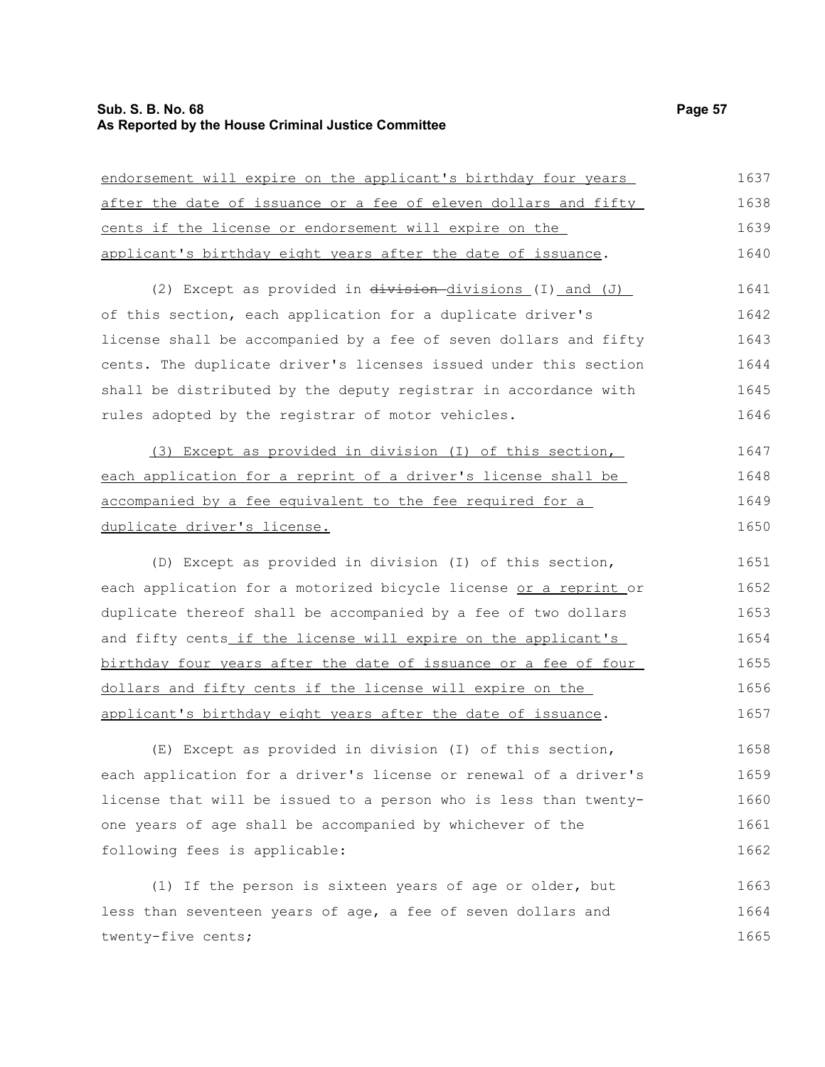endorsement will expire on the applicant's birthday four years after the date of issuance or a fee of eleven dollars and fifty cents if the license or endorsement will expire on the applicant's birthday eight years after the date of issuance.

(2) Except as provided in ~~division~~ divisions (I) and (J) of this section, each application for a duplicate driver's license shall be accompanied by a fee of seven dollars and fifty cents. The duplicate driver's licenses issued under this section shall be distributed by the deputy registrar in accordance with rules adopted by the registrar of motor vehicles.

(3) Except as provided in division (I) of this section, each application for a reprint of a driver's license shall be accompanied by a fee equivalent to the fee required for a duplicate driver's license.

(D) Except as provided in division (I) of this section, each application for a motorized bicycle license or a reprint or duplicate thereof shall be accompanied by a fee of two dollars and fifty cents if the license will expire on the applicant's birthday four years after the date of issuance or a fee of four dollars and fifty cents if the license will expire on the applicant's birthday eight years after the date of issuance.

(E) Except as provided in division (I) of this section, each application for a driver's license or renewal of a driver's license that will be issued to a person who is less than twenty-one years of age shall be accompanied by whichever of the following fees is applicable:

(1) If the person is sixteen years of age or older, but less than seventeen years of age, a fee of seven dollars and twenty-five cents;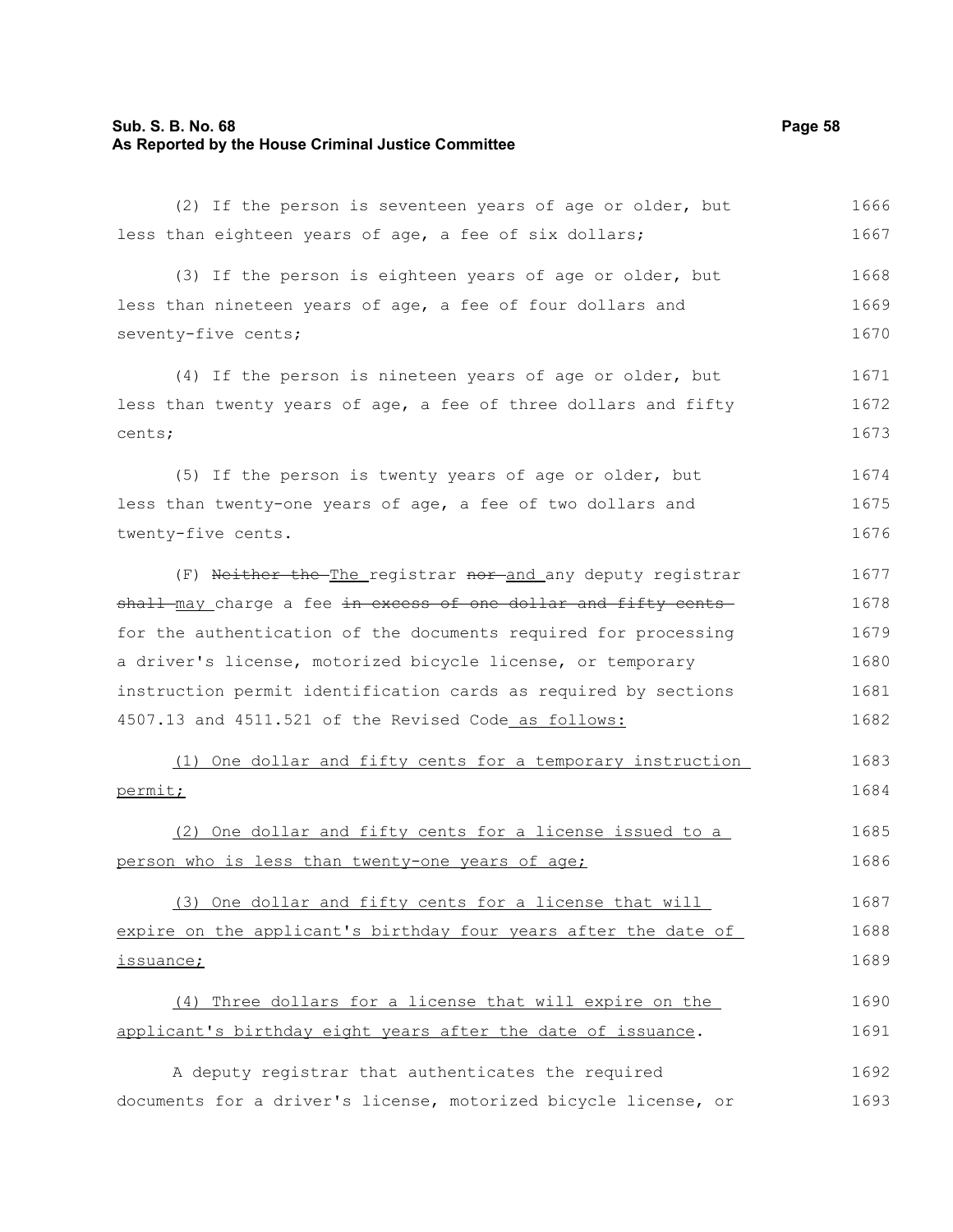(2) If the person is seventeen years of age or older, but less than eighteen years of age, a fee of six dollars;

(3) If the person is eighteen years of age or older, but less than nineteen years of age, a fee of four dollars and seventy-five cents;

(4) If the person is nineteen years of age or older, but less than twenty years of age, a fee of three dollars and fifty cents;

(5) If the person is twenty years of age or older, but less than twenty-one years of age, a fee of two dollars and twenty-five cents.

(F) ~~Neither the~~ The registrar ~~nor~~ and any deputy registrar ~~shall~~ may charge a fee ~~in excess of one dollar and fifty cents~~ for the authentication of the documents required for processing a driver's license, motorized bicycle license, or temporary instruction permit identification cards as required by sections 4507.13 and 4511.521 of the Revised Code as follows:

(1) One dollar and fifty cents for a temporary instruction permit;

(2) One dollar and fifty cents for a license issued to a person who is less than twenty-one years of age;

(3) One dollar and fifty cents for a license that will expire on the applicant's birthday four years after the date of issuance;

(4) Three dollars for a license that will expire on the applicant's birthday eight years after the date of issuance.

A deputy registrar that authenticates the required documents for a driver's license, motorized bicycle license, or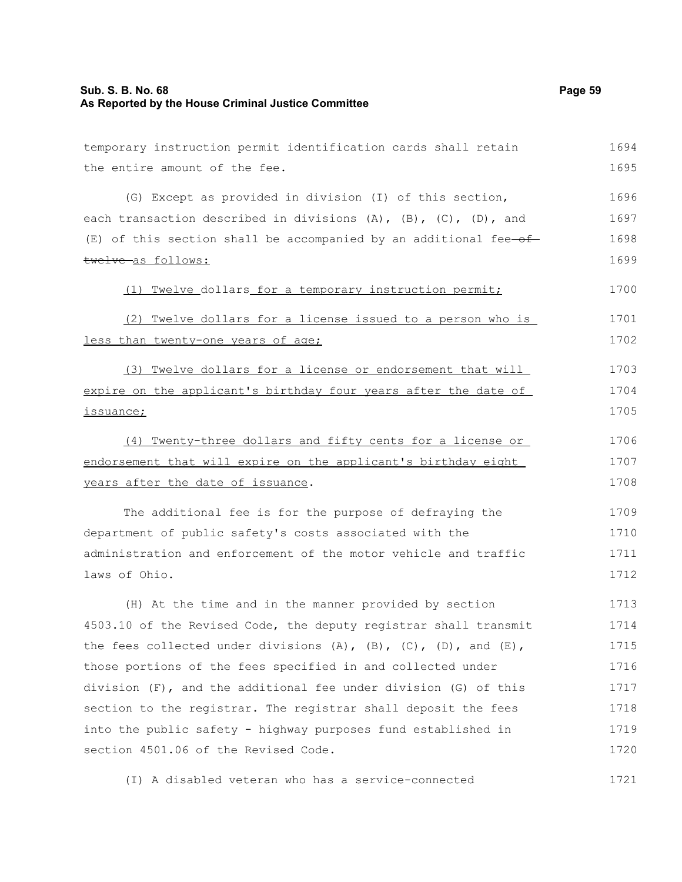temporary instruction permit identification cards shall retain the entire amount of the fee.

(G) Except as provided in division (I) of this section, each transaction described in divisions (A), (B), (C), (D), and (E) of this section shall be accompanied by an additional fee ~~of twelve~~ as follows:

(1) Twelve dollars for a temporary instruction permit;

(2) Twelve dollars for a license issued to a person who is less than twenty-one years of age;

(3) Twelve dollars for a license or endorsement that will expire on the applicant's birthday four years after the date of issuance;

(4) Twenty-three dollars and fifty cents for a license or endorsement that will expire on the applicant's birthday eight years after the date of issuance.

The additional fee is for the purpose of defraying the department of public safety's costs associated with the administration and enforcement of the motor vehicle and traffic laws of Ohio.

(H) At the time and in the manner provided by section 4503.10 of the Revised Code, the deputy registrar shall transmit the fees collected under divisions (A), (B), (C), (D), and (E), those portions of the fees specified in and collected under division (F), and the additional fee under division (G) of this section to the registrar. The registrar shall deposit the fees into the public safety - highway purposes fund established in section 4501.06 of the Revised Code.

(I) A disabled veteran who has a service-connected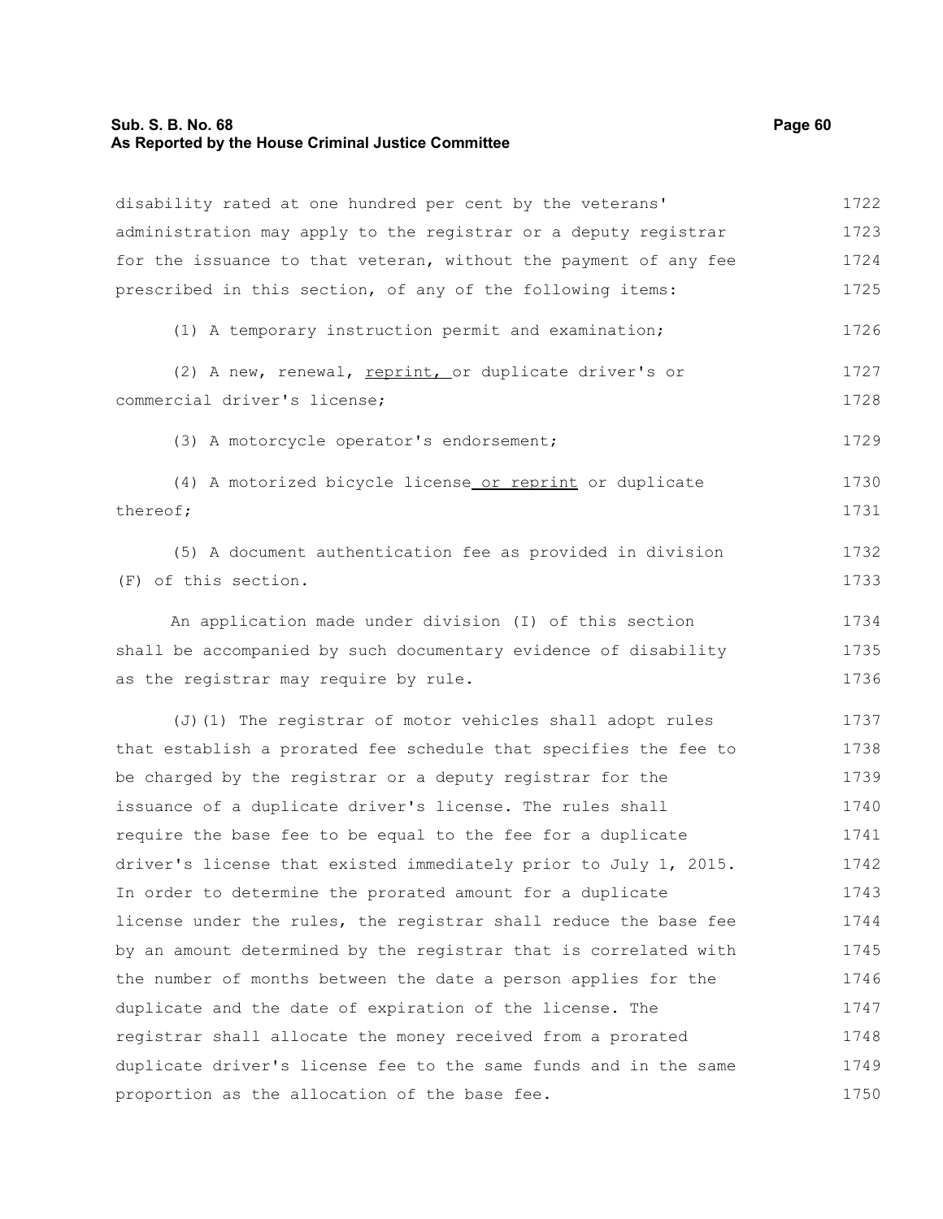disability rated at one hundred per cent by the veterans' administration may apply to the registrar or a deputy registrar for the issuance to that veteran, without the payment of any fee prescribed in this section, of any of the following items:

(1) A temporary instruction permit and examination;

(2) A new, renewal, <u>reprint,</u> or duplicate driver's or commercial driver's license;

(3) A motorcycle operator's endorsement;

(4) A motorized bicycle license<u> or reprint</u> or duplicate thereof;

(5) A document authentication fee as provided in division (F) of this section.

An application made under division (I) of this section shall be accompanied by such documentary evidence of disability as the registrar may require by rule.

(J)(1) The registrar of motor vehicles shall adopt rules that establish a prorated fee schedule that specifies the fee to be charged by the registrar or a deputy registrar for the issuance of a duplicate driver's license. The rules shall require the base fee to be equal to the fee for a duplicate driver's license that existed immediately prior to July 1, 2015. In order to determine the prorated amount for a duplicate license under the rules, the registrar shall reduce the base fee by an amount determined by the registrar that is correlated with the number of months between the date a person applies for the duplicate and the date of expiration of the license. The registrar shall allocate the money received from a prorated duplicate driver's license fee to the same funds and in the same proportion as the allocation of the base fee.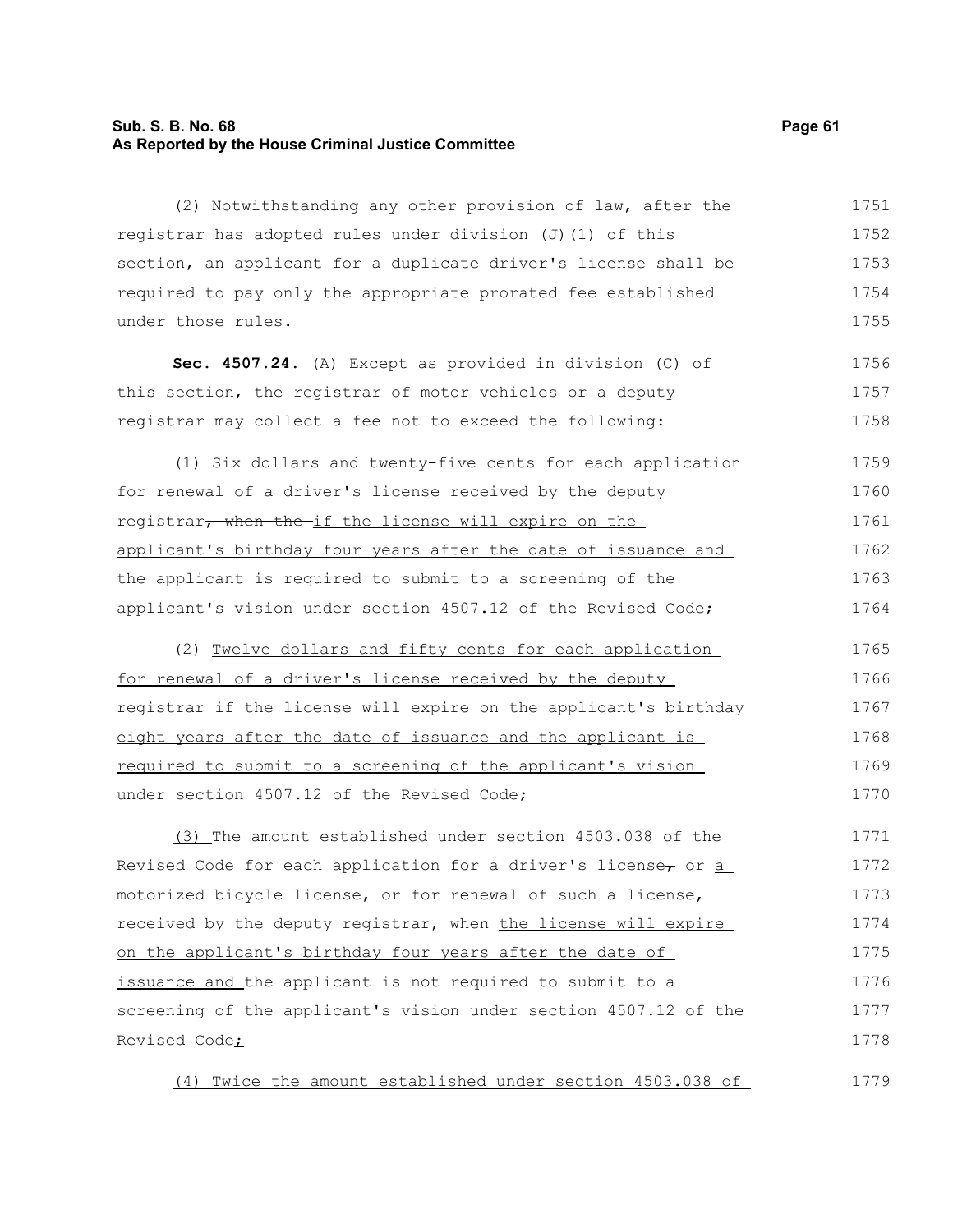(2) Notwithstanding any other provision of law, after the registrar has adopted rules under division (J)(1) of this section, an applicant for a duplicate driver's license shall be required to pay only the appropriate prorated fee established under those rules.

**Sec. 4507.24.** (A) Except as provided in division (C) of this section, the registrar of motor vehicles or a deputy registrar may collect a fee not to exceed the following:

(1) Six dollars and twenty-five cents for each application for renewal of a driver's license received by the deputy registrar~~, when the~~ <u>if the license will expire on the applicant's birthday four years after the date of issuance and the</u> applicant is required to submit to a screening of the applicant's vision under section 4507.12 of the Revised Code;

(2) <u>Twelve dollars and fifty cents for each application for renewal of a driver's license received by the deputy registrar if the license will expire on the applicant's birthday eight years after the date of issuance and the applicant is required to submit to a screening of the applicant's vision under section 4507.12 of the Revised Code;</u>

<u>(3)</u> The amount established under section 4503.038 of the Revised Code for each application for a driver's license~~,~~ or <u>a</u> motorized bicycle license, or for renewal of such a license, received by the deputy registrar, when <u>the license will expire on the applicant's birthday four years after the date of issuance and</u> the applicant is not required to submit to a screening of the applicant's vision under section 4507.12 of the Revised Code<u>;</u>

<u>(4) Twice the amount established under section 4503.038 of</u>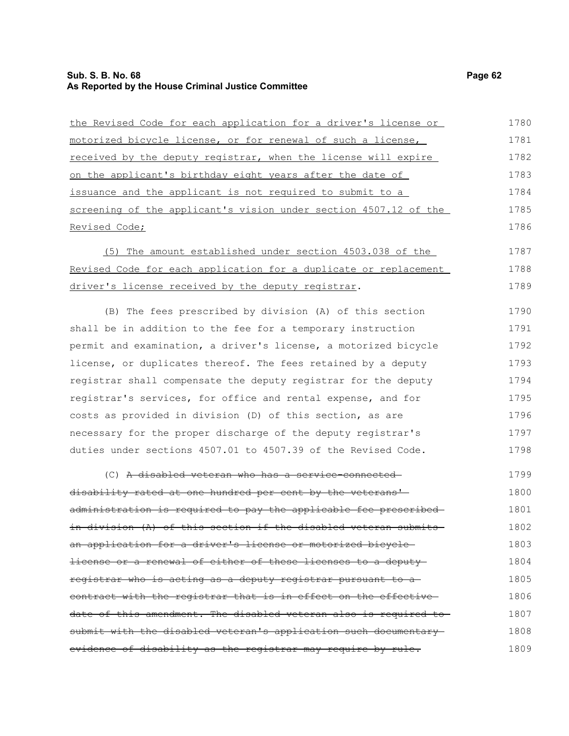the Revised Code for each application for a driver's license or motorized bicycle license, or for renewal of such a license, received by the deputy registrar, when the license will expire on the applicant's birthday eight years after the date of issuance and the applicant is not required to submit to a screening of the applicant's vision under section 4507.12 of the Revised Code;

(5) The amount established under section 4503.038 of the Revised Code for each application for a duplicate or replacement driver's license received by the deputy registrar.

(B) The fees prescribed by division (A) of this section shall be in addition to the fee for a temporary instruction permit and examination, a driver's license, a motorized bicycle license, or duplicates thereof. The fees retained by a deputy registrar shall compensate the deputy registrar for the deputy registrar's services, for office and rental expense, and for costs as provided in division (D) of this section, as are necessary for the proper discharge of the deputy registrar's duties under sections 4507.01 to 4507.39 of the Revised Code.

(C) ~~A disabled veteran who has a service-connected disability rated at one hundred per cent by the veterans' administration is required to pay the applicable fee prescribed in division (A) of this section if the disabled veteran submits an application for a driver's license or motorized bicycle license or a renewal of either of these licenses to a deputy registrar who is acting as a deputy registrar pursuant to a contract with the registrar that is in effect on the effective date of this amendment. The disabled veteran also is required to submit with the disabled veteran's application such documentary evidence of disability as the registrar may require by rule.~~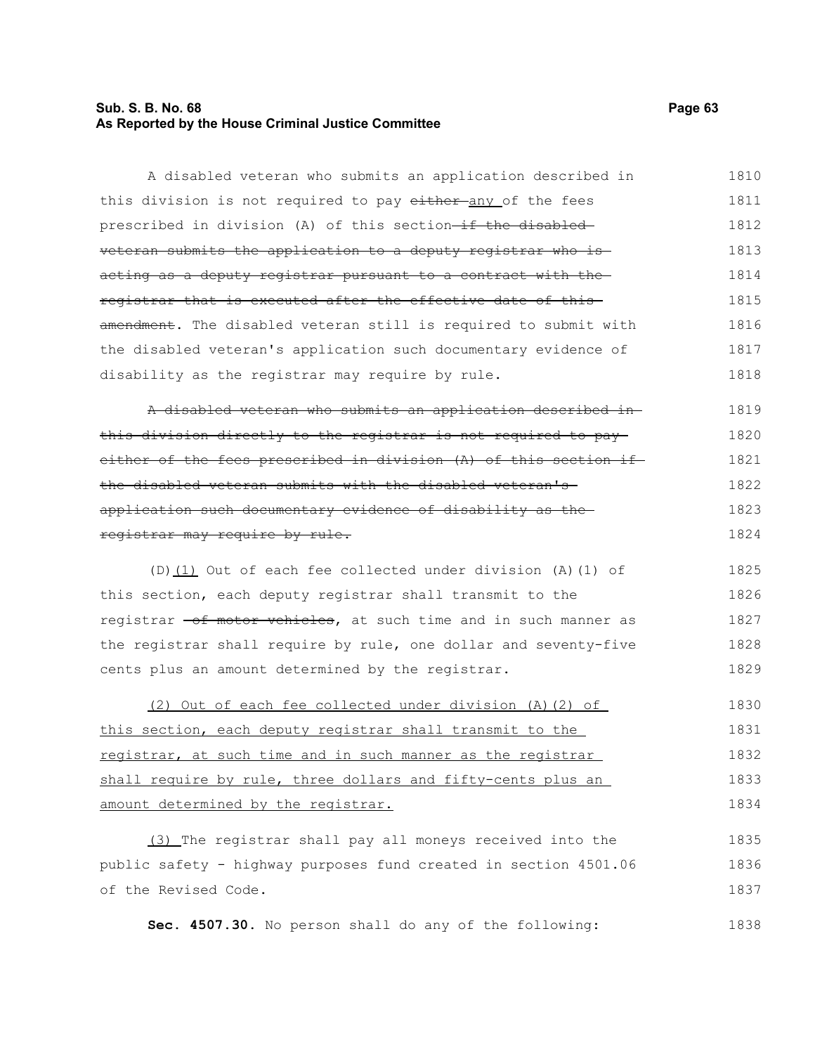A disabled veteran who submits an application described in this division is not required to pay ~~either~~ <u>any</u> of the fees prescribed in division (A) of this section ~~if the disabled veteran submits the application to a deputy registrar who is acting as a deputy registrar pursuant to a contract with the registrar that is executed after the effective date of this amendment~~. The disabled veteran still is required to submit with the disabled veteran's application such documentary evidence of disability as the registrar may require by rule.

~~A disabled veteran who submits an application described in this division directly to the registrar is not required to pay either of the fees prescribed in division (A) of this section if the disabled veteran submits with the disabled veteran's application such documentary evidence of disability as the registrar may require by rule.~~

(D)<u>(1)</u> Out of each fee collected under division (A)(1) of this section, each deputy registrar shall transmit to the registrar ~~of motor vehicles~~, at such time and in such manner as the registrar shall require by rule, one dollar and seventy-five cents plus an amount determined by the registrar.

<u>(2) Out of each fee collected under division (A)(2) of this section, each deputy registrar shall transmit to the registrar, at such time and in such manner as the registrar shall require by rule, three dollars and fifty-cents plus an amount determined by the registrar.</u>

<u>(3)</u> The registrar shall pay all moneys received into the public safety - highway purposes fund created in section 4501.06 of the Revised Code.

**Sec. 4507.30.** No person shall do any of the following: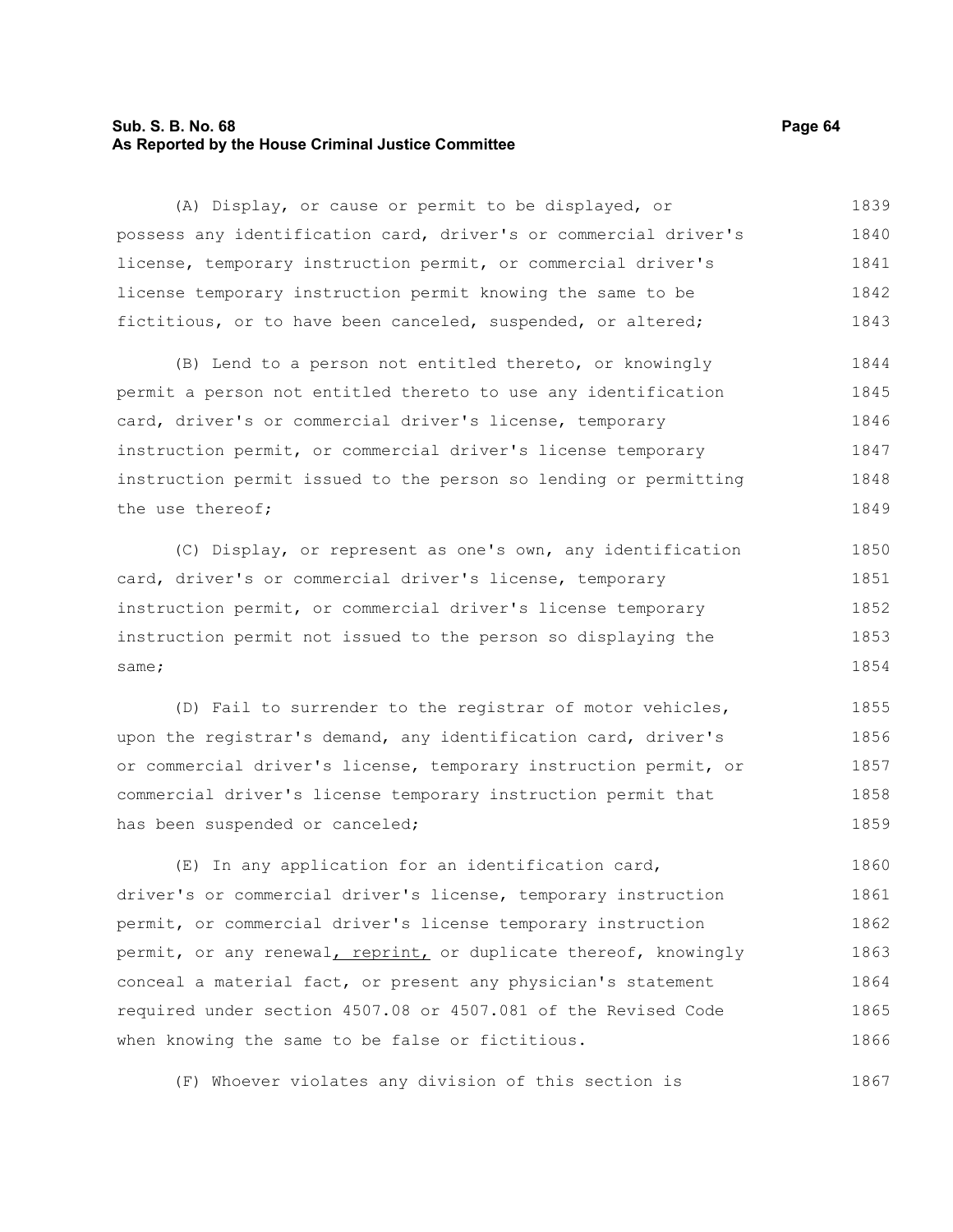(A) Display, or cause or permit to be displayed, or possess any identification card, driver's or commercial driver's license, temporary instruction permit, or commercial driver's license temporary instruction permit knowing the same to be fictitious, or to have been canceled, suspended, or altered;

(B) Lend to a person not entitled thereto, or knowingly permit a person not entitled thereto to use any identification card, driver's or commercial driver's license, temporary instruction permit, or commercial driver's license temporary instruction permit issued to the person so lending or permitting the use thereof;

(C) Display, or represent as one's own, any identification card, driver's or commercial driver's license, temporary instruction permit, or commercial driver's license temporary instruction permit not issued to the person so displaying the same;

(D) Fail to surrender to the registrar of motor vehicles, upon the registrar's demand, any identification card, driver's or commercial driver's license, temporary instruction permit, or commercial driver's license temporary instruction permit that has been suspended or canceled;

(E) In any application for an identification card, driver's or commercial driver's license, temporary instruction permit, or commercial driver's license temporary instruction permit, or any renewal, reprint, or duplicate thereof, knowingly conceal a material fact, or present any physician's statement required under section 4507.08 or 4507.081 of the Revised Code when knowing the same to be false or fictitious.

(F) Whoever violates any division of this section is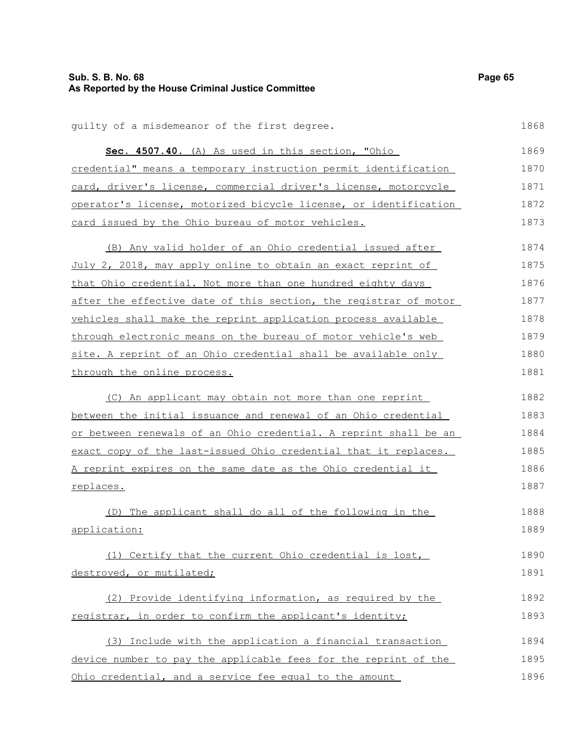guilty of a misdemeanor of the first degree.

**Sec. 4507.40.** (A) As used in this section, "Ohio credential" means a temporary instruction permit identification card, driver's license, commercial driver's license, motorcycle operator's license, motorized bicycle license, or identification card issued by the Ohio bureau of motor vehicles.

(B) Any valid holder of an Ohio credential issued after July 2, 2018, may apply online to obtain an exact reprint of that Ohio credential. Not more than one hundred eighty days after the effective date of this section, the registrar of motor vehicles shall make the reprint application process available through electronic means on the bureau of motor vehicle's web site. A reprint of an Ohio credential shall be available only through the online process.

(C) An applicant may obtain not more than one reprint between the initial issuance and renewal of an Ohio credential or between renewals of an Ohio credential. A reprint shall be an exact copy of the last-issued Ohio credential that it replaces. A reprint expires on the same date as the Ohio credential it replaces.

(D) The applicant shall do all of the following in the application:

(1) Certify that the current Ohio credential is lost, destroyed, or mutilated;

(2) Provide identifying information, as required by the registrar, in order to confirm the applicant's identity;

(3) Include with the application a financial transaction device number to pay the applicable fees for the reprint of the Ohio credential, and a service fee equal to the amount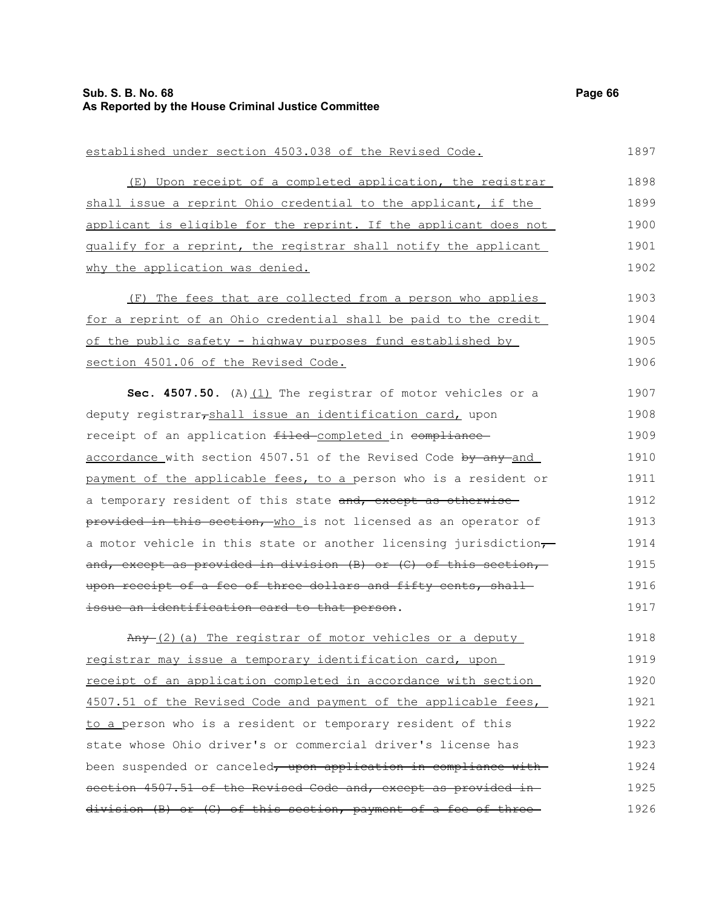established under section 4503.038 of the Revised Code.

(E) Upon receipt of a completed application, the registrar shall issue a reprint Ohio credential to the applicant, if the applicant is eligible for the reprint. If the applicant does not qualify for a reprint, the registrar shall notify the applicant why the application was denied.

(F) The fees that are collected from a person who applies for a reprint of an Ohio credential shall be paid to the credit of the public safety - highway purposes fund established by section 4501.06 of the Revised Code.

**Sec. 4507.50.** (A)(1) The registrar of motor vehicles or a deputy registrar, shall issue an identification card, upon receipt of an application filed completed in compliance accordance with section 4507.51 of the Revised Code by any and payment of the applicable fees, to a person who is a resident or a temporary resident of this state and, except as otherwise provided in this section, who is not licensed as an operator of a motor vehicle in this state or another licensing jurisdiction, and, except as provided in division (B) or (C) of this section, upon receipt of a fee of three dollars and fifty cents, shall issue an identification card to that person.

Any (2)(a) The registrar of motor vehicles or a deputy registrar may issue a temporary identification card, upon receipt of an application completed in accordance with section 4507.51 of the Revised Code and payment of the applicable fees, to a person who is a resident or temporary resident of this state whose Ohio driver's or commercial driver's license has been suspended or canceled, upon application in compliance with section 4507.51 of the Revised Code and, except as provided in division (B) or (C) of this section, payment of a fee of three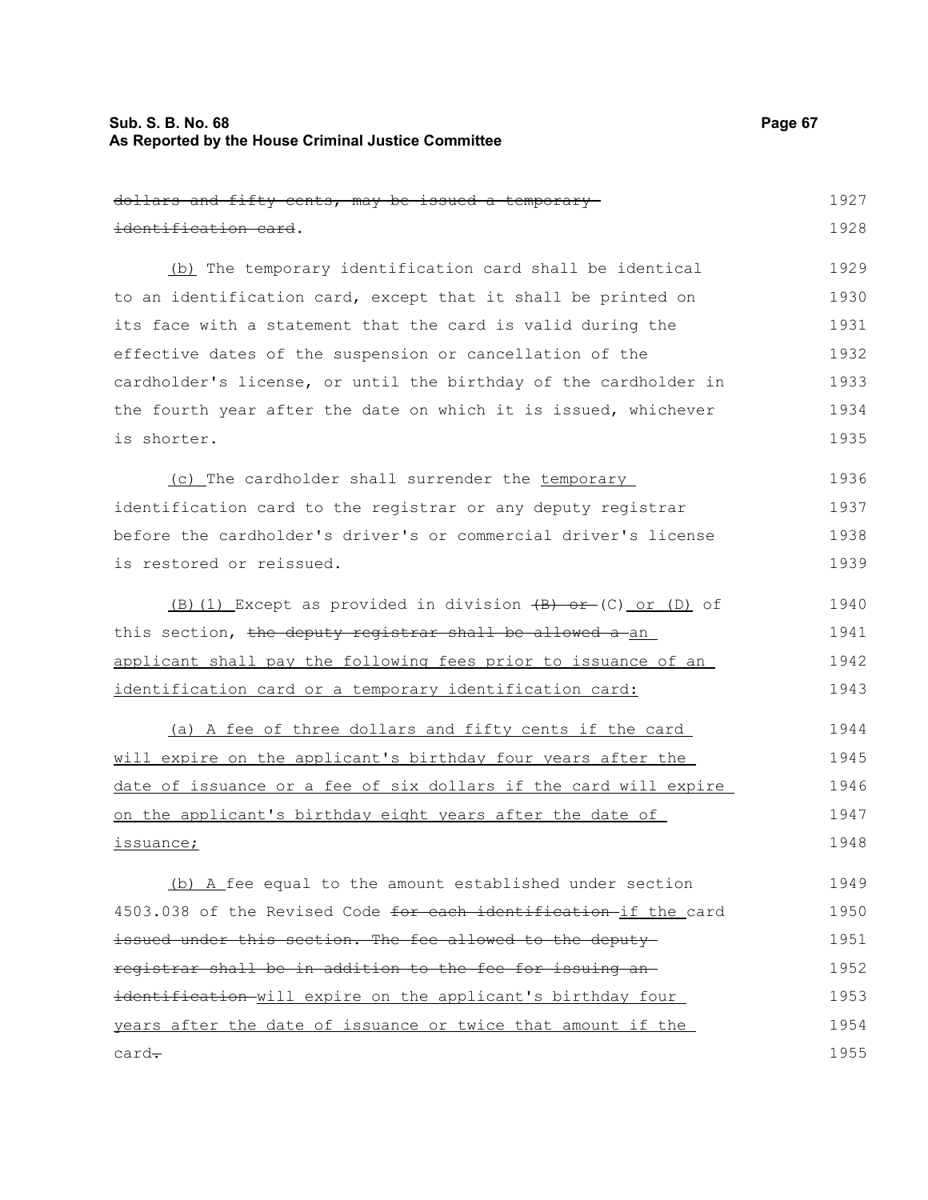~~dollars and fifty cents, may be issued a temporary identification card~~.

<u>(b)</u> The temporary identification card shall be identical to an identification card, except that it shall be printed on its face with a statement that the card is valid during the effective dates of the suspension or cancellation of the cardholder's license, or until the birthday of the cardholder in the fourth year after the date on which it is issued, whichever is shorter.

<u>(c)</u> The cardholder shall surrender the <u>temporary</u> identification card to the registrar or any deputy registrar before the cardholder's driver's or commercial driver's license is restored or reissued.

<u>(B)(1)</u> Except as provided in division ~~(B) or~~ (C) <u>or (D)</u> of this section, ~~the deputy registrar shall be allowed a~~ <u>an applicant shall pay the following fees prior to issuance of an identification card or a temporary identification card:</u>

<u>(a) A fee of three dollars and fifty cents if the card will expire on the applicant's birthday four years after the date of issuance or a fee of six dollars if the card will expire on the applicant's birthday eight years after the date of issuance;</u>

<u>(b) A</u> fee equal to the amount established under section 4503.038 of the Revised Code ~~for each identification~~ <u>if the</u> card ~~issued under this section. The fee allowed to the deputy registrar shall be in addition to the fee for issuing an identification~~ <u>will expire on the applicant's birthday four years after the date of issuance or twice that amount if the</u> card~~.~~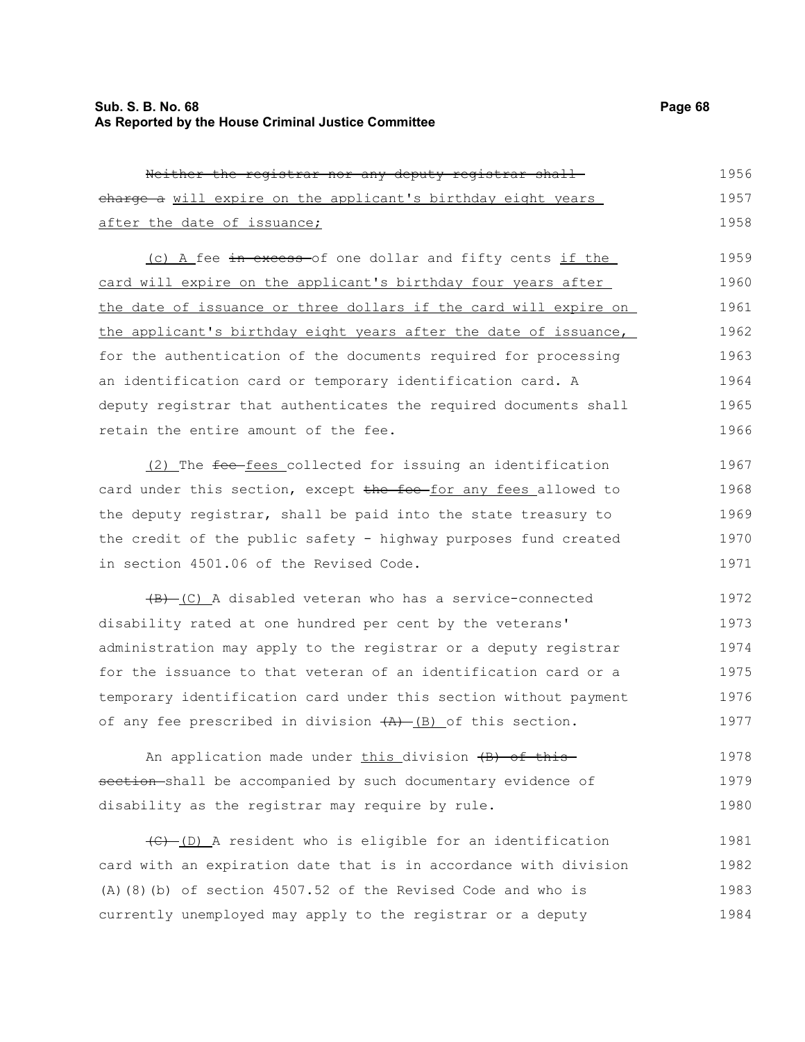~~Neither the registrar nor any deputy registrar shall charge a~~ will expire on the applicant's birthday eight years after the date of issuance;

(c) A fee ~~in excess~~ of one dollar and fifty cents if the card will expire on the applicant's birthday four years after the date of issuance or three dollars if the card will expire on the applicant's birthday eight years after the date of issuance, for the authentication of the documents required for processing an identification card or temporary identification card. A deputy registrar that authenticates the required documents shall retain the entire amount of the fee.

(2) The ~~fee~~ fees collected for issuing an identification card under this section, except ~~the fee~~ for any fees allowed to the deputy registrar, shall be paid into the state treasury to the credit of the public safety - highway purposes fund created in section 4501.06 of the Revised Code.

~~(B)~~ (C) A disabled veteran who has a service-connected disability rated at one hundred per cent by the veterans' administration may apply to the registrar or a deputy registrar for the issuance to that veteran of an identification card or a temporary identification card under this section without payment of any fee prescribed in division ~~(A)~~ (B) of this section.

An application made under this division ~~(B) of this section~~ shall be accompanied by such documentary evidence of disability as the registrar may require by rule.

~~(C)~~ (D) A resident who is eligible for an identification card with an expiration date that is in accordance with division (A)(8)(b) of section 4507.52 of the Revised Code and who is currently unemployed may apply to the registrar or a deputy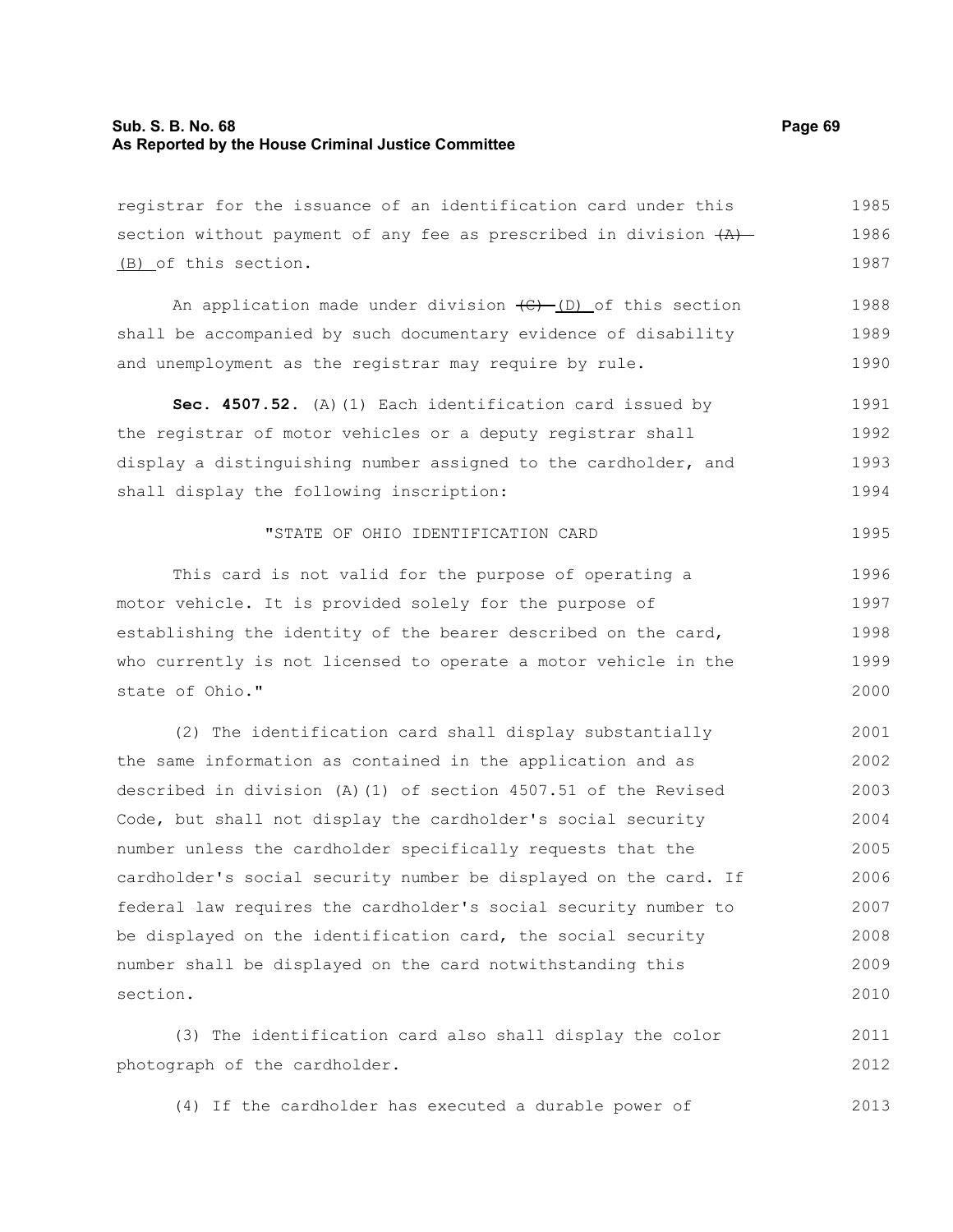registrar for the issuance of an identification card under this section without payment of any fee as prescribed in division ~~(A)~~ (B) of this section.

An application made under division ~~(C)~~ (D) of this section shall be accompanied by such documentary evidence of disability and unemployment as the registrar may require by rule.

**Sec. 4507.52.** (A)(1) Each identification card issued by the registrar of motor vehicles or a deputy registrar shall display a distinguishing number assigned to the cardholder, and shall display the following inscription:

"STATE OF OHIO IDENTIFICATION CARD

This card is not valid for the purpose of operating a motor vehicle. It is provided solely for the purpose of establishing the identity of the bearer described on the card, who currently is not licensed to operate a motor vehicle in the state of Ohio."

(2) The identification card shall display substantially the same information as contained in the application and as described in division (A)(1) of section 4507.51 of the Revised Code, but shall not display the cardholder's social security number unless the cardholder specifically requests that the cardholder's social security number be displayed on the card. If federal law requires the cardholder's social security number to be displayed on the identification card, the social security number shall be displayed on the card notwithstanding this section.

(3) The identification card also shall display the color photograph of the cardholder.

(4) If the cardholder has executed a durable power of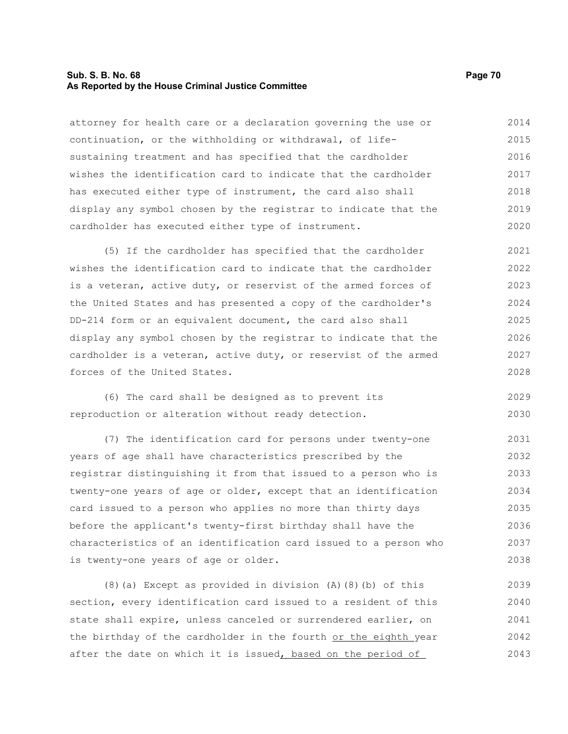attorney for health care or a declaration governing the use or continuation, or the withholding or withdrawal, of life-sustaining treatment and has specified that the cardholder wishes the identification card to indicate that the cardholder has executed either type of instrument, the card also shall display any symbol chosen by the registrar to indicate that the cardholder has executed either type of instrument.

(5) If the cardholder has specified that the cardholder wishes the identification card to indicate that the cardholder is a veteran, active duty, or reservist of the armed forces of the United States and has presented a copy of the cardholder's DD-214 form or an equivalent document, the card also shall display any symbol chosen by the registrar to indicate that the cardholder is a veteran, active duty, or reservist of the armed forces of the United States.

(6) The card shall be designed as to prevent its reproduction or alteration without ready detection.

(7) The identification card for persons under twenty-one years of age shall have characteristics prescribed by the registrar distinguishing it from that issued to a person who is twenty-one years of age or older, except that an identification card issued to a person who applies no more than thirty days before the applicant's twenty-first birthday shall have the characteristics of an identification card issued to a person who is twenty-one years of age or older.

(8)(a) Except as provided in division (A)(8)(b) of this section, every identification card issued to a resident of this state shall expire, unless canceled or surrendered earlier, on the birthday of the cardholder in the fourth <u>or the eighth</u> year after the date on which it is issued<u>, based on the period of</u>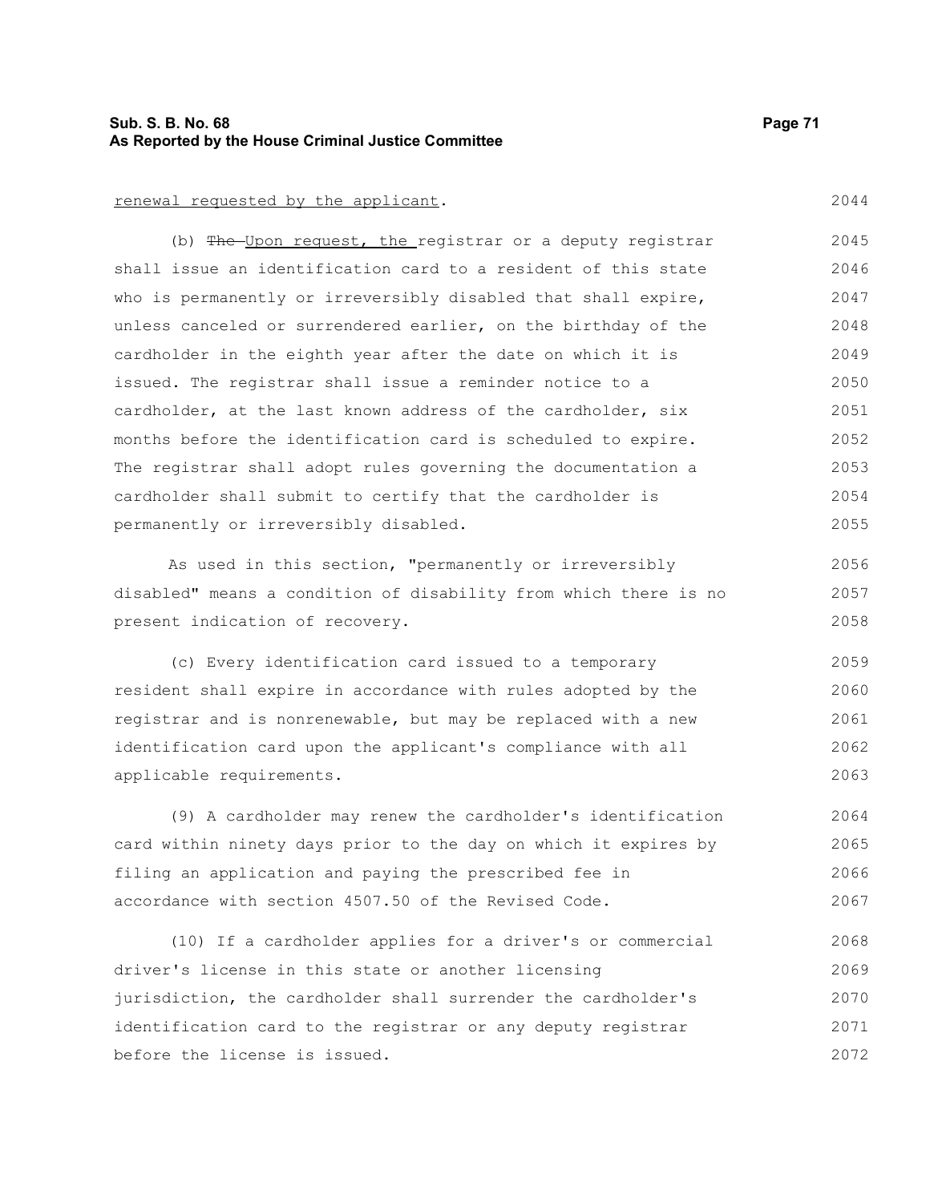renewal requested by the applicant.

(b) ~~The~~ Upon request, the registrar or a deputy registrar shall issue an identification card to a resident of this state who is permanently or irreversibly disabled that shall expire, unless canceled or surrendered earlier, on the birthday of the cardholder in the eighth year after the date on which it is issued. The registrar shall issue a reminder notice to a cardholder, at the last known address of the cardholder, six months before the identification card is scheduled to expire. The registrar shall adopt rules governing the documentation a cardholder shall submit to certify that the cardholder is permanently or irreversibly disabled.

As used in this section, "permanently or irreversibly disabled" means a condition of disability from which there is no present indication of recovery.

(c) Every identification card issued to a temporary resident shall expire in accordance with rules adopted by the registrar and is nonrenewable, but may be replaced with a new identification card upon the applicant's compliance with all applicable requirements.

(9) A cardholder may renew the cardholder's identification card within ninety days prior to the day on which it expires by filing an application and paying the prescribed fee in accordance with section 4507.50 of the Revised Code.

(10) If a cardholder applies for a driver's or commercial driver's license in this state or another licensing jurisdiction, the cardholder shall surrender the cardholder's identification card to the registrar or any deputy registrar before the license is issued.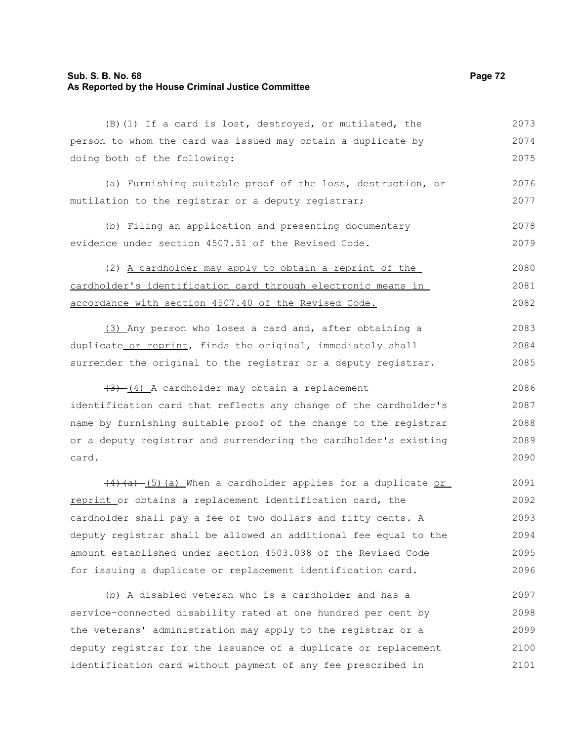(B)(1) If a card is lost, destroyed, or mutilated, the person to whom the card was issued may obtain a duplicate by doing both of the following:

(a) Furnishing suitable proof of the loss, destruction, or mutilation to the registrar or a deputy registrar;

(b) Filing an application and presenting documentary evidence under section 4507.51 of the Revised Code.

(2) A cardholder may apply to obtain a reprint of the cardholder's identification card through electronic means in accordance with section 4507.40 of the Revised Code.

(3) Any person who loses a card and, after obtaining a duplicate or reprint, finds the original, immediately shall surrender the original to the registrar or a deputy registrar.

~~(3)~~ (4) A cardholder may obtain a replacement identification card that reflects any change of the cardholder's name by furnishing suitable proof of the change to the registrar or a deputy registrar and surrendering the cardholder's existing card.

~~(4)(a)~~ (5)(a) When a cardholder applies for a duplicate or reprint or obtains a replacement identification card, the cardholder shall pay a fee of two dollars and fifty cents. A deputy registrar shall be allowed an additional fee equal to the amount established under section 4503.038 of the Revised Code for issuing a duplicate or replacement identification card.

(b) A disabled veteran who is a cardholder and has a service-connected disability rated at one hundred per cent by the veterans' administration may apply to the registrar or a deputy registrar for the issuance of a duplicate or replacement identification card without payment of any fee prescribed in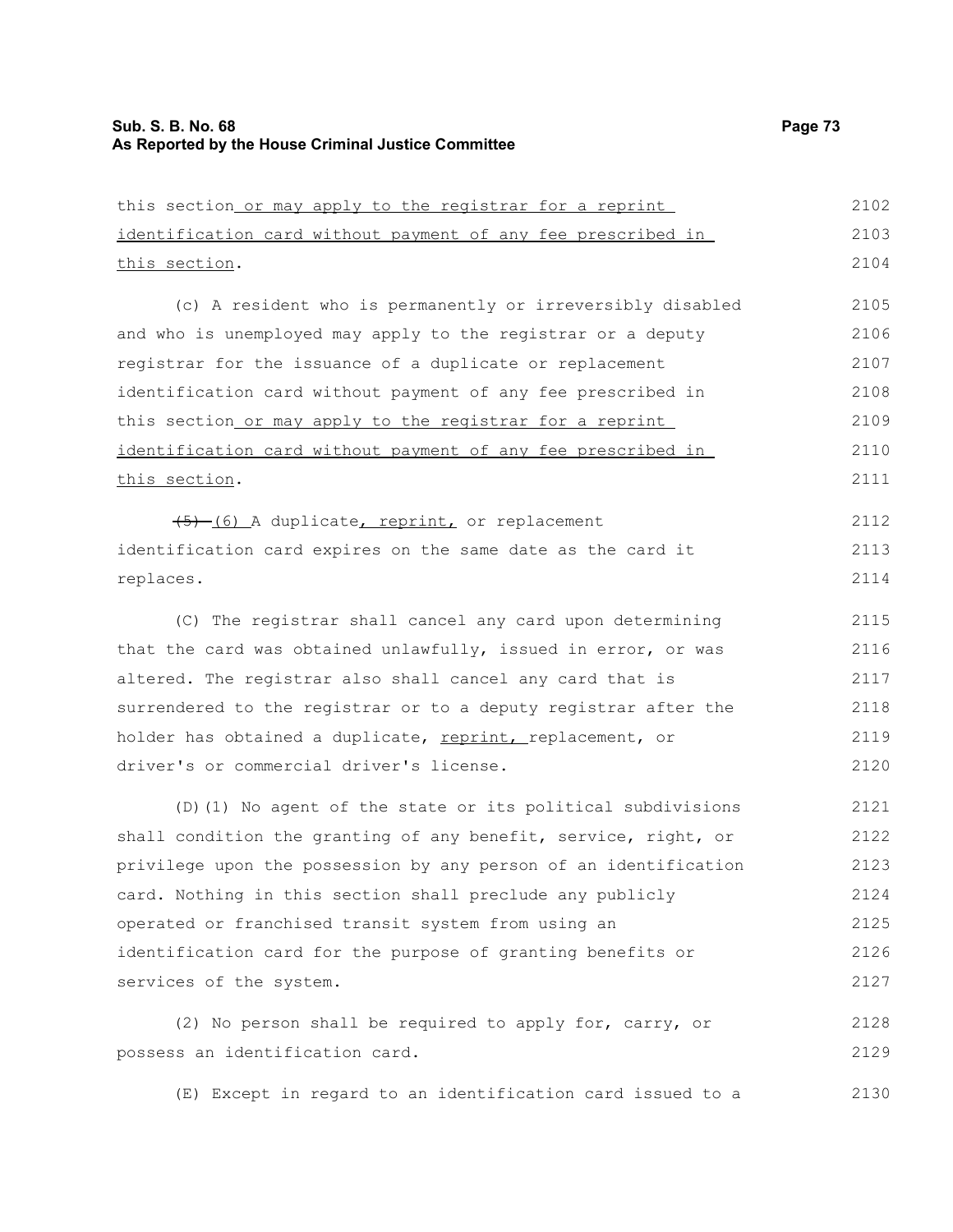this section or may apply to the registrar for a reprint identification card without payment of any fee prescribed in this section.

(c) A resident who is permanently or irreversibly disabled and who is unemployed may apply to the registrar or a deputy registrar for the issuance of a duplicate or replacement identification card without payment of any fee prescribed in this section or may apply to the registrar for a reprint identification card without payment of any fee prescribed in this section.

~~(5)~~ (6) A duplicate, reprint, or replacement identification card expires on the same date as the card it replaces.

(C) The registrar shall cancel any card upon determining that the card was obtained unlawfully, issued in error, or was altered. The registrar also shall cancel any card that is surrendered to the registrar or to a deputy registrar after the holder has obtained a duplicate, reprint, replacement, or driver's or commercial driver's license.

(D)(1) No agent of the state or its political subdivisions shall condition the granting of any benefit, service, right, or privilege upon the possession by any person of an identification card. Nothing in this section shall preclude any publicly operated or franchised transit system from using an identification card for the purpose of granting benefits or services of the system.

(2) No person shall be required to apply for, carry, or possess an identification card.

(E) Except in regard to an identification card issued to a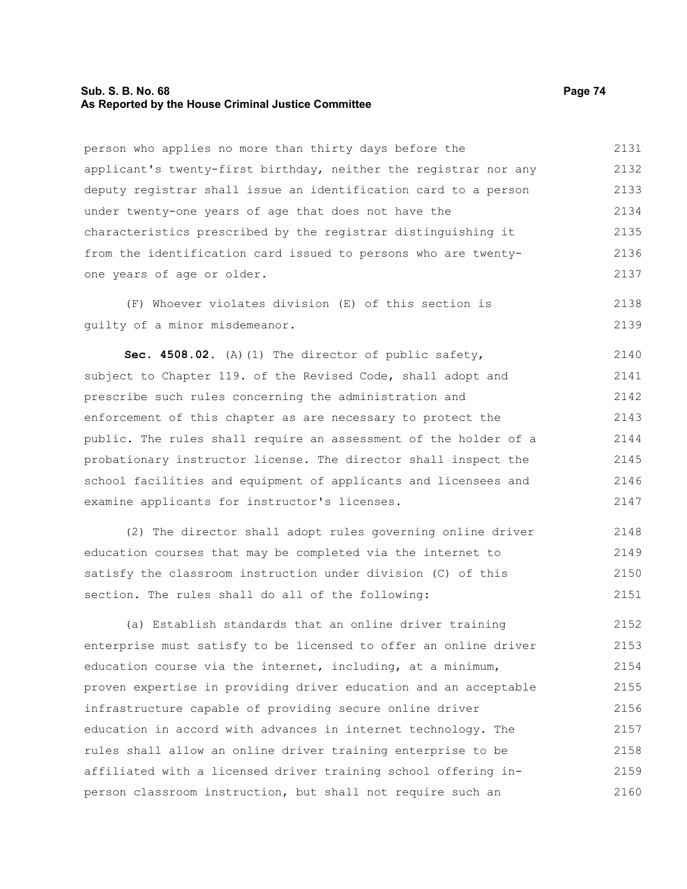person who applies no more than thirty days before the applicant's twenty-first birthday, neither the registrar nor any deputy registrar shall issue an identification card to a person under twenty-one years of age that does not have the characteristics prescribed by the registrar distinguishing it from the identification card issued to persons who are twenty-one years of age or older.

(F) Whoever violates division (E) of this section is guilty of a minor misdemeanor.

**Sec. 4508.02.** (A)(1) The director of public safety, subject to Chapter 119. of the Revised Code, shall adopt and prescribe such rules concerning the administration and enforcement of this chapter as are necessary to protect the public. The rules shall require an assessment of the holder of a probationary instructor license. The director shall inspect the school facilities and equipment of applicants and licensees and examine applicants for instructor's licenses.

(2) The director shall adopt rules governing online driver education courses that may be completed via the internet to satisfy the classroom instruction under division (C) of this section. The rules shall do all of the following:

(a) Establish standards that an online driver training enterprise must satisfy to be licensed to offer an online driver education course via the internet, including, at a minimum, proven expertise in providing driver education and an acceptable infrastructure capable of providing secure online driver education in accord with advances in internet technology. The rules shall allow an online driver training enterprise to be affiliated with a licensed driver training school offering in-person classroom instruction, but shall not require such an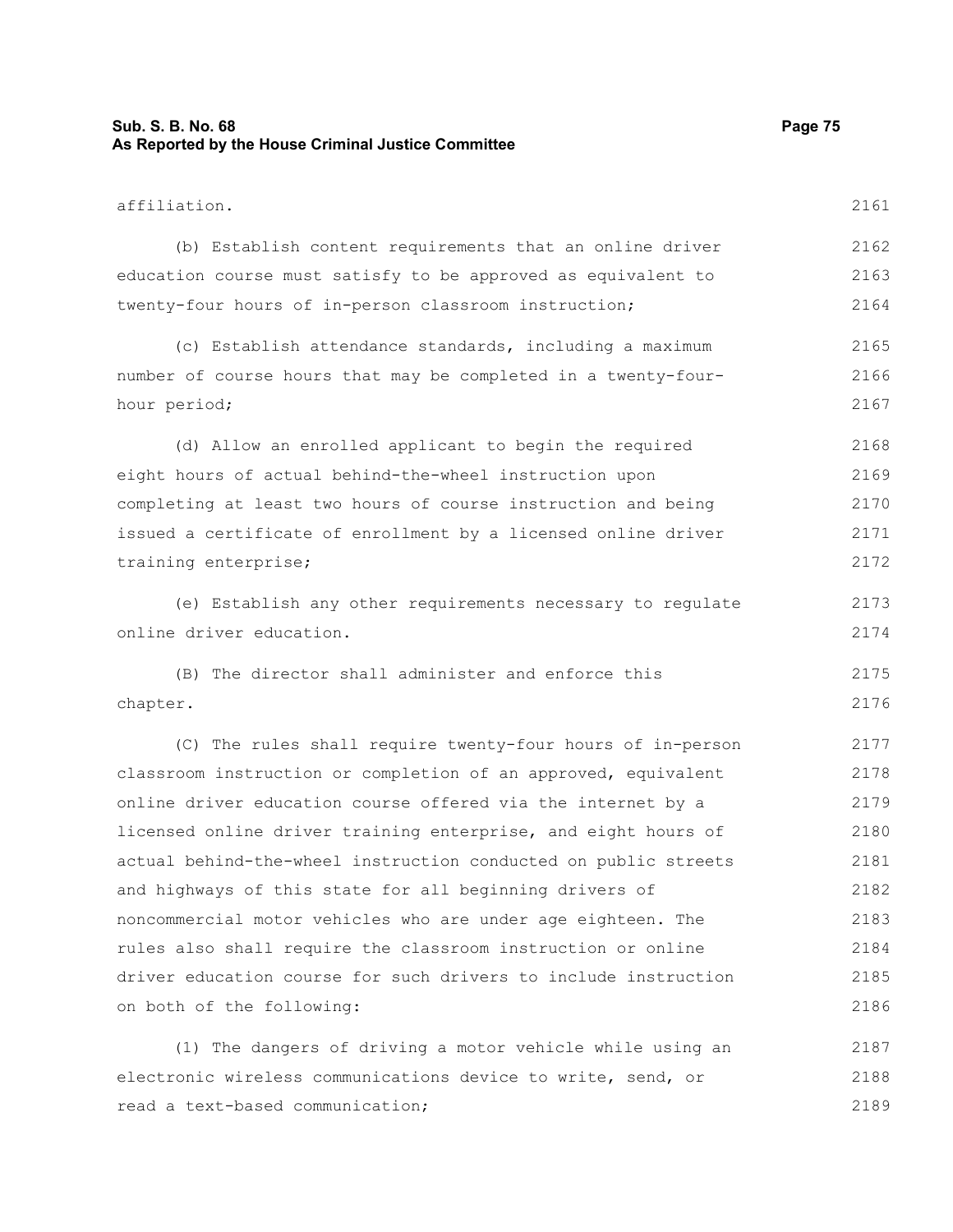affiliation.

(b) Establish content requirements that an online driver education course must satisfy to be approved as equivalent to twenty-four hours of in-person classroom instruction;

(c) Establish attendance standards, including a maximum number of course hours that may be completed in a twenty-four-hour period;

(d) Allow an enrolled applicant to begin the required eight hours of actual behind-the-wheel instruction upon completing at least two hours of course instruction and being issued a certificate of enrollment by a licensed online driver training enterprise;

(e) Establish any other requirements necessary to regulate online driver education.

(B) The director shall administer and enforce this chapter.

(C) The rules shall require twenty-four hours of in-person classroom instruction or completion of an approved, equivalent online driver education course offered via the internet by a licensed online driver training enterprise, and eight hours of actual behind-the-wheel instruction conducted on public streets and highways of this state for all beginning drivers of noncommercial motor vehicles who are under age eighteen. The rules also shall require the classroom instruction or online driver education course for such drivers to include instruction on both of the following:

(1) The dangers of driving a motor vehicle while using an electronic wireless communications device to write, send, or read a text-based communication;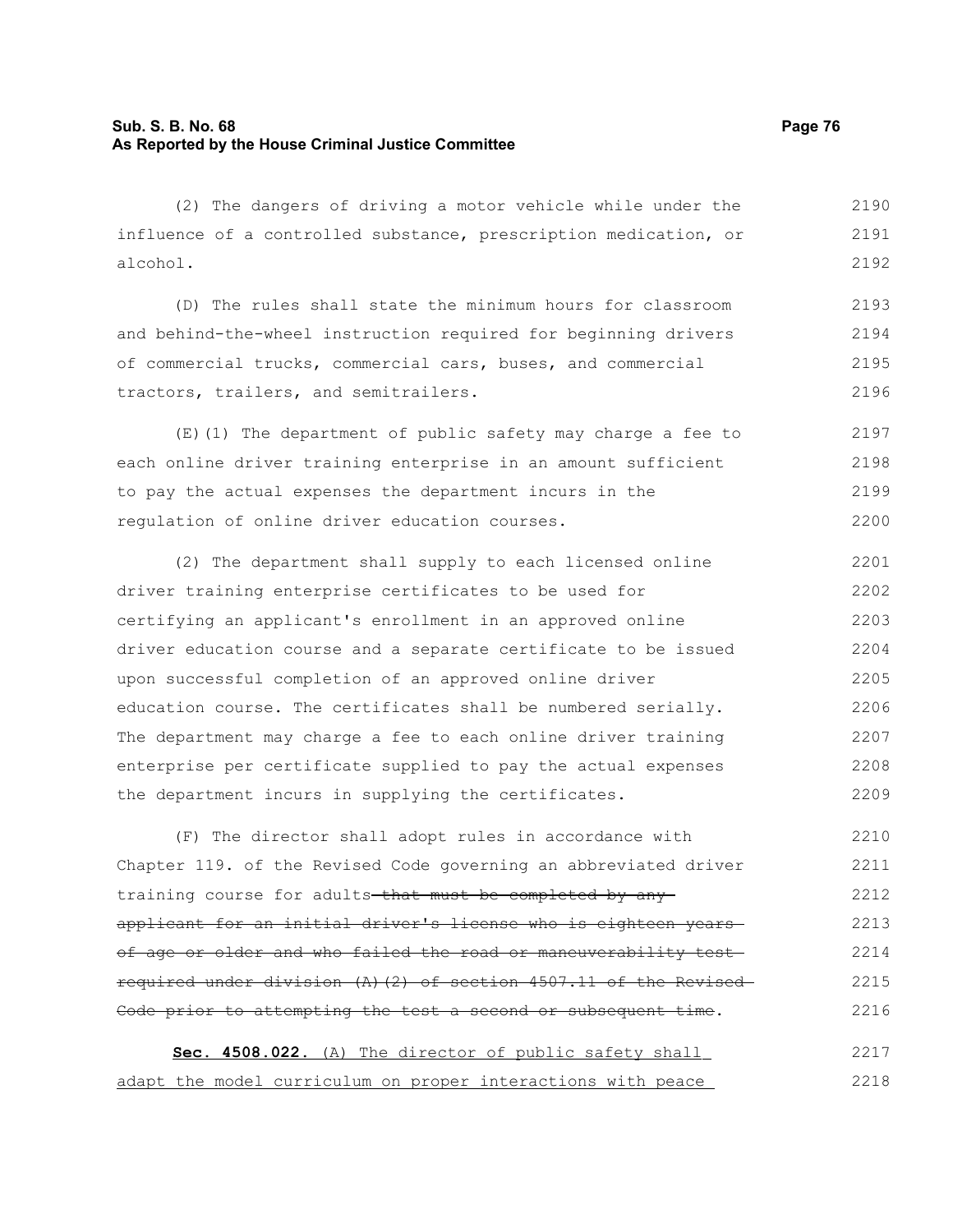(2) The dangers of driving a motor vehicle while under the influence of a controlled substance, prescription medication, or alcohol.

(D) The rules shall state the minimum hours for classroom and behind-the-wheel instruction required for beginning drivers of commercial trucks, commercial cars, buses, and commercial tractors, trailers, and semitrailers.

(E)(1) The department of public safety may charge a fee to each online driver training enterprise in an amount sufficient to pay the actual expenses the department incurs in the regulation of online driver education courses.

(2) The department shall supply to each licensed online driver training enterprise certificates to be used for certifying an applicant's enrollment in an approved online driver education course and a separate certificate to be issued upon successful completion of an approved online driver education course. The certificates shall be numbered serially. The department may charge a fee to each online driver training enterprise per certificate supplied to pay the actual expenses the department incurs in supplying the certificates.

(F) The director shall adopt rules in accordance with Chapter 119. of the Revised Code governing an abbreviated driver training course for adults ~~that must be completed by any applicant for an initial driver's license who is eighteen years of age or older and who failed the road or maneuverability test required under division (A)(2) of section 4507.11 of the Revised Code prior to attempting the test a second or subsequent time~~.

<u>**Sec. 4508.022.** (A) The director of public safety shall adapt the model curriculum on proper interactions with peace</u>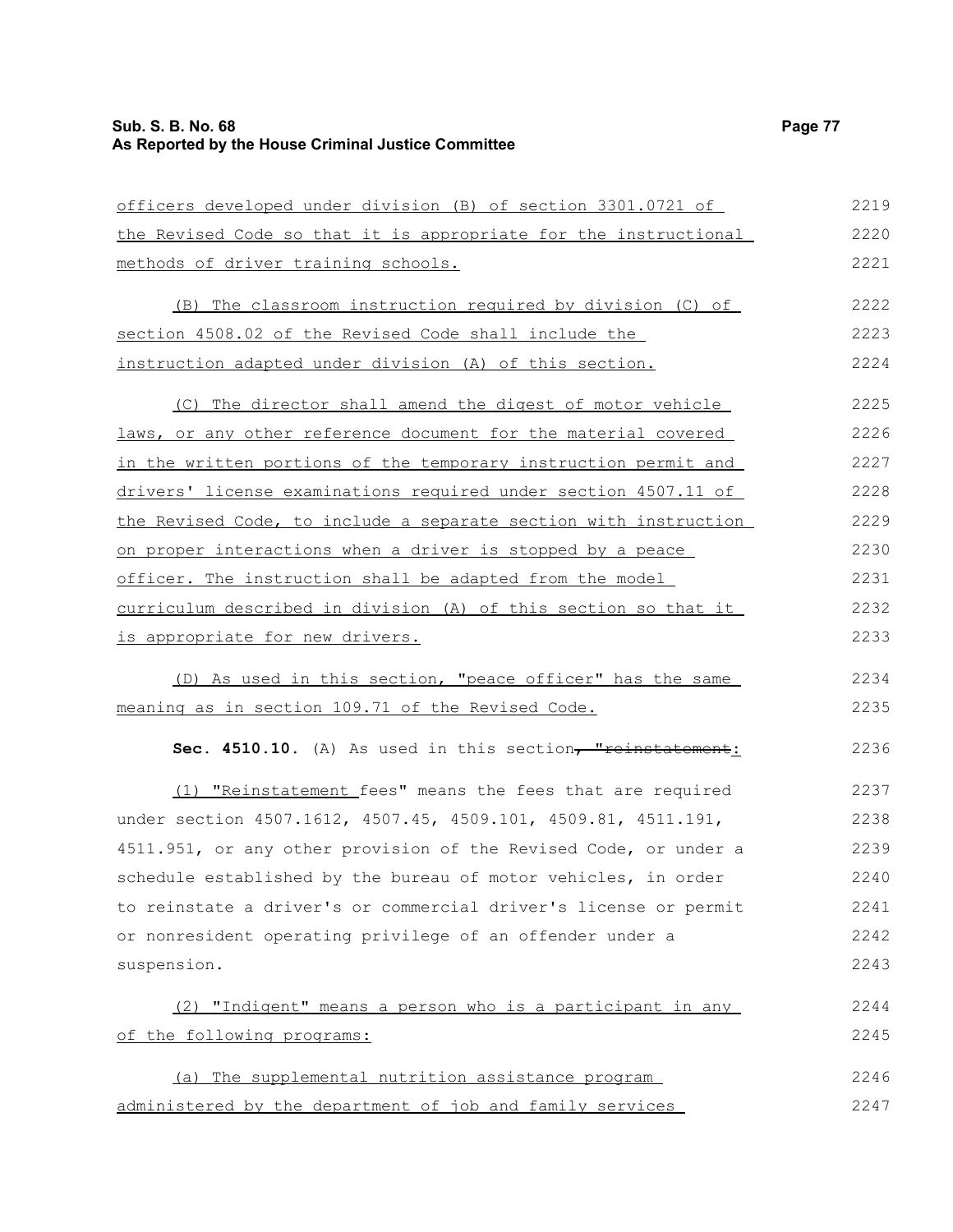officers developed under division (B) of section 3301.0721 of the Revised Code so that it is appropriate for the instructional methods of driver training schools.

(B) The classroom instruction required by division (C) of section 4508.02 of the Revised Code shall include the instruction adapted under division (A) of this section.

(C) The director shall amend the digest of motor vehicle laws, or any other reference document for the material covered in the written portions of the temporary instruction permit and drivers' license examinations required under section 4507.11 of the Revised Code, to include a separate section with instruction on proper interactions when a driver is stopped by a peace officer. The instruction shall be adapted from the model curriculum described in division (A) of this section so that it is appropriate for new drivers.

(D) As used in this section, "peace officer" has the same meaning as in section 109.71 of the Revised Code.

**Sec. 4510.10.** (A) As used in this section~~, "reinstatement~~:

(1) "Reinstatement fees" means the fees that are required under section 4507.1612, 4507.45, 4509.101, 4509.81, 4511.191, 4511.951, or any other provision of the Revised Code, or under a schedule established by the bureau of motor vehicles, in order to reinstate a driver's or commercial driver's license or permit or nonresident operating privilege of an offender under a suspension.

(2) "Indigent" means a person who is a participant in any of the following programs:

(a) The supplemental nutrition assistance program administered by the department of job and family services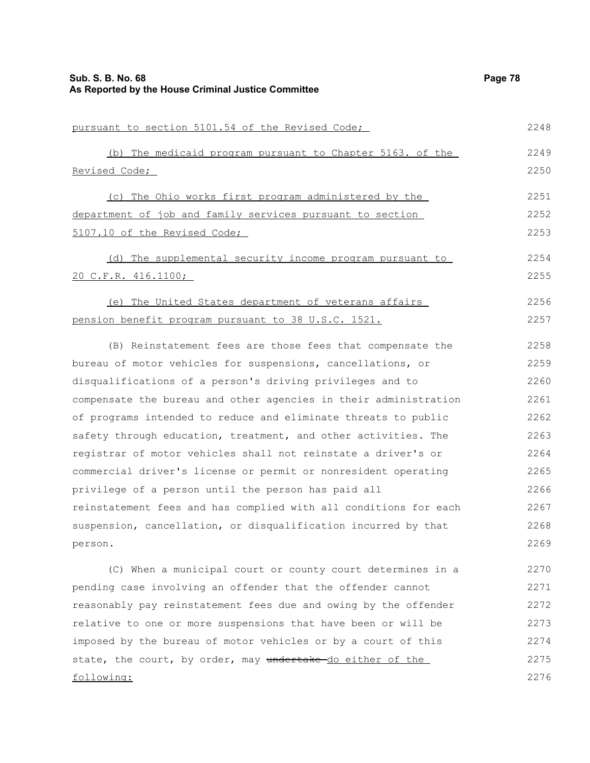pursuant to section 5101.54 of the Revised Code;

(b) The medicaid program pursuant to Chapter 5163. of the Revised Code;

(c) The Ohio works first program administered by the department of job and family services pursuant to section 5107.10 of the Revised Code;

(d) The supplemental security income program pursuant to 20 C.F.R. 416.1100;

(e) The United States department of veterans affairs pension benefit program pursuant to 38 U.S.C. 1521.

(B) Reinstatement fees are those fees that compensate the bureau of motor vehicles for suspensions, cancellations, or disqualifications of a person's driving privileges and to compensate the bureau and other agencies in their administration of programs intended to reduce and eliminate threats to public safety through education, treatment, and other activities. The registrar of motor vehicles shall not reinstate a driver's or commercial driver's license or permit or nonresident operating privilege of a person until the person has paid all reinstatement fees and has complied with all conditions for each suspension, cancellation, or disqualification incurred by that person.

(C) When a municipal court or county court determines in a pending case involving an offender that the offender cannot reasonably pay reinstatement fees due and owing by the offender relative to one or more suspensions that have been or will be imposed by the bureau of motor vehicles or by a court of this state, the court, by order, may ~~undertake~~ do either of the following: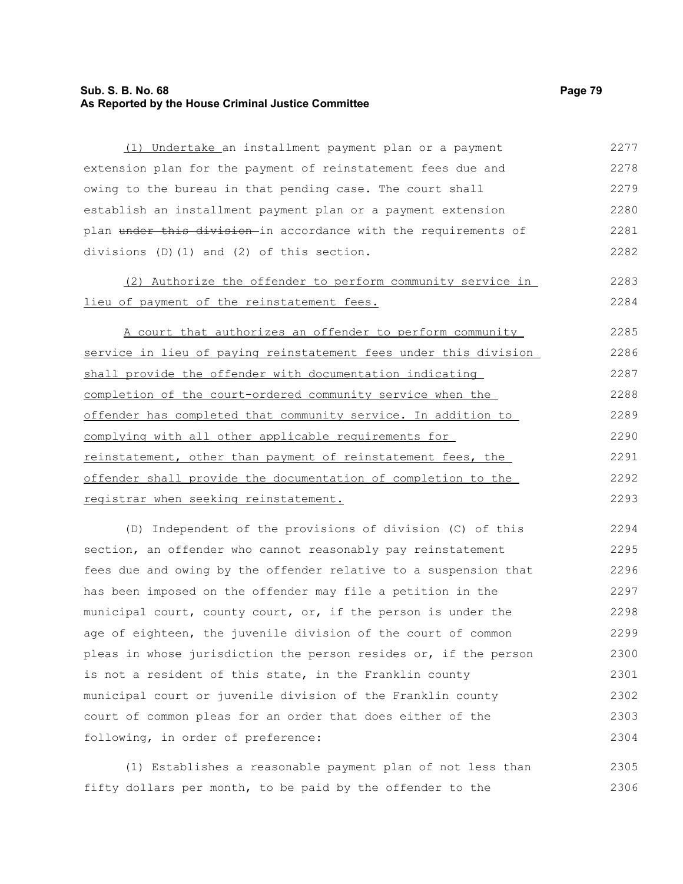(1) Undertake an installment payment plan or a payment extension plan for the payment of reinstatement fees due and owing to the bureau in that pending case. The court shall establish an installment payment plan or a payment extension plan ~~under this division~~ in accordance with the requirements of divisions (D)(1) and (2) of this section.

(2) Authorize the offender to perform community service in lieu of payment of the reinstatement fees.

A court that authorizes an offender to perform community service in lieu of paying reinstatement fees under this division shall provide the offender with documentation indicating completion of the court-ordered community service when the offender has completed that community service. In addition to complying with all other applicable requirements for reinstatement, other than payment of reinstatement fees, the offender shall provide the documentation of completion to the registrar when seeking reinstatement.

(D) Independent of the provisions of division (C) of this section, an offender who cannot reasonably pay reinstatement fees due and owing by the offender relative to a suspension that has been imposed on the offender may file a petition in the municipal court, county court, or, if the person is under the age of eighteen, the juvenile division of the court of common pleas in whose jurisdiction the person resides or, if the person is not a resident of this state, in the Franklin county municipal court or juvenile division of the Franklin county court of common pleas for an order that does either of the following, in order of preference:

(1) Establishes a reasonable payment plan of not less than fifty dollars per month, to be paid by the offender to the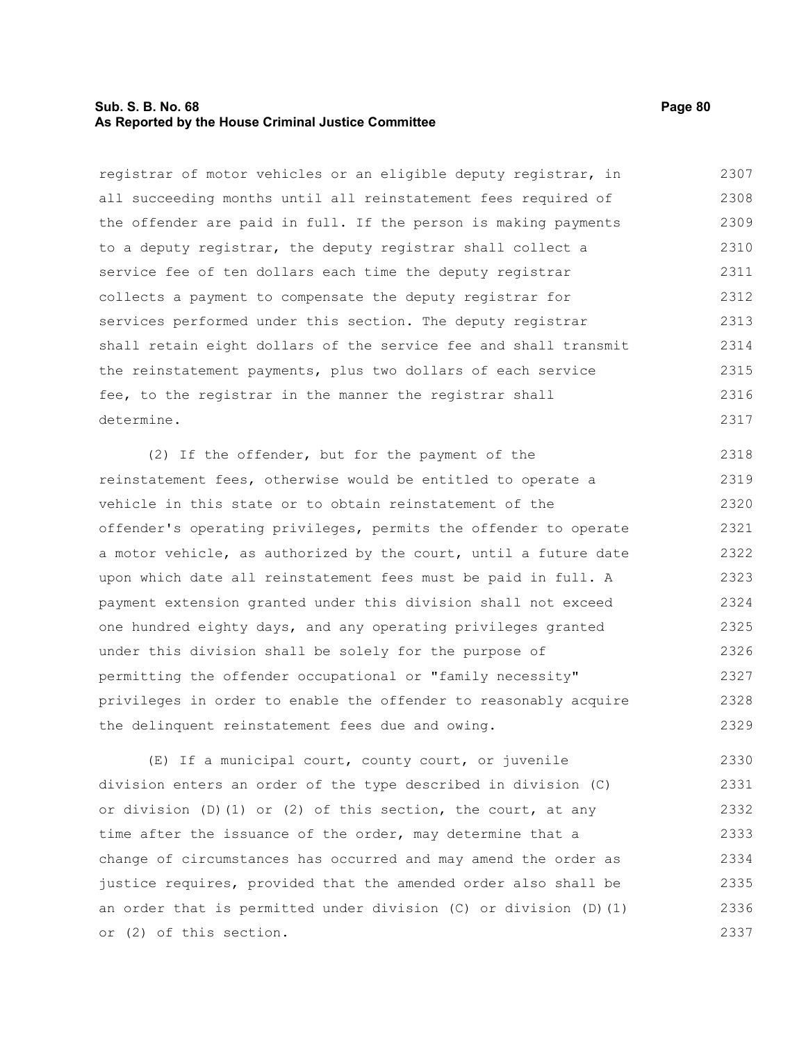registrar of motor vehicles or an eligible deputy registrar, in all succeeding months until all reinstatement fees required of the offender are paid in full. If the person is making payments to a deputy registrar, the deputy registrar shall collect a service fee of ten dollars each time the deputy registrar collects a payment to compensate the deputy registrar for services performed under this section. The deputy registrar shall retain eight dollars of the service fee and shall transmit the reinstatement payments, plus two dollars of each service fee, to the registrar in the manner the registrar shall determine.

(2) If the offender, but for the payment of the reinstatement fees, otherwise would be entitled to operate a vehicle in this state or to obtain reinstatement of the offender's operating privileges, permits the offender to operate a motor vehicle, as authorized by the court, until a future date upon which date all reinstatement fees must be paid in full. A payment extension granted under this division shall not exceed one hundred eighty days, and any operating privileges granted under this division shall be solely for the purpose of permitting the offender occupational or "family necessity" privileges in order to enable the offender to reasonably acquire the delinquent reinstatement fees due and owing.

(E) If a municipal court, county court, or juvenile division enters an order of the type described in division (C) or division (D)(1) or (2) of this section, the court, at any time after the issuance of the order, may determine that a change of circumstances has occurred and may amend the order as justice requires, provided that the amended order also shall be an order that is permitted under division (C) or division (D)(1) or (2) of this section.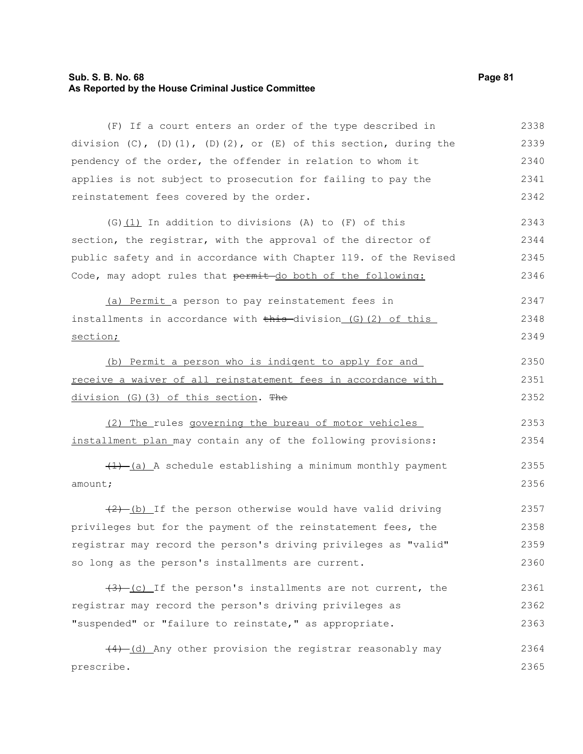(F) If a court enters an order of the type described in division (C), (D)(1), (D)(2), or (E) of this section, during the pendency of the order, the offender in relation to whom it applies is not subject to prosecution for failing to pay the reinstatement fees covered by the order.

(G)<u>(1)</u> In addition to divisions (A) to (F) of this section, the registrar, with the approval of the director of public safety and in accordance with Chapter 119. of the Revised Code, may adopt rules that ~~permit~~ <u>do both of the following:</u>

<u>(a) Permit</u> a person to pay reinstatement fees in installments in accordance with ~~this~~ division <u>(G)(2) of this section;</u>

<u>(b) Permit a person who is indigent to apply for and receive a waiver of all reinstatement fees in accordance with division (G)(3) of this section</u>. ~~The~~

<u>(2) The</u> rules <u>governing the bureau of motor vehicles installment plan</u> may contain any of the following provisions:

~~(1)~~ <u>(a)</u> A schedule establishing a minimum monthly payment amount;

~~(2)~~ <u>(b)</u> If the person otherwise would have valid driving privileges but for the payment of the reinstatement fees, the registrar may record the person's driving privileges as "valid" so long as the person's installments are current.

~~(3)~~ <u>(c)</u> If the person's installments are not current, the registrar may record the person's driving privileges as "suspended" or "failure to reinstate," as appropriate.

~~(4)~~ <u>(d)</u> Any other provision the registrar reasonably may prescribe.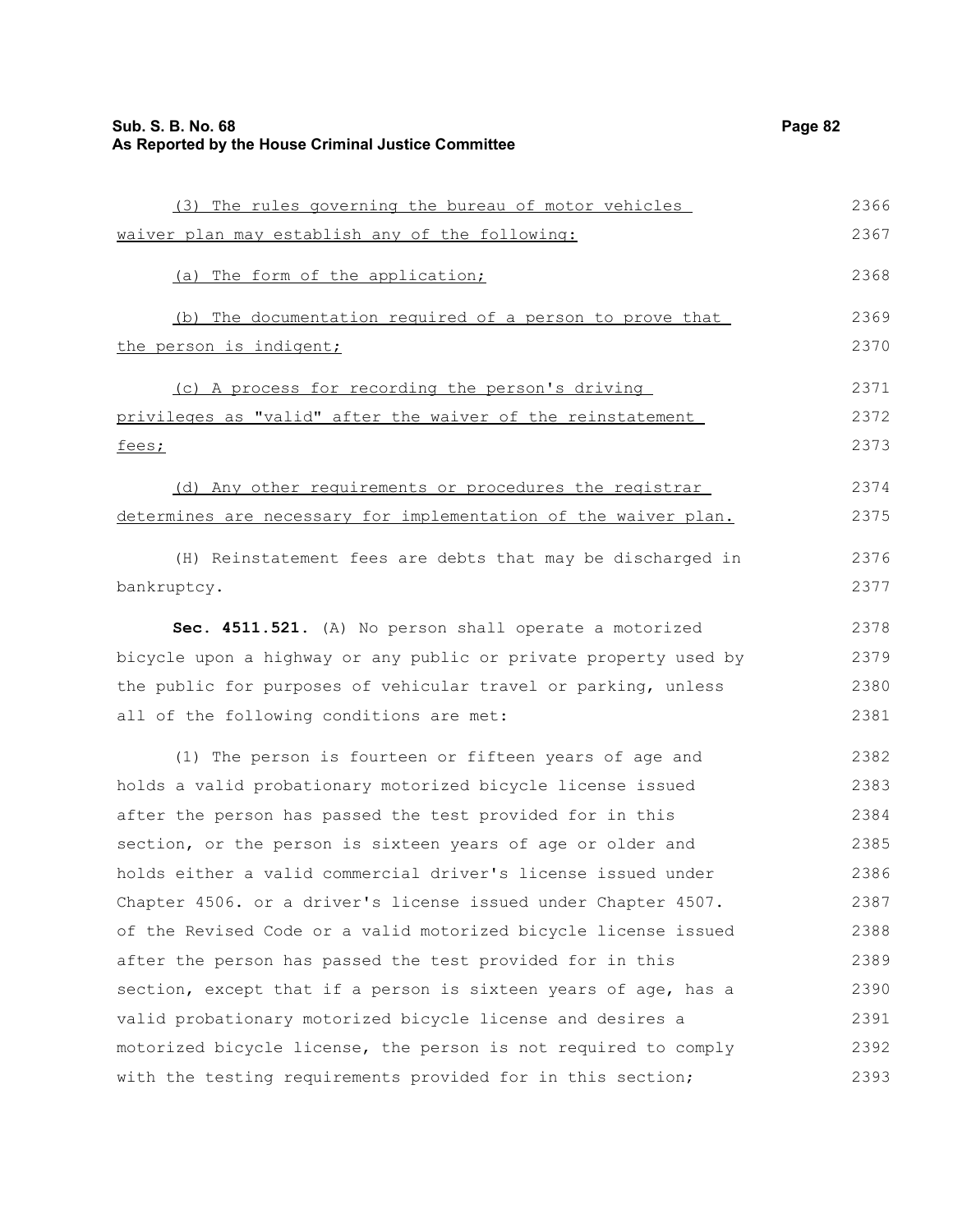(3) The rules governing the bureau of motor vehicles waiver plan may establish any of the following:

(a) The form of the application;

(b) The documentation required of a person to prove that the person is indigent;

(c) A process for recording the person's driving privileges as "valid" after the waiver of the reinstatement fees;

(d) Any other requirements or procedures the registrar determines are necessary for implementation of the waiver plan.

(H) Reinstatement fees are debts that may be discharged in bankruptcy.

**Sec. 4511.521.** (A) No person shall operate a motorized bicycle upon a highway or any public or private property used by the public for purposes of vehicular travel or parking, unless all of the following conditions are met:

(1) The person is fourteen or fifteen years of age and holds a valid probationary motorized bicycle license issued after the person has passed the test provided for in this section, or the person is sixteen years of age or older and holds either a valid commercial driver's license issued under Chapter 4506. or a driver's license issued under Chapter 4507. of the Revised Code or a valid motorized bicycle license issued after the person has passed the test provided for in this section, except that if a person is sixteen years of age, has a valid probationary motorized bicycle license and desires a motorized bicycle license, the person is not required to comply with the testing requirements provided for in this section;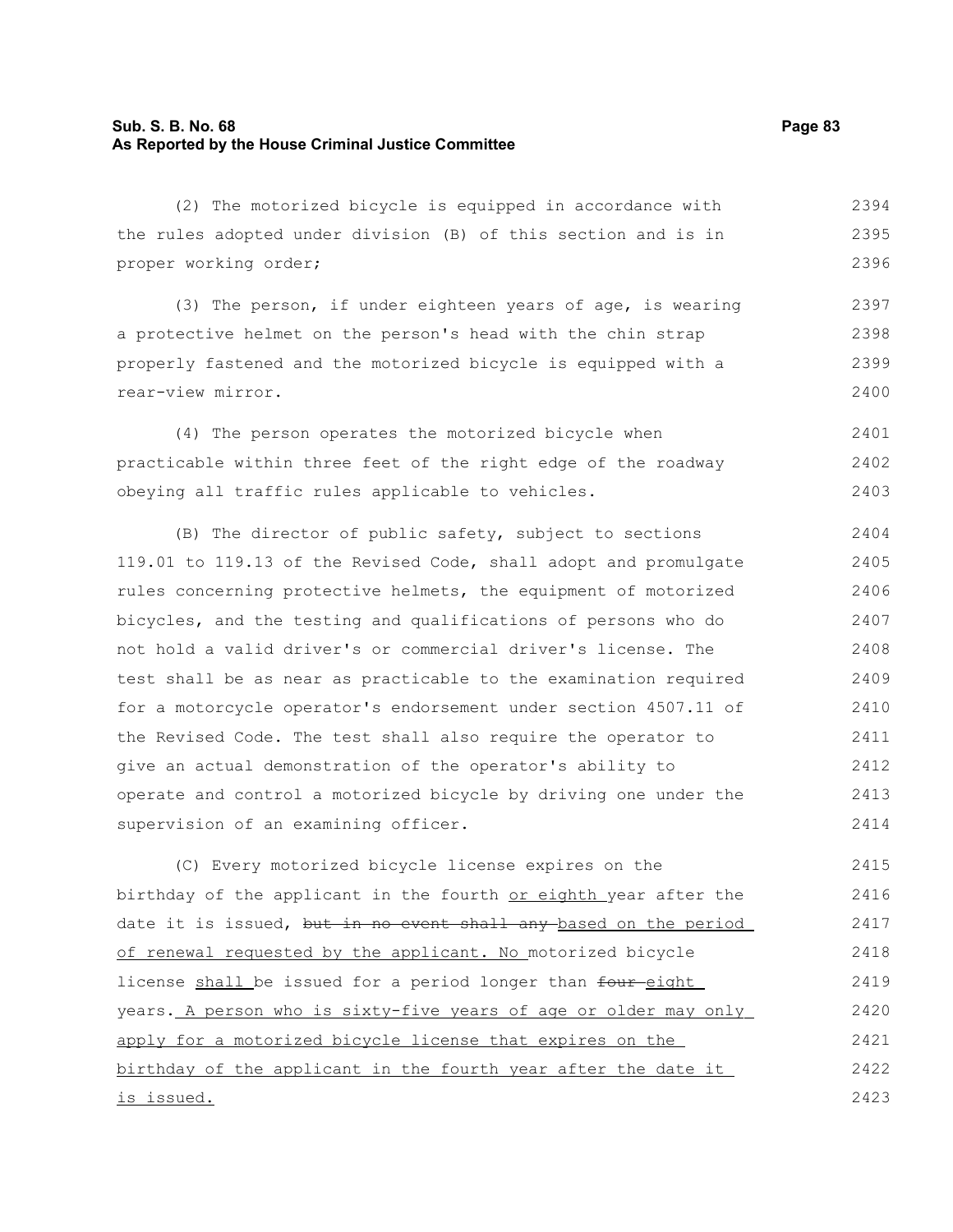(2) The motorized bicycle is equipped in accordance with the rules adopted under division (B) of this section and is in proper working order;

(3) The person, if under eighteen years of age, is wearing a protective helmet on the person's head with the chin strap properly fastened and the motorized bicycle is equipped with a rear-view mirror.

(4) The person operates the motorized bicycle when practicable within three feet of the right edge of the roadway obeying all traffic rules applicable to vehicles.

(B) The director of public safety, subject to sections 119.01 to 119.13 of the Revised Code, shall adopt and promulgate rules concerning protective helmets, the equipment of motorized bicycles, and the testing and qualifications of persons who do not hold a valid driver's or commercial driver's license. The test shall be as near as practicable to the examination required for a motorcycle operator's endorsement under section 4507.11 of the Revised Code. The test shall also require the operator to give an actual demonstration of the operator's ability to operate and control a motorized bicycle by driving one under the supervision of an examining officer.

(C) Every motorized bicycle license expires on the birthday of the applicant in the fourth <u>or eighth</u> year after the date it is issued, ~~but in no event shall any~~ <u>based on the period of renewal requested by the applicant. No</u> motorized bicycle license <u>shall</u> be issued for a period longer than ~~four~~ <u>eight</u> years. <u>A person who is sixty-five years of age or older may only apply for a motorized bicycle license that expires on the birthday of the applicant in the fourth year after the date it is issued.</u>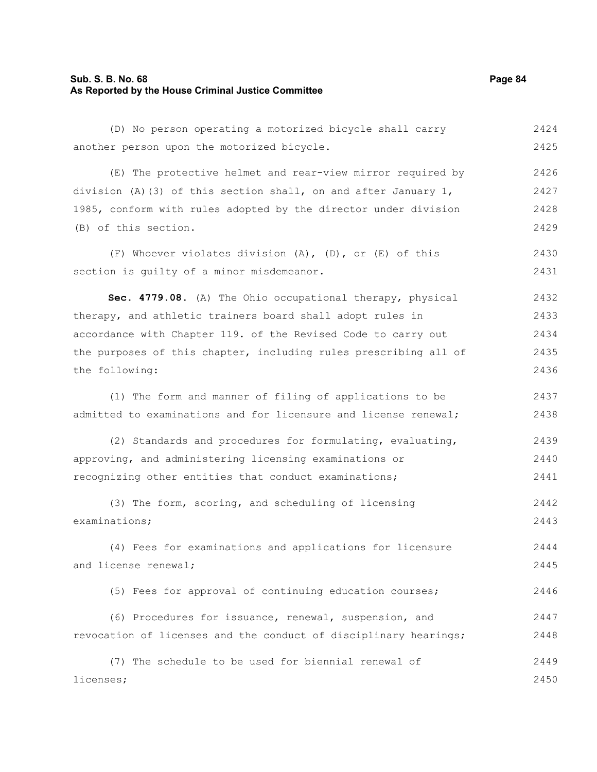(D) No person operating a motorized bicycle shall carry another person upon the motorized bicycle.

(E) The protective helmet and rear-view mirror required by division (A)(3) of this section shall, on and after January 1, 1985, conform with rules adopted by the director under division (B) of this section.

(F) Whoever violates division (A), (D), or (E) of this section is guilty of a minor misdemeanor.

**Sec. 4779.08.** (A) The Ohio occupational therapy, physical therapy, and athletic trainers board shall adopt rules in accordance with Chapter 119. of the Revised Code to carry out the purposes of this chapter, including rules prescribing all of the following:

(1) The form and manner of filing of applications to be admitted to examinations and for licensure and license renewal;

(2) Standards and procedures for formulating, evaluating, approving, and administering licensing examinations or recognizing other entities that conduct examinations;

(3) The form, scoring, and scheduling of licensing examinations;

(4) Fees for examinations and applications for licensure and license renewal;

(5) Fees for approval of continuing education courses;

(6) Procedures for issuance, renewal, suspension, and revocation of licenses and the conduct of disciplinary hearings;

(7) The schedule to be used for biennial renewal of licenses;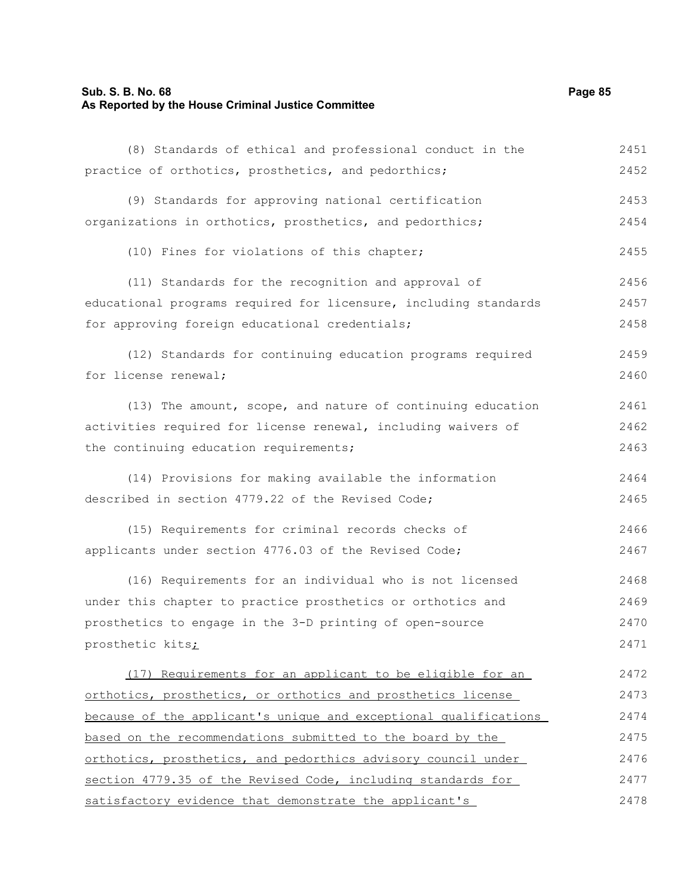(8) Standards of ethical and professional conduct in the practice of orthotics, prosthetics, and pedorthics;

(9) Standards for approving national certification organizations in orthotics, prosthetics, and pedorthics;

(10) Fines for violations of this chapter;

(11) Standards for the recognition and approval of educational programs required for licensure, including standards for approving foreign educational credentials;

(12) Standards for continuing education programs required for license renewal;

(13) The amount, scope, and nature of continuing education activities required for license renewal, including waivers of the continuing education requirements;

(14) Provisions for making available the information described in section 4779.22 of the Revised Code;

(15) Requirements for criminal records checks of applicants under section 4776.03 of the Revised Code;

(16) Requirements for an individual who is not licensed under this chapter to practice prosthetics or orthotics and prosthetics to engage in the 3-D printing of open-source prosthetic kits;

(17) Requirements for an applicant to be eligible for an orthotics, prosthetics, or orthotics and prosthetics license because of the applicant's unique and exceptional qualifications based on the recommendations submitted to the board by the orthotics, prosthetics, and pedorthics advisory council under section 4779.35 of the Revised Code, including standards for satisfactory evidence that demonstrate the applicant's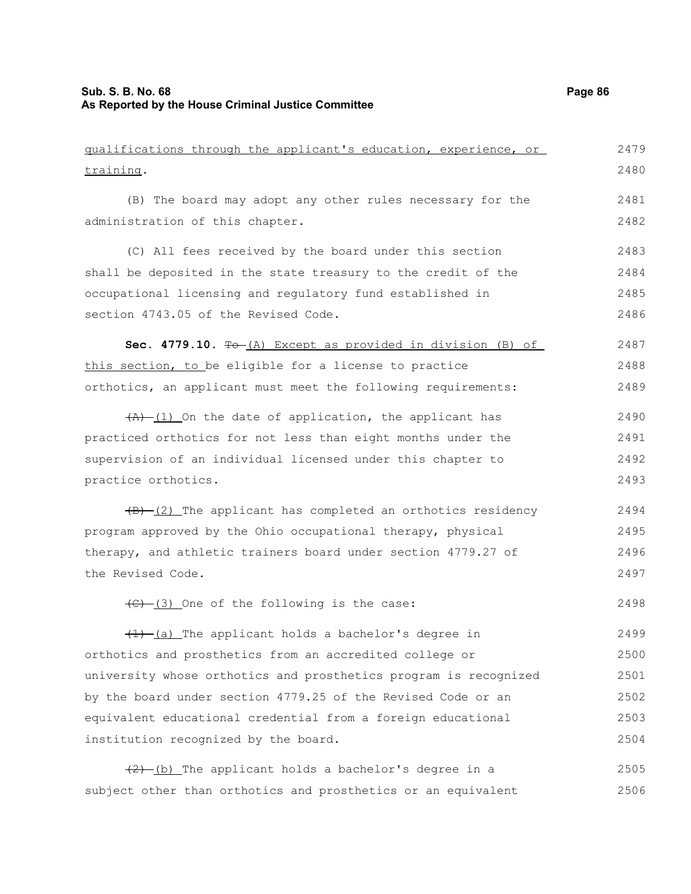qualifications through the applicant's education, experience, or training.

(B) The board may adopt any other rules necessary for the administration of this chapter.

(C) All fees received by the board under this section shall be deposited in the state treasury to the credit of the occupational licensing and regulatory fund established in section 4743.05 of the Revised Code.

**Sec. 4779.10.** ~~To~~ (A) Except as provided in division (B) of this section, to be eligible for a license to practice orthotics, an applicant must meet the following requirements:

~~(A)~~ (1) On the date of application, the applicant has practiced orthotics for not less than eight months under the supervision of an individual licensed under this chapter to practice orthotics.

~~(B)~~ (2) The applicant has completed an orthotics residency program approved by the Ohio occupational therapy, physical therapy, and athletic trainers board under section 4779.27 of the Revised Code.

~~(C)~~ (3) One of the following is the case:

~~(1)~~ (a) The applicant holds a bachelor's degree in orthotics and prosthetics from an accredited college or university whose orthotics and prosthetics program is recognized by the board under section 4779.25 of the Revised Code or an equivalent educational credential from a foreign educational institution recognized by the board.

~~(2)~~ (b) The applicant holds a bachelor's degree in a subject other than orthotics and prosthetics or an equivalent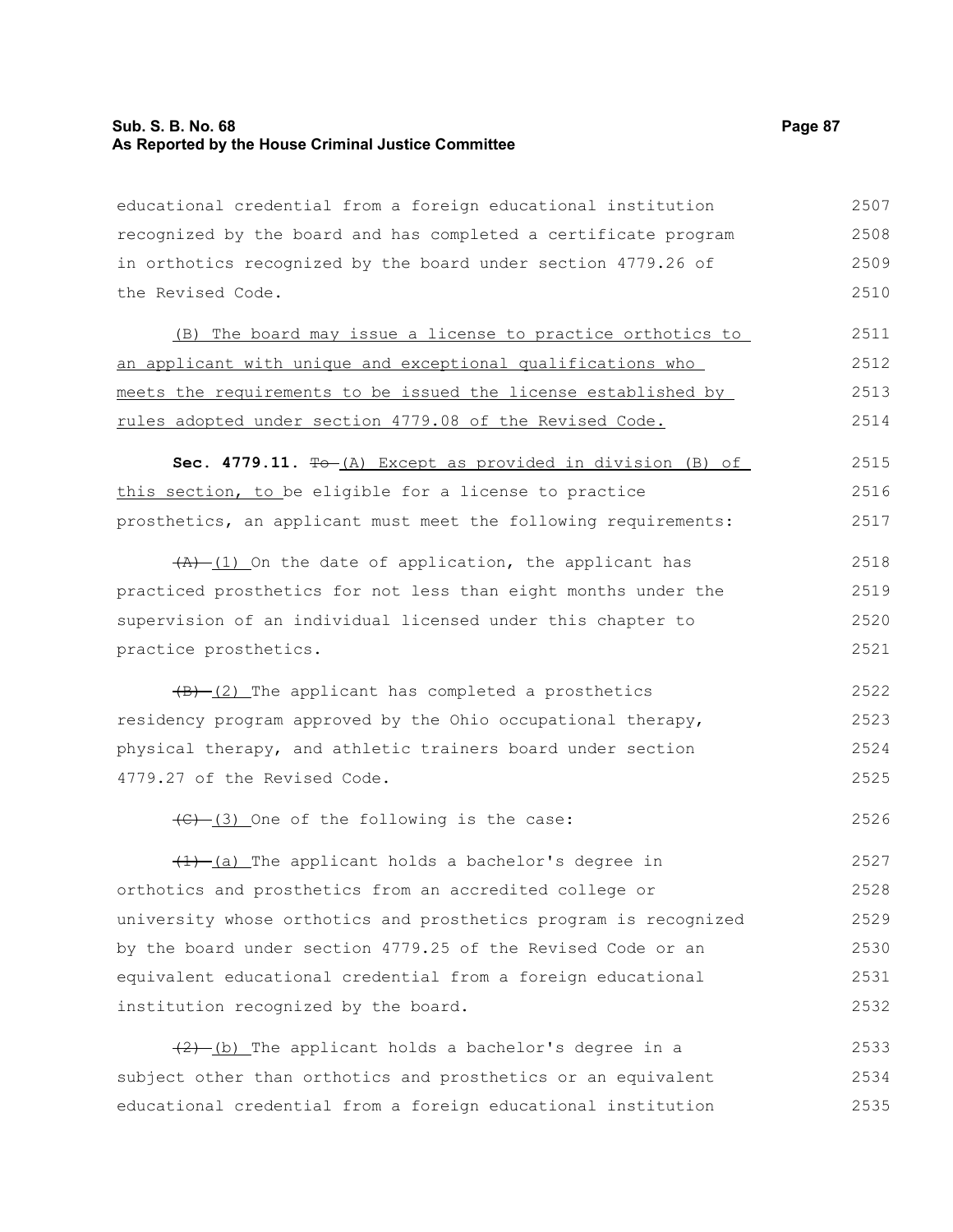educational credential from a foreign educational institution recognized by the board and has completed a certificate program in orthotics recognized by the board under section 4779.26 of the Revised Code.

(B) The board may issue a license to practice orthotics to an applicant with unique and exceptional qualifications who meets the requirements to be issued the license established by rules adopted under section 4779.08 of the Revised Code.

**Sec. 4779.11.** ~~To~~ (A) Except as provided in division (B) of this section, to be eligible for a license to practice prosthetics, an applicant must meet the following requirements:

~~(A)~~ (1) On the date of application, the applicant has practiced prosthetics for not less than eight months under the supervision of an individual licensed under this chapter to practice prosthetics.

~~(B)~~ (2) The applicant has completed a prosthetics residency program approved by the Ohio occupational therapy, physical therapy, and athletic trainers board under section 4779.27 of the Revised Code.

~~(C)~~ (3) One of the following is the case:

~~(1)~~ (a) The applicant holds a bachelor's degree in orthotics and prosthetics from an accredited college or university whose orthotics and prosthetics program is recognized by the board under section 4779.25 of the Revised Code or an equivalent educational credential from a foreign educational institution recognized by the board.

~~(2)~~ (b) The applicant holds a bachelor's degree in a subject other than orthotics and prosthetics or an equivalent educational credential from a foreign educational institution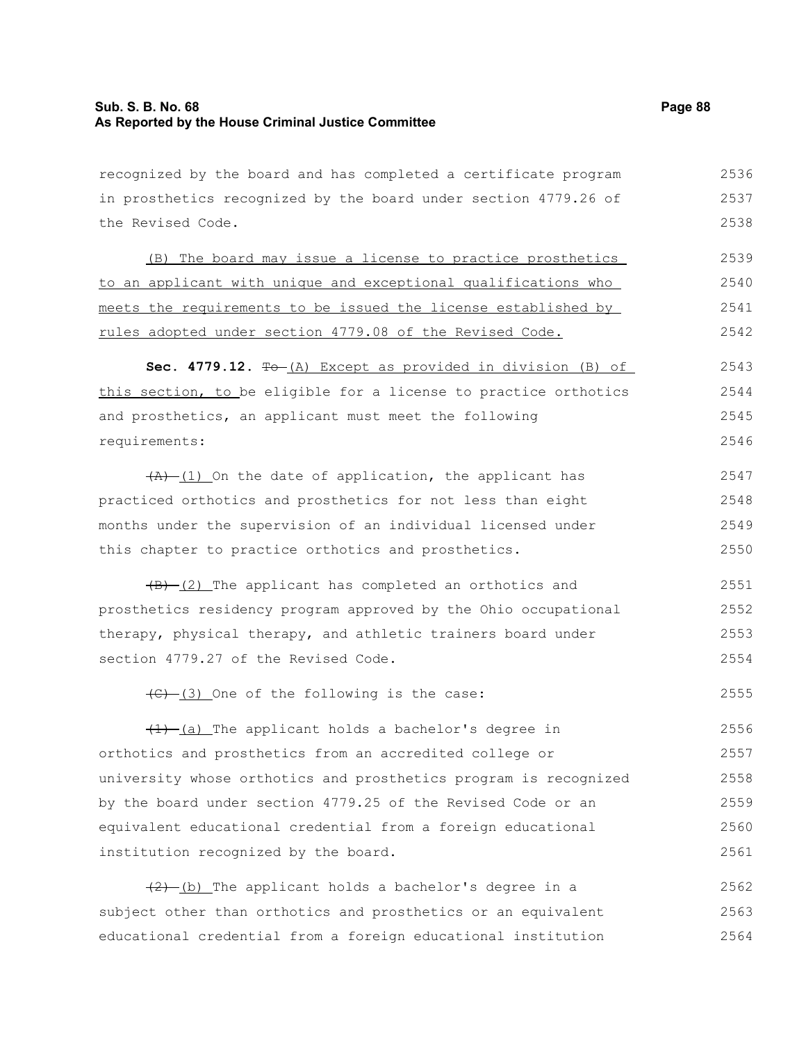recognized by the board and has completed a certificate program in prosthetics recognized by the board under section 4779.26 of the Revised Code.

(B) The board may issue a license to practice prosthetics to an applicant with unique and exceptional qualifications who meets the requirements to be issued the license established by rules adopted under section 4779.08 of the Revised Code.

**Sec. 4779.12.** ~~To~~ (A) Except as provided in division (B) of this section, to be eligible for a license to practice orthotics and prosthetics, an applicant must meet the following requirements:

~~(A)~~ (1) On the date of application, the applicant has practiced orthotics and prosthetics for not less than eight months under the supervision of an individual licensed under this chapter to practice orthotics and prosthetics.

~~(B)~~ (2) The applicant has completed an orthotics and prosthetics residency program approved by the Ohio occupational therapy, physical therapy, and athletic trainers board under section 4779.27 of the Revised Code.

~~(C)~~ (3) One of the following is the case:

~~(1)~~ (a) The applicant holds a bachelor's degree in orthotics and prosthetics from an accredited college or university whose orthotics and prosthetics program is recognized by the board under section 4779.25 of the Revised Code or an equivalent educational credential from a foreign educational institution recognized by the board.

~~(2)~~ (b) The applicant holds a bachelor's degree in a subject other than orthotics and prosthetics or an equivalent educational credential from a foreign educational institution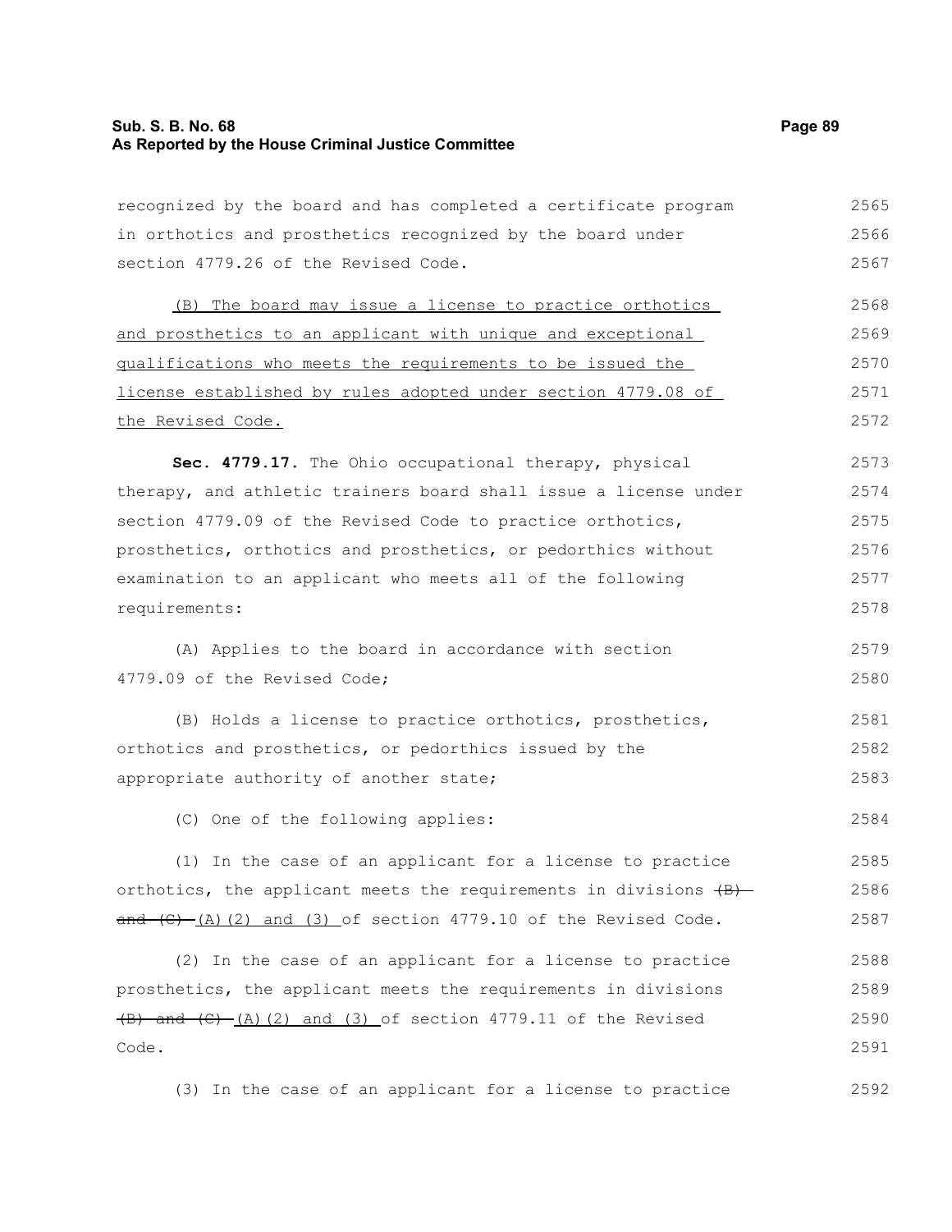recognized by the board and has completed a certificate program in orthotics and prosthetics recognized by the board under section 4779.26 of the Revised Code.

(B) The board may issue a license to practice orthotics and prosthetics to an applicant with unique and exceptional qualifications who meets the requirements to be issued the license established by rules adopted under section 4779.08 of the Revised Code.

**Sec. 4779.17.** The Ohio occupational therapy, physical therapy, and athletic trainers board shall issue a license under section 4779.09 of the Revised Code to practice orthotics, prosthetics, orthotics and prosthetics, or pedorthics without examination to an applicant who meets all of the following requirements:

(A) Applies to the board in accordance with section 4779.09 of the Revised Code;

(B) Holds a license to practice orthotics, prosthetics, orthotics and prosthetics, or pedorthics issued by the appropriate authority of another state;

(C) One of the following applies:

(1) In the case of an applicant for a license to practice orthotics, the applicant meets the requirements in divisions ~~(B) and (C)~~ (A)(2) and (3) of section 4779.10 of the Revised Code.

(2) In the case of an applicant for a license to practice prosthetics, the applicant meets the requirements in divisions ~~(B) and (C)~~ (A)(2) and (3) of section 4779.11 of the Revised Code.

(3) In the case of an applicant for a license to practice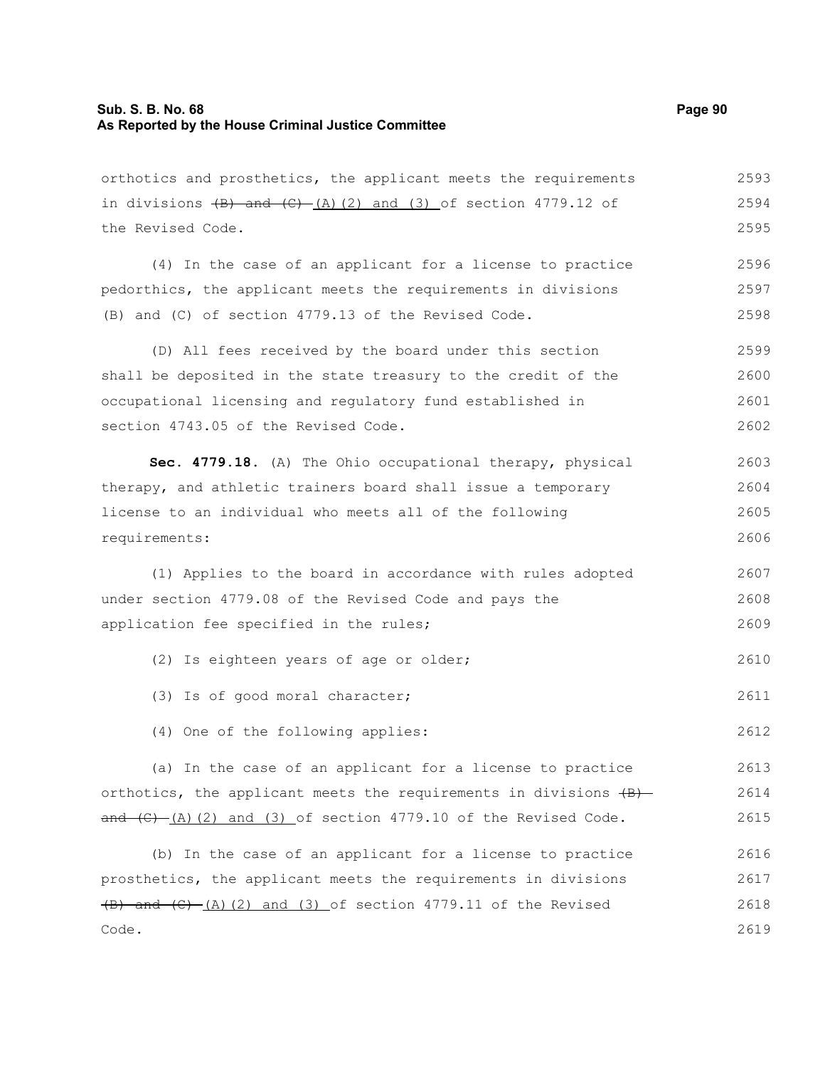orthotics and prosthetics, the applicant meets the requirements in divisions ~~(B) and (C)~~ (A)(2) and (3) of section 4779.12 of the Revised Code.

(4) In the case of an applicant for a license to practice pedorthics, the applicant meets the requirements in divisions (B) and (C) of section 4779.13 of the Revised Code.

(D) All fees received by the board under this section shall be deposited in the state treasury to the credit of the occupational licensing and regulatory fund established in section 4743.05 of the Revised Code.

**Sec. 4779.18.** (A) The Ohio occupational therapy, physical therapy, and athletic trainers board shall issue a temporary license to an individual who meets all of the following requirements:

(1) Applies to the board in accordance with rules adopted under section 4779.08 of the Revised Code and pays the application fee specified in the rules;

(2) Is eighteen years of age or older;

(3) Is of good moral character;

(4) One of the following applies:

(a) In the case of an applicant for a license to practice orthotics, the applicant meets the requirements in divisions ~~(B) and (C)~~ (A)(2) and (3) of section 4779.10 of the Revised Code.

(b) In the case of an applicant for a license to practice prosthetics, the applicant meets the requirements in divisions ~~(B) and (C)~~ (A)(2) and (3) of section 4779.11 of the Revised Code.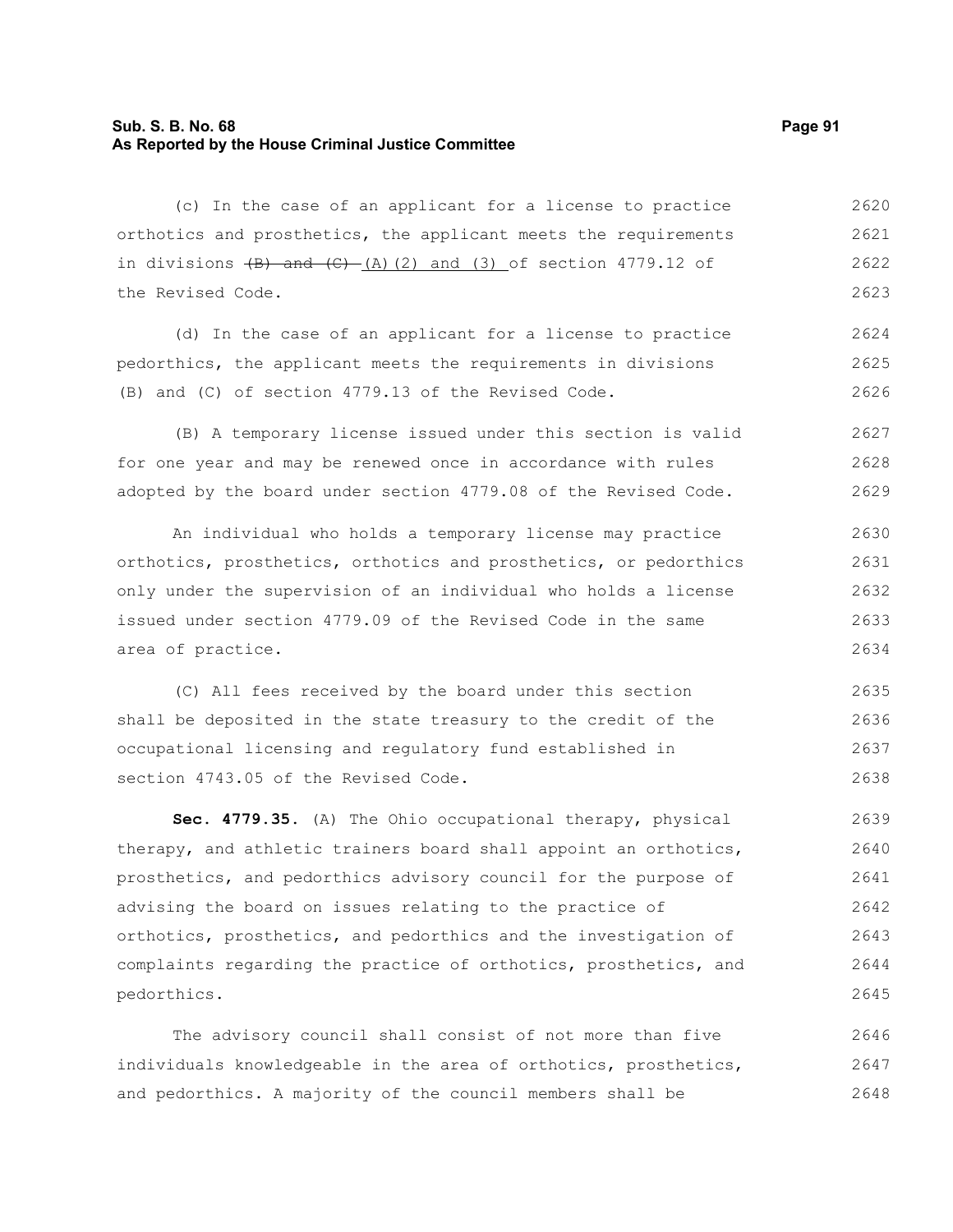(c) In the case of an applicant for a license to practice orthotics and prosthetics, the applicant meets the requirements in divisions ~~(B) and (C)~~ <u>(A)(2) and (3)</u> of section 4779.12 of the Revised Code.

(d) In the case of an applicant for a license to practice pedorthics, the applicant meets the requirements in divisions (B) and (C) of section 4779.13 of the Revised Code.

(B) A temporary license issued under this section is valid for one year and may be renewed once in accordance with rules adopted by the board under section 4779.08 of the Revised Code.

An individual who holds a temporary license may practice orthotics, prosthetics, orthotics and prosthetics, or pedorthics only under the supervision of an individual who holds a license issued under section 4779.09 of the Revised Code in the same area of practice.

(C) All fees received by the board under this section shall be deposited in the state treasury to the credit of the occupational licensing and regulatory fund established in section 4743.05 of the Revised Code.

**Sec. 4779.35.** (A) The Ohio occupational therapy, physical therapy, and athletic trainers board shall appoint an orthotics, prosthetics, and pedorthics advisory council for the purpose of advising the board on issues relating to the practice of orthotics, prosthetics, and pedorthics and the investigation of complaints regarding the practice of orthotics, prosthetics, and pedorthics.

The advisory council shall consist of not more than five individuals knowledgeable in the area of orthotics, prosthetics, and pedorthics. A majority of the council members shall be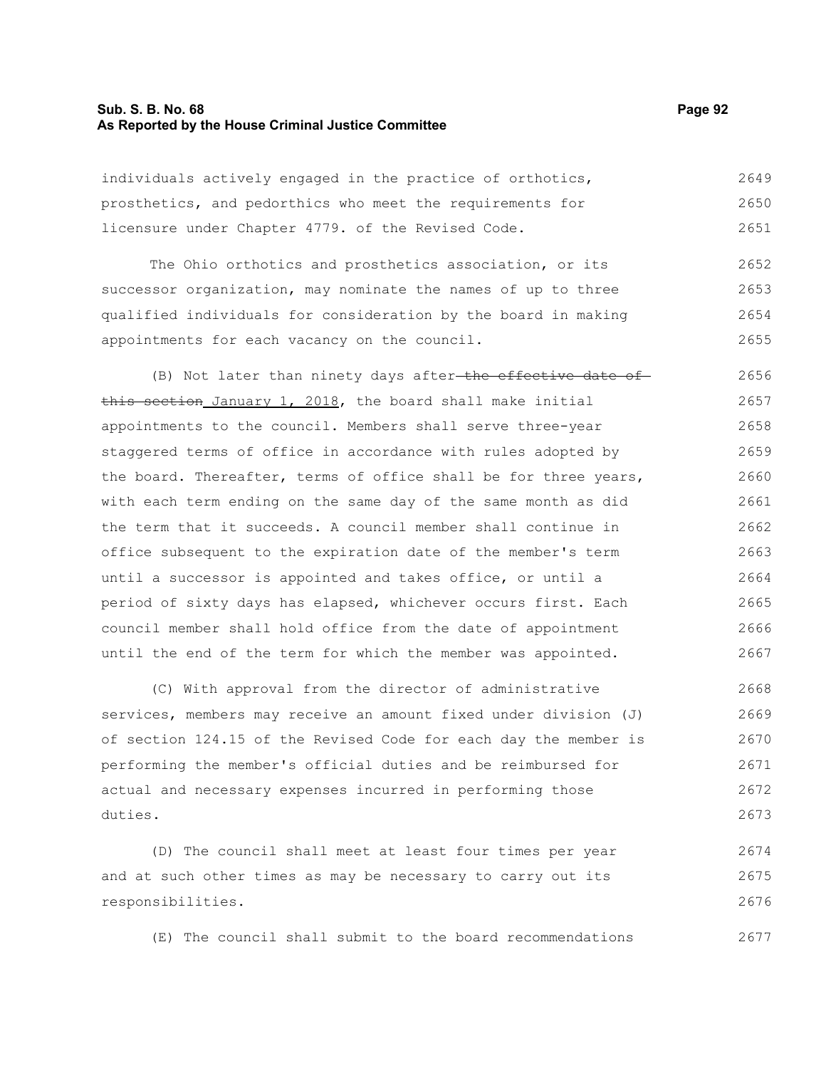individuals actively engaged in the practice of orthotics, prosthetics, and pedorthics who meet the requirements for licensure under Chapter 4779. of the Revised Code.

The Ohio orthotics and prosthetics association, or its successor organization, may nominate the names of up to three qualified individuals for consideration by the board in making appointments for each vacancy on the council.

(B) Not later than ninety days after ~~the effective date of this section~~ January 1, 2018, the board shall make initial appointments to the council. Members shall serve three-year staggered terms of office in accordance with rules adopted by the board. Thereafter, terms of office shall be for three years, with each term ending on the same day of the same month as did the term that it succeeds. A council member shall continue in office subsequent to the expiration date of the member's term until a successor is appointed and takes office, or until a period of sixty days has elapsed, whichever occurs first. Each council member shall hold office from the date of appointment until the end of the term for which the member was appointed.

(C) With approval from the director of administrative services, members may receive an amount fixed under division (J) of section 124.15 of the Revised Code for each day the member is performing the member's official duties and be reimbursed for actual and necessary expenses incurred in performing those duties.

(D) The council shall meet at least four times per year and at such other times as may be necessary to carry out its responsibilities.

(E) The council shall submit to the board recommendations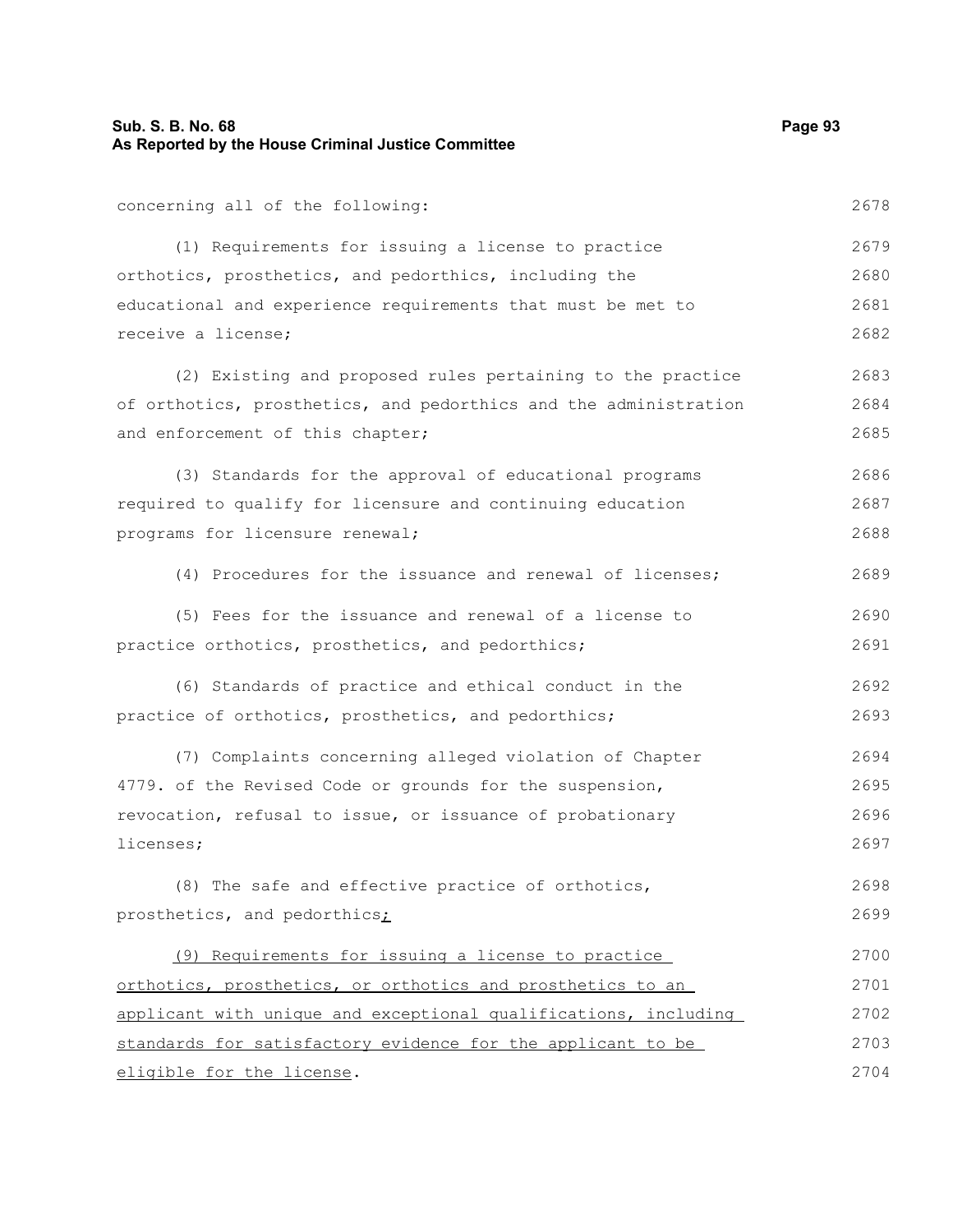concerning all of the following:

(1) Requirements for issuing a license to practice orthotics, prosthetics, and pedorthics, including the educational and experience requirements that must be met to receive a license;

(2) Existing and proposed rules pertaining to the practice of orthotics, prosthetics, and pedorthics and the administration and enforcement of this chapter;

(3) Standards for the approval of educational programs required to qualify for licensure and continuing education programs for licensure renewal;

(4) Procedures for the issuance and renewal of licenses;

(5) Fees for the issuance and renewal of a license to practice orthotics, prosthetics, and pedorthics;

(6) Standards of practice and ethical conduct in the practice of orthotics, prosthetics, and pedorthics;

(7) Complaints concerning alleged violation of Chapter 4779. of the Revised Code or grounds for the suspension, revocation, refusal to issue, or issuance of probationary licenses;

(8) The safe and effective practice of orthotics, prosthetics, and pedorthics;

(9) Requirements for issuing a license to practice orthotics, prosthetics, or orthotics and prosthetics to an applicant with unique and exceptional qualifications, including standards for satisfactory evidence for the applicant to be eligible for the license.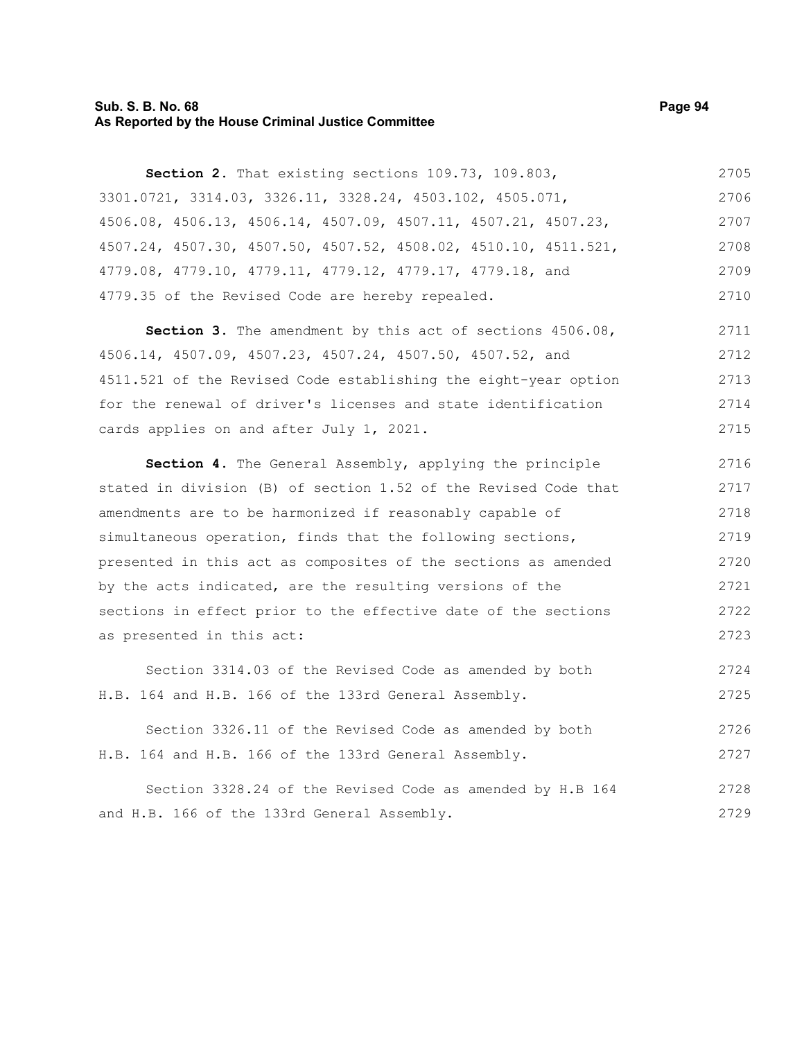**Section 2.** That existing sections 109.73, 109.803, 3301.0721, 3314.03, 3326.11, 3328.24, 4503.102, 4505.071, 4506.08, 4506.13, 4506.14, 4507.09, 4507.11, 4507.21, 4507.23, 4507.24, 4507.30, 4507.50, 4507.52, 4508.02, 4510.10, 4511.521, 4779.08, 4779.10, 4779.11, 4779.12, 4779.17, 4779.18, and 4779.35 of the Revised Code are hereby repealed.

**Section 3.** The amendment by this act of sections 4506.08, 4506.14, 4507.09, 4507.23, 4507.24, 4507.50, 4507.52, and 4511.521 of the Revised Code establishing the eight-year option for the renewal of driver's licenses and state identification cards applies on and after July 1, 2021.

**Section 4.** The General Assembly, applying the principle stated in division (B) of section 1.52 of the Revised Code that amendments are to be harmonized if reasonably capable of simultaneous operation, finds that the following sections, presented in this act as composites of the sections as amended by the acts indicated, are the resulting versions of the sections in effect prior to the effective date of the sections as presented in this act:

Section 3314.03 of the Revised Code as amended by both H.B. 164 and H.B. 166 of the 133rd General Assembly.

Section 3326.11 of the Revised Code as amended by both H.B. 164 and H.B. 166 of the 133rd General Assembly.

Section 3328.24 of the Revised Code as amended by H.B 164 and H.B. 166 of the 133rd General Assembly.